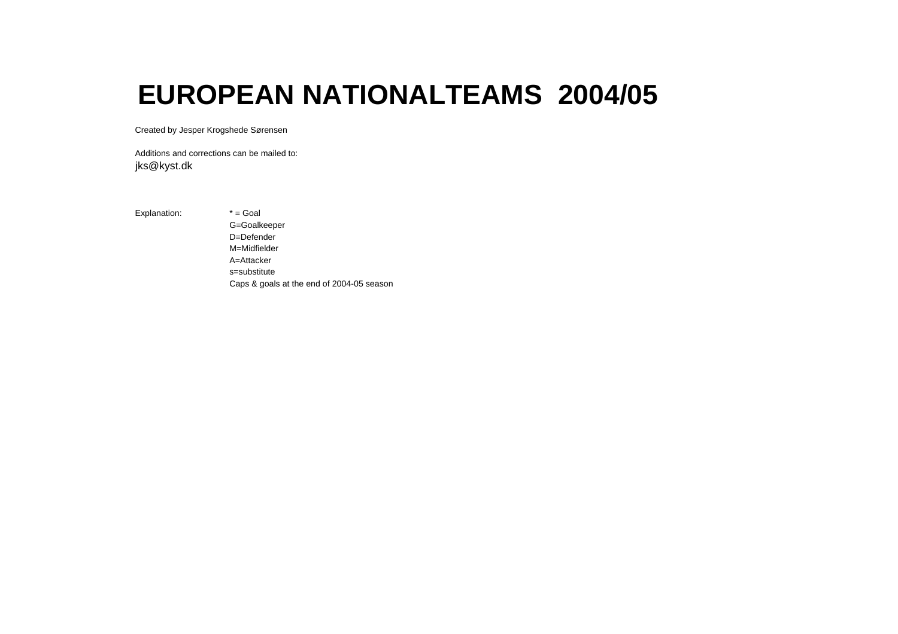# EUROPEAN NATIONALTEAMS 2004/05

Created by Jesper Krogshede Sørensen

Additions and corrections can be mailed to:
jks@kyst.dk

Explanation:
* = Goal
G=Goalkeeper
D=Defender
M=Midfielder
A=Attacker
s=substitute
Caps & goals at the end of 2004-05 season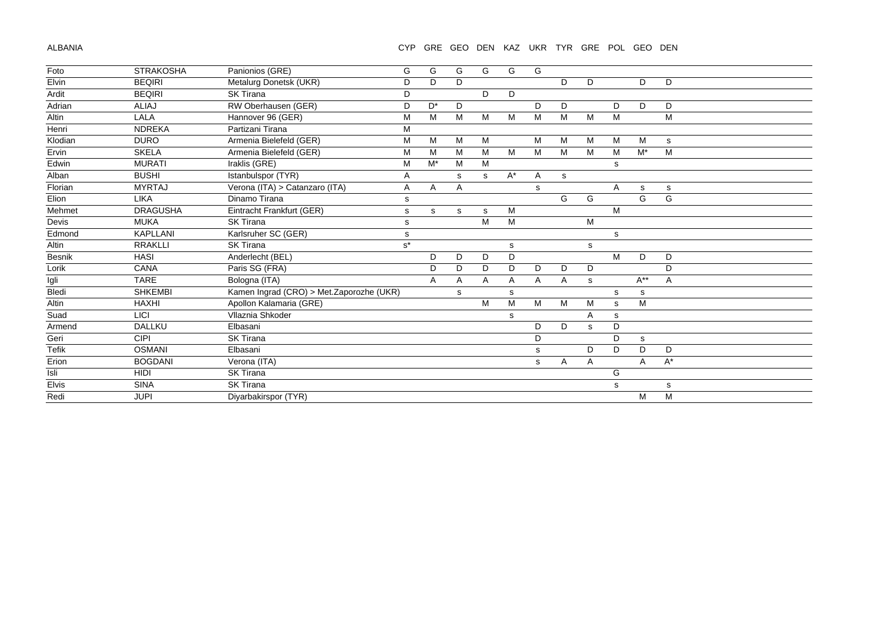ALBANIA

| | | | CYP | GRE | GEO | DEN | KAZ | UKR | TYR | GRE | POL | GEO | DEN |
|---|---|---|---|---|---|---|---|---|---|---|---|---|---|
| Foto | STRAKOSHA | Panionios (GRE) | G | G | G | G | G | G | | | | | |
| Elvin | BEQIRI | Metalurg Donetsk (UKR) | D | D | D | | | | D | D | | D | D |
| Ardit | BEQIRI | SK Tirana | D | | | D | D | | | | | | |
| Adrian | ALIAJ | RW Oberhausen (GER) | D | D* | D | | | D | D | | D | D | D |
| Altin | LALA | Hannover 96 (GER) | M | M | M | M | M | M | M | M | M | | M |
| Henri | NDREKA | Partizani Tirana | M | | | | | | | | | | |
| Klodian | DURO | Armenia Bielefeld (GER) | M | M | M | M | | M | M | M | M | M | s |
| Ervin | SKELA | Armenia Bielefeld (GER) | M | M | M | M | M | M | M | M | M | M* | M |
| Edwin | MURATI | Iraklis (GRE) | M | M* | M | M | | | | | s | | |
| Alban | BUSHI | Istanbulspor (TYR) | A | | s | s | A* | A | s | | | | |
| Florian | MYRTAJ | Verona (ITA) > Catanzaro (ITA) | A | A | A | | | s | | | A | s | s |
| Elion | LIKA | Dinamo Tirana | s | | | | | | G | G | | G | G |
| Mehmet | DRAGUSHA | Eintracht Frankfurt (GER) | s | s | s | s | M | | | | M | | |
| Devis | MUKA | SK Tirana | s | | | M | M | | | M | | | |
| Edmond | KAPLLANI | Karlsruher SC (GER) | s | | | | | | | | s | | |
| Altin | RRAKLLI | SK Tirana | s* | | | | s | | | s | | | |
| Besnik | HASI | Anderlecht (BEL) | | D | D | D | D | | | | M | D | D |
| Lorik | CANA | Paris SG (FRA) | | D | D | D | D | D | D | D | | | D |
| Igli | TARE | Bologna (ITA) | | A | A | A | A | A | A | s | | A** | A |
| Bledi | SHKEMBI | Kamen Ingrad (CRO) > Met.Zaporozhe (UKR) | | | s | | s | | | | s | s | |
| Altin | HAXHI | Apollon Kalamaria (GRE) | | | | M | M | M | M | M | s | M | |
| Suad | LICI | Vllaznia Shkoder | | | | | s | | | A | s | | |
| Armend | DALLKU | Elbasani | | | | | | D | D | s | D | | |
| Geri | CIPI | SK Tirana | | | | | | D | | | D | s | |
| Tefik | OSMANI | Elbasani | | | | | | s | | D | D | D | D |
| Erion | BOGDANI | Verona (ITA) | | | | | | s | A | A | | A | A* |
| Isli | HIDI | SK Tirana | | | | | | | | | G | | |
| Elvis | SINA | SK Tirana | | | | | | | | | s | | s |
| Redi | JUPI | Diyarbakirspor (TYR) | | | | | | | | | | M | M |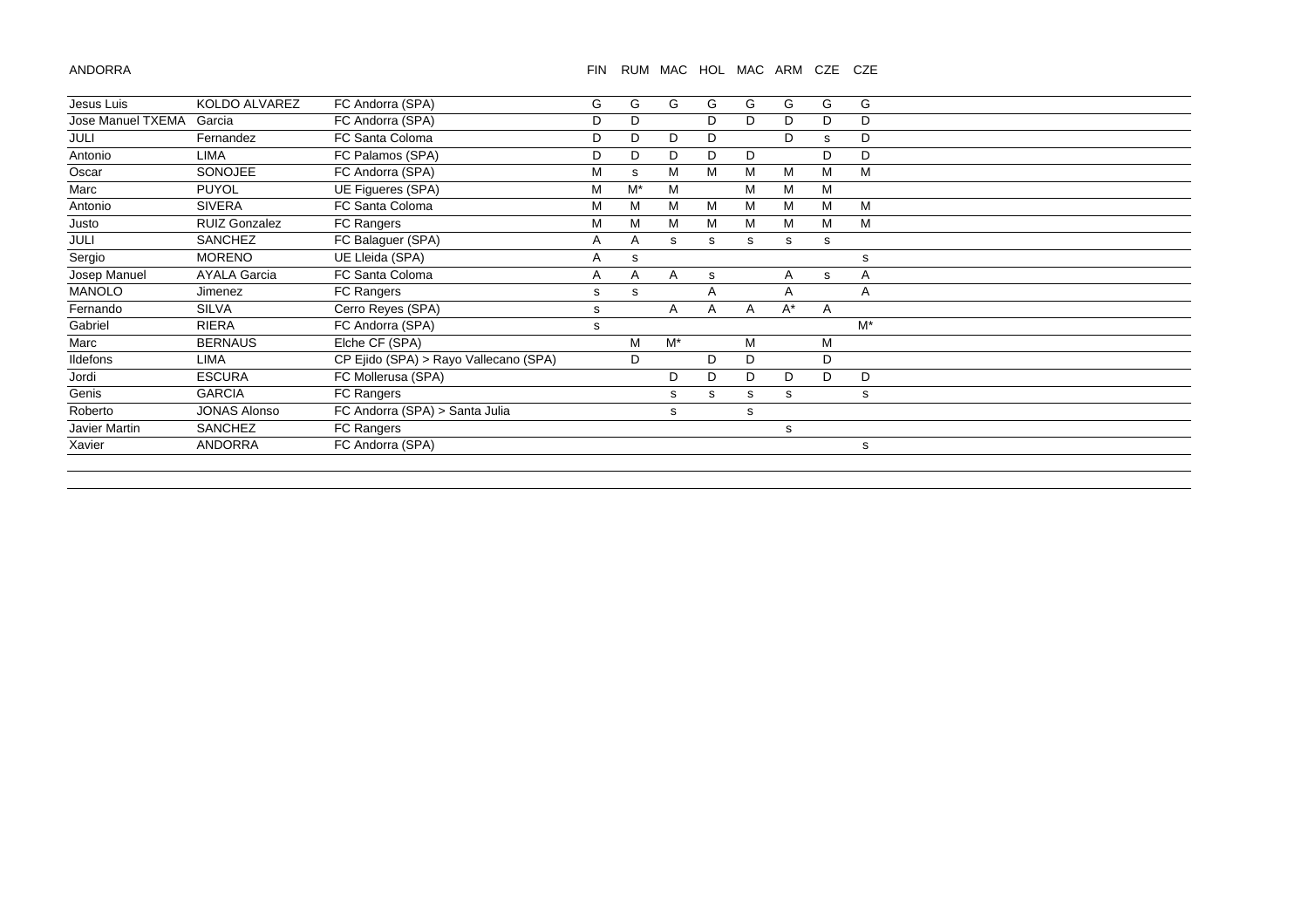ANDORRA

| | | | FIN | RUM | MAC | HOL | MAC | ARM | CZE | CZE |
|---|---|---|---|---|---|---|---|---|---|---|
| Jesus Luis | KOLDO ALVAREZ | FC Andorra (SPA) | G | G | G | G | G | G | G | G |
| Jose Manuel TXEMA | Garcia | FC Andorra (SPA) | D | D | | D | D | D | D | D |
| JULI | Fernandez | FC Santa Coloma | D | D | D | D | | D | s | D |
| Antonio | LIMA | FC Palamos (SPA) | D | D | D | D | D | | D | D |
| Oscar | SONOJEE | FC Andorra (SPA) | M | s | M | M | M | M | M | M |
| Marc | PUYOL | UE Figueres (SPA) | M | M* | M | | M | M | M | |
| Antonio | SIVERA | FC Santa Coloma | M | M | M | M | M | M | M | M |
| Justo | RUIZ Gonzalez | FC Rangers | M | M | M | M | M | M | M | M |
| JULI | SANCHEZ | FC Balaguer (SPA) | A | A | s | s | s | s | s | |
| Sergio | MORENO | UE Lleida (SPA) | A | s | | | | | | s |
| Josep Manuel | AYALA Garcia | FC Santa Coloma | A | A | A | s | | A | s | A |
| MANOLO | Jimenez | FC Rangers | s | s | | A | | A | | A |
| Fernando | SILVA | Cerro Reyes (SPA) | s | | A | A | A | A* | A | |
| Gabriel | RIERA | FC Andorra (SPA) | s | | | | | | | M* |
| Marc | BERNAUS | Elche CF (SPA) | | M | M* | | M | | M | |
| Ildefons | LIMA | CP Ejido (SPA) > Rayo Vallecano (SPA) | | D | | D | D | | D | |
| Jordi | ESCURA | FC Mollerusa (SPA) | | | D | D | D | D | D | D |
| Genis | GARCIA | FC Rangers | | | s | s | s | s | | s |
| Roberto | JONAS Alonso | FC Andorra (SPA) > Santa Julia | | | s | | s | | | |
| Javier Martin | SANCHEZ | FC Rangers | | | | | | s | | |
| Xavier | ANDORRA | FC Andorra (SPA) | | | | | | | | s |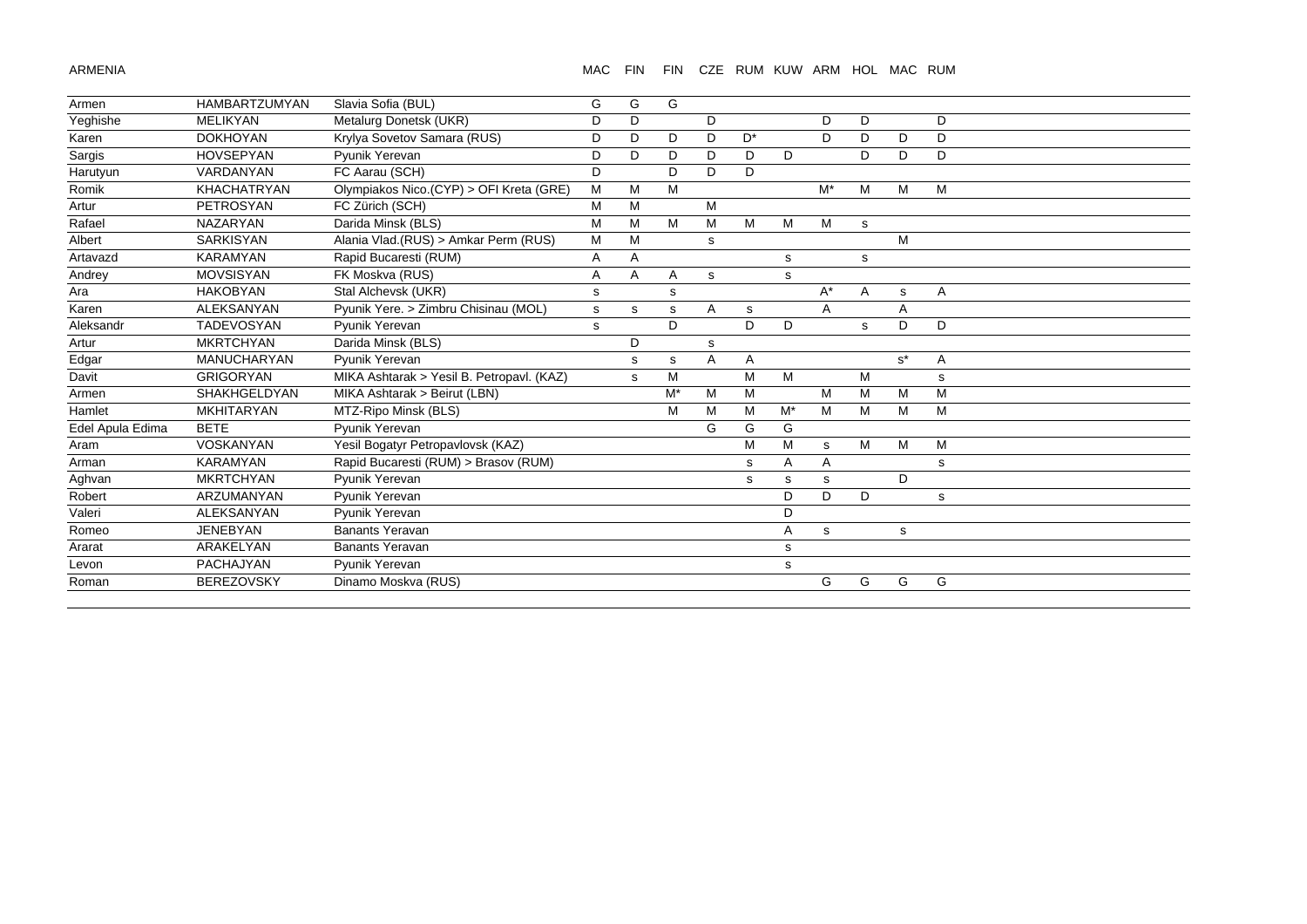ARMENIA

| | | | MAC | FIN | FIN | CZE | RUM | KUW | ARM | HOL | MAC | RUM |
|---|---|---|---|---|---|---|---|---|---|---|---|---|
| Armen | HAMBARTZUMYAN | Slavia Sofia (BUL) | G | G | G | | | | | | | |
| Yeghishe | MELIKYAN | Metalurg Donetsk (UKR) | D | D | | D | | | D | D | | D |
| Karen | DOKHOYAN | Krylya Sovetov Samara (RUS) | D | D | D | D | D* | | D | D | D | D |
| Sargis | HOVSEPYAN | Pyunik Yerevan | D | D | D | D | D | D | | D | D | D |
| Harutyun | VARDANYAN | FC Aarau (SCH) | D | | D | D | D | | | | | |
| Romik | KHACHATRYAN | Olympiakos Nico.(CYP) > OFI Kreta (GRE) | M | M | M | | | | M* | M | M | M |
| Artur | PETROSYAN | FC Zürich (SCH) | M | M | | M | | | | | | |
| Rafael | NAZARYAN | Darida Minsk (BLS) | M | M | M | M | M | M | M | s | | |
| Albert | SARKISYAN | Alania Vlad.(RUS) > Amkar Perm (RUS) | M | M | | s | | | | | M | |
| Artavazd | KARAMYAN | Rapid Bucaresti (RUM) | A | A | | | | s | | s | | |
| Andrey | MOVSISYAN | FK Moskva (RUS) | A | A | A | s | | s | | | | |
| Ara | HAKOBYAN | Stal Alchevsk (UKR) | s | | s | | | | A* | A | s | A |
| Karen | ALEKSANYAN | Pyunik Yere. > Zimbru Chisinau (MOL) | s | s | s | A | s | | A | | A | |
| Aleksandr | TADEVOSYAN | Pyunik Yerevan | s | | D | | D | D | | s | D | D |
| Artur | MKRTCHYAN | Darida Minsk (BLS) | | D | | s | | | | | | |
| Edgar | MANUCHARYAN | Pyunik Yerevan | | s | s | A | A | | | | s* | A |
| Davit | GRIGORYAN | MIKA Ashtarak > Yesil B. Petropavl. (KAZ) | | s | M | | M | M | | M | | s |
| Armen | SHAKHGELDYAN | MIKA Ashtarak > Beirut (LBN) | | | M* | M | M | | M | M | M | M |
| Hamlet | MKHITARYAN | MTZ-Ripo Minsk (BLS) | | | M | M | M | M* | M | M | M | M |
| Edel Apula Edima | BETE | Pyunik Yerevan | | | | G | G | G | | | | |
| Aram | VOSKANYAN | Yesil Bogatyr Petropavlovsk (KAZ) | | | | | M | M | s | M | M | M |
| Arman | KARAMYAN | Rapid Bucaresti (RUM) > Brasov (RUM) | | | | | s | A | A | | | s |
| Aghvan | MKRTCHYAN | Pyunik Yerevan | | | | | s | s | s | | D | |
| Robert | ARZUMANYAN | Pyunik Yerevan | | | | | | D | D | D | | s |
| Valeri | ALEKSANYAN | Pyunik Yerevan | | | | | | D | | | | |
| Romeo | JENEBYAN | Banants Yeravan | | | | | | A | s | | s | |
| Ararat | ARAKELYAN | Banants Yeravan | | | | | | s | | | | |
| Levon | PACHAJYAN | Pyunik Yerevan | | | | | | s | | | | |
| Roman | BEREZOVSKY | Dinamo Moskva (RUS) | | | | | | | G | G | G | G |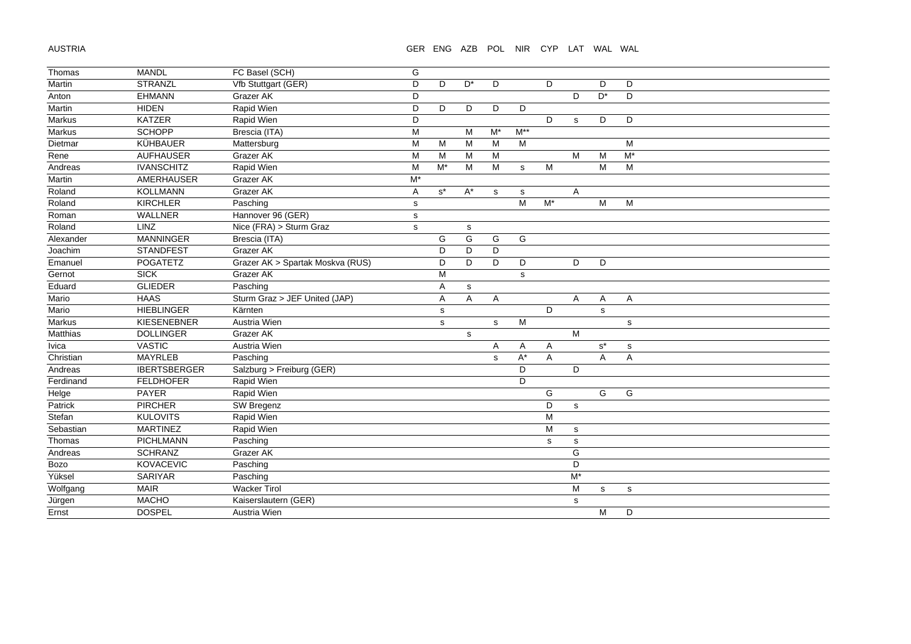AUSTRIA

| | | | GER | ENG | AZB | POL | NIR | CYP | LAT | WAL | WAL |
|---|---|---|---|---|---|---|---|---|---|---|---|
| Thomas | MANDL | FC Basel (SCH) | G | | | | | | | | |
| Martin | STRANZL | Vfb Stuttgart (GER) | D | D | D* | D | | D | | D | D |
| Anton | EHMANN | Grazer AK | D | | | | | | D | D* | D |
| Martin | HIDEN | Rapid Wien | D | D | D | D | D | | | | |
| Markus | KATZER | Rapid Wien | D | | | | | D | s | D | D |
| Markus | SCHOPP | Brescia (ITA) | M | | M | M* | M** | | | | |
| Dietmar | KÜHBAUER | Mattersburg | M | M | M | M | M | | | | M |
| Rene | AUFHAUSER | Grazer AK | M | M | M | M | | | M | M | M* |
| Andreas | IVANSCHITZ | Rapid Wien | M | M* | M | M | s | M | | M | M |
| Martin | AMERHAUSER | Grazer AK | M* | | | | | | | | |
| Roland | KOLLMANN | Grazer AK | A | s* | A* | s | s | | A | | |
| Roland | KIRCHLER | Pasching | s | | | | M | M* | | M | M |
| Roman | WALLNER | Hannover 96 (GER) | s | | | | | | | | |
| Roland | LINZ | Nice (FRA) > Sturm Graz | s | | s | | | | | | |
| Alexander | MANNINGER | Brescia (ITA) | | G | G | G | G | | | | |
| Joachim | STANDFEST | Grazer AK | | D | D | D | | | | | |
| Emanuel | POGATETZ | Grazer AK > Spartak Moskva (RUS) | | D | D | D | D | | D | D | |
| Gernot | SICK | Grazer AK | | M | | | s | | | | |
| Eduard | GLIEDER | Pasching | | A | s | | | | | | |
| Mario | HAAS | Sturm Graz > JEF United (JAP) | | A | A | A | | | A | A | A |
| Mario | HIEBLINGER | Kärnten | | s | | | | D | | s | |
| Markus | KIESENEBNER | Austria Wien | | s | | s | M | | | | s |
| Matthias | DOLLINGER | Grazer AK | | | s | | | | M | | |
| Ivica | VASTIC | Austria Wien | | | | A | A | A | | s* | s |
| Christian | MAYRLEB | Pasching | | | | s | A* | A | | A | A |
| Andreas | IBERTSBERGER | Salzburg > Freiburg (GER) | | | | | D | | D | | |
| Ferdinand | FELDHOFER | Rapid Wien | | | | | D | | | | |
| Helge | PAYER | Rapid Wien | | | | | | G | | G | G |
| Patrick | PIRCHER | SW Bregenz | | | | | | D | s | | |
| Stefan | KULOVITS | Rapid Wien | | | | | | M | | | |
| Sebastian | MARTINEZ | Rapid Wien | | | | | | M | s | | |
| Thomas | PICHLMANN | Pasching | | | | | | s | s | | |
| Andreas | SCHRANZ | Grazer AK | | | | | | | G | | |
| Bozo | KOVACEVIC | Pasching | | | | | | | D | | |
| Yüksel | SARIYAR | Pasching | | | | | | | M* | | |
| Wolfgang | MAIR | Wacker Tirol | | | | | | | M | s | s |
| Jürgen | MACHO | Kaiserslautern (GER) | | | | | | | s | | |
| Ernst | DOSPEL | Austria Wien | | | | | | | | M | D |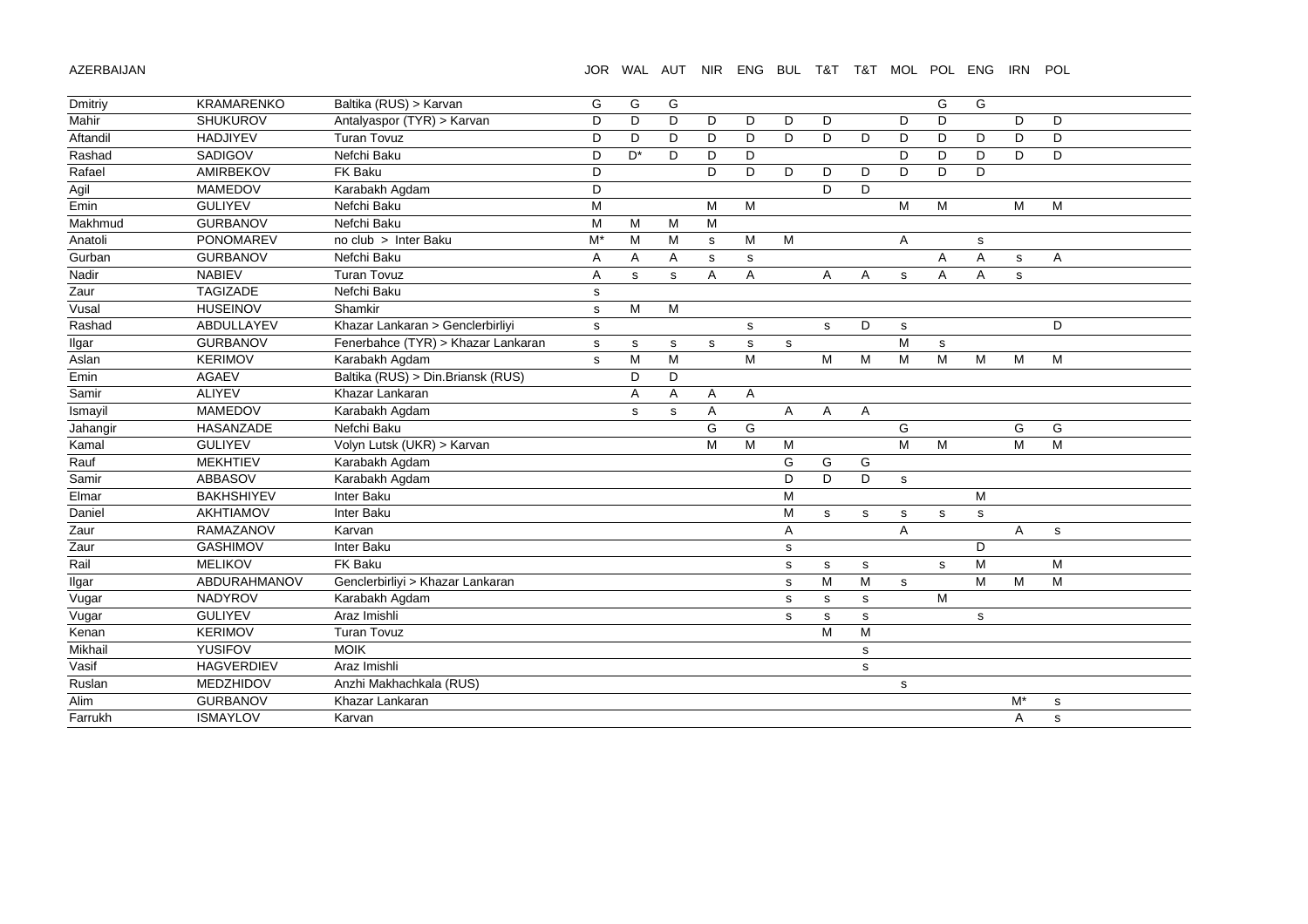AZERBAIJAN

| | | | JOR | WAL | AUT | NIR | ENG | BUL | T&T | T&T | MOL | POL | ENG | IRN | POL |
|---|---|---|---|---|---|---|---|---|---|---|---|---|---|---|---|
| Dmitriy | KRAMARENKO | Baltika (RUS) > Karvan | G | G | G | | | | | | | G | G | | |
| Mahir | SHUKUROV | Antalyaspor (TYR) > Karvan | D | D | D | D | D | D | D | | D | D | | D | D |
| Aftandil | HADJIYEV | Turan Tovuz | D | D | D | D | D | D | D | D | D | D | D | D | D |
| Rashad | SADIGOV | Nefchi Baku | D | D* | D | D | D | | | | D | D | D | D | D |
| Rafael | AMIRBEKOV | FK Baku | D | | | D | D | D | D | D | D | D | D | | |
| Agil | MAMEDOV | Karabakh Agdam | D | | | | | | D | D | | | | | |
| Emin | GULIYEV | Nefchi Baku | M | | | M | M | | | | M | M | | M | M |
| Makhmud | GURBANOV | Nefchi Baku | M | M | M | M | | | | | | | | | |
| Anatoli | PONOMAREV | no club > Inter Baku | M* | M | M | s | M | M | | | A | | s | | |
| Gurban | GURBANOV | Nefchi Baku | A | A | A | s | s | | | | | A | A | s | A |
| Nadir | NABIEV | Turan Tovuz | A | s | s | A | A | | A | A | s | A | A | s | |
| Zaur | TAGIZADE | Nefchi Baku | s | | | | | | | | | | | | |
| Vusal | HUSEINOV | Shamkir | s | M | M | | | | | | | | | | |
| Rashad | ABDULLAYEV | Khazar Lankaran > Genclerbirliyi | s | | | | s | | s | D | s | | | | D |
| Ilgar | GURBANOV | Fenerbahce (TYR) > Khazar Lankaran | s | s | s | s | s | s | | | M | s | | | |
| Aslan | KERIMOV | Karabakh Agdam | s | M | M | | M | | M | M | M | M | M | M | M |
| Emin | AGAEV | Baltika (RUS) > Din.Briansk (RUS) | | D | D | | | | | | | | | | |
| Samir | ALIYEV | Khazar Lankaran | | A | A | A | A | | | | | | | | |
| Ismayil | MAMEDOV | Karabakh Agdam | | s | s | A | | A | A | A | | | | | |
| Jahangir | HASANZADE | Nefchi Baku | | | | G | G | | | | G | | | G | G |
| Kamal | GULIYEV | Volyn Lutsk (UKR) > Karvan | | | | M | M | M | | | M | M | | M | M |
| Rauf | MEKHTIEV | Karabakh Agdam | | | | | | G | G | G | | | | | |
| Samir | ABBASOV | Karabakh Agdam | | | | | | D | D | D | s | | | | |
| Elmar | BAKHSHIYEV | Inter Baku | | | | | | M | | | | | M | | |
| Daniel | AKHTIAMOV | Inter Baku | | | | | | M | s | s | s | s | s | | |
| Zaur | RAMAZANOV | Karvan | | | | | | A | | | A | | | A | s |
| Zaur | GASHIMOV | Inter Baku | | | | | | s | | | | | D | | |
| Rail | MELIKOV | FK Baku | | | | | | s | s | s | | s | M | | M |
| Ilgar | ABDURAHMANOV | Genclerbirliyi > Khazar Lankaran | | | | | | s | M | M | s | | M | M | M |
| Vugar | NADYROV | Karabakh Agdam | | | | | | s | s | s | | M | | | |
| Vugar | GULIYEV | Araz Imishli | | | | | | s | s | s | | | s | | |
| Kenan | KERIMOV | Turan Tovuz | | | | | | | M | M | | | | | |
| Mikhail | YUSIFOV | MOIK | | | | | | | | s | | | | | |
| Vasif | HAGVERDIEV | Araz Imishli | | | | | | | | s | | | | | |
| Ruslan | MEDZHIDOV | Anzhi Makhachkala (RUS) | | | | | | | | | s | | | | |
| Alim | GURBANOV | Khazar Lankaran | | | | | | | | | | | | M* | s |
| Farrukh | ISMAYLOV | Karvan | | | | | | | | | | | | A | s |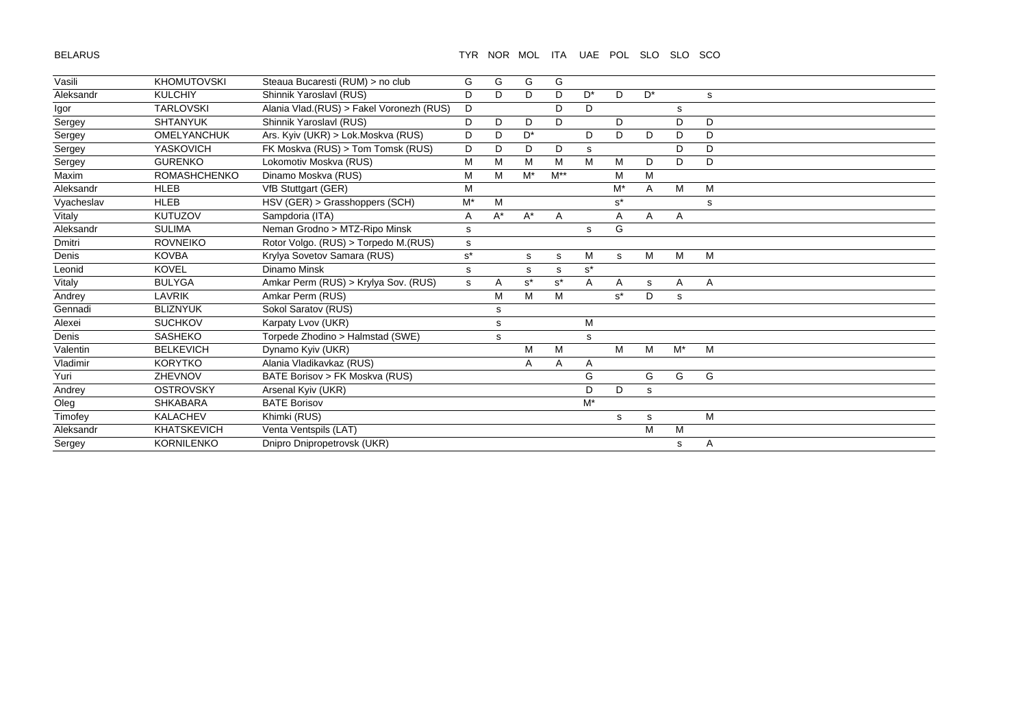| BELARUS | | | TYR | NOR | MOL | ITA | UAE | POL | SLO | SLO | SCO |
|---|---|---|---|---|---|---|---|---|---|---|---|
| Vasili | KHOMUTOVSKI | Steaua Bucaresti (RUM) > no club | G | G | G | G | | | | | |
| Aleksandr | KULCHIY | Shinnik Yaroslavl (RUS) | D | D | D | D | D* | D | D* | | s |
| Igor | TARLOVSKI | Alania Vlad.(RUS) > Fakel Voronezh (RUS) | D | | | D | D | | | s | |
| Sergey | SHTANYUK | Shinnik Yaroslavl (RUS) | D | D | D | D | | D | | D | D |
| Sergey | OMELYANCHUK | Ars. Kyiv (UKR) > Lok.Moskva (RUS) | D | D | D* | | D | D | D | D | D |
| Sergey | YASKOVICH | FK Moskva (RUS) > Tom Tomsk (RUS) | D | D | D | D | s | | | D | D |
| Sergey | GURENKO | Lokomotiv Moskva (RUS) | M | M | M | M | M | M | D | D | D |
| Maxim | ROMASHCHENKO | Dinamo Moskva (RUS) | M | M | M* | M** | | M | M | | |
| Aleksandr | HLEB | VfB Stuttgart (GER) | M | | | | | M* | A | M | M |
| Vyacheslav | HLEB | HSV (GER) > Grasshoppers (SCH) | M* | M | | | | s* | | | s |
| Vitaly | KUTUZOV | Sampdoria (ITA) | A | A* | A* | A | | A | A | A | |
| Aleksandr | SULIMA | Neman Grodno > MTZ-Ripo Minsk | s | | | | s | G | | | |
| Dmitri | ROVNEIKO | Rotor Volgo. (RUS) > Torpedo M.(RUS) | s | | | | | | | | |
| Denis | KOVBA | Krylya Sovetov Samara (RUS) | s* | | s | s | M | s | M | M | M |
| Leonid | KOVEL | Dinamo Minsk | s | | s | s | s* | | | | |
| Vitaly | BULYGA | Amkar Perm (RUS) > Krylya Sov. (RUS) | s | A | s* | s* | A | A | s | A | A |
| Andrey | LAVRIK | Amkar Perm (RUS) | | M | M | M | | s* | D | s | |
| Gennadi | BLIZNYUK | Sokol Saratov (RUS) | | s | | | | | | | |
| Alexei | SUCHKOV | Karpaty Lvov (UKR) | | s | | | M | | | | |
| Denis | SASHEKO | Torpede Zhodino > Halmstad (SWE) | | s | | | s | | | | |
| Valentin | BELKEVICH | Dynamo Kyiv (UKR) | | | M | M | | M | M | M* | M |
| Vladimir | KORYTKO | Alania Vladikavkaz (RUS) | | | A | A | A | | | | |
| Yuri | ZHEVNOV | BATE Borisov > FK Moskva (RUS) | | | | | G | | G | G | G |
| Andrey | OSTROVSKY | Arsenal Kyiv (UKR) | | | | | D | D | s | | |
| Oleg | SHKABARA | BATE Borisov | | | | | M* | | | | |
| Timofey | KALACHEV | Khimki (RUS) | | | | | | s | s | | M |
| Aleksandr | KHATSKEVICH | Venta Ventspils (LAT) | | | | | | | M | M | |
| Sergey | KORNILENKO | Dnipro Dnipropetrovsk (UKR) | | | | | | | | s | A |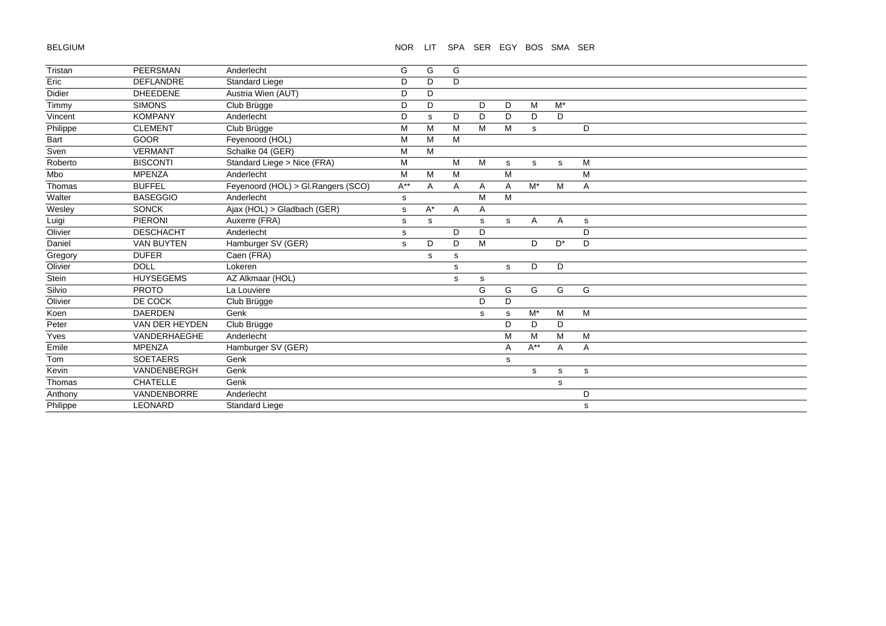| BELGIUM | | | NOR | LIT | SPA | SER | EGY | BOS | SMA | SER |
|---|---|---|---|---|---|---|---|---|---|---|
| Tristan | PEERSMAN | Anderlecht | G | G | G | | | | | |
| Eric | DEFLANDRE | Standard Liege | D | D | D | | | | | |
| Didier | DHEEDENE | Austria Wien (AUT) | D | D | | | | | | |
| Timmy | SIMONS | Club Brügge | D | D | | D | D | M | M* | |
| Vincent | KOMPANY | Anderlecht | D | s | D | D | D | D | D | |
| Philippe | CLEMENT | Club Brügge | M | M | M | M | M | s | | D |
| Bart | GOOR | Feyenoord (HOL) | M | M | M | | | | | |
| Sven | VERMANT | Schalke 04 (GER) | M | M | | | | | | |
| Roberto | BISCONTI | Standard Liege > Nice (FRA) | M | | M | M | s | s | s | M |
| Mbo | MPENZA | Anderlecht | M | M | M | | M | | | M |
| Thomas | BUFFEL | Feyenoord (HOL) > Gl.Rangers (SCO) | A** | A | A | A | A | M* | M | A |
| Walter | BASEGGIO | Anderlecht | s | | | M | M | | | |
| Wesley | SONCK | Ajax (HOL) > Gladbach (GER) | s | A* | A | A | | | | |
| Luigi | PIERONI | Auxerre (FRA) | s | s | | s | s | A | A | s |
| Olivier | DESCHACHT | Anderlecht | s | | D | D | | | | D |
| Daniel | VAN BUYTEN | Hamburger SV (GER) | s | D | D | M | | D | D* | D |
| Gregory | DUFER | Caen (FRA) | | s | s | | | | | |
| Olivier | DOLL | Lokeren | | | s | | s | D | D | |
| Stein | HUYSEGEMS | AZ Alkmaar (HOL) | | | s | s | | | | |
| Silvio | PROTO | La Louviere | | | | G | G | G | G | G |
| Olivier | DE COCK | Club Brügge | | | | D | D | | | |
| Koen | DAERDEN | Genk | | | | s | s | M* | M | M |
| Peter | VAN DER HEYDEN | Club Brügge | | | | | D | D | D | |
| Yves | VANDERHAEGHE | Anderlecht | | | | | M | M | M | M |
| Emile | MPENZA | Hamburger SV (GER) | | | | | A | A** | A | A |
| Tom | SOETAERS | Genk | | | | | s | | | |
| Kevin | VANDENBERGH | Genk | | | | | | s | s | s |
| Thomas | CHATELLE | Genk | | | | | | | s | |
| Anthony | VANDENBORRE | Anderlecht | | | | | | | | D |
| Philippe | LEONARD | Standard Liege | | | | | | | | s |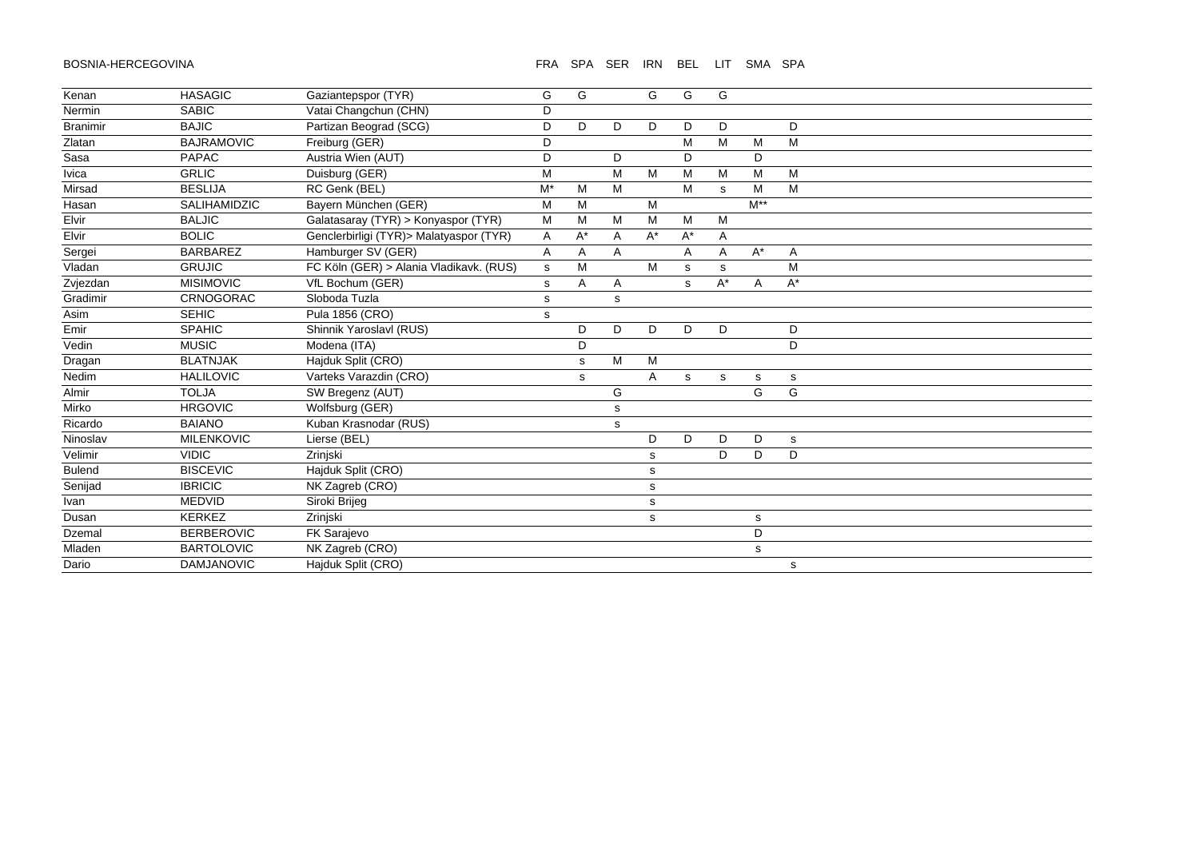BOSNIA-HERCEGOVINA

| | | | FRA | SPA | SER | IRN | BEL | LIT | SMA | SPA |
|---|---|---|---|---|---|---|---|---|---|---|
| Kenan | HASAGIC | Gaziantepspor (TYR) | G | G | | G | G | G | | |
| Nermin | SABIC | Vatai Changchun (CHN) | D | | | | | | | |
| Branimir | BAJIC | Partizan Beograd (SCG) | D | D | D | D | D | D | | D |
| Zlatan | BAJRAMOVIC | Freiburg (GER) | D | | | | M | M | M | M |
| Sasa | PAPAC | Austria Wien (AUT) | D | | D | | D | | D | |
| Ivica | GRLIC | Duisburg (GER) | M | | M | M | M | M | M | M |
| Mirsad | BESLIJA | RC Genk (BEL) | M* | M | M | | M | s | M | M |
| Hasan | SALIHAMIDZIC | Bayern München (GER) | M | M | | M | | | M** | |
| Elvir | BALJIC | Galatasaray (TYR) > Konyaspor (TYR) | M | M | M | M | M | M | | |
| Elvir | BOLIC | Genclerbirligi (TYR)> Malatyaspor (TYR) | A | A* | A | A* | A* | A | | |
| Sergei | BARBAREZ | Hamburger SV (GER) | A | A | A | | A | A | A* | A |
| Vladan | GRUJIC | FC Köln (GER) > Alania Vladikavk. (RUS) | s | M | | M | s | s | | M |
| Zvjezdan | MISIMOVIC | VfL Bochum (GER) | s | A | A | | s | A* | A | A* |
| Gradimir | CRNOGORAC | Sloboda Tuzla | s | | s | | | | | |
| Asim | SEHIC | Pula 1856 (CRO) | s | | | | | | | |
| Emir | SPAHIC | Shinnik Yaroslavl (RUS) | | D | D | D | D | D | | D |
| Vedin | MUSIC | Modena (ITA) | | D | | | | | | D |
| Dragan | BLATNJAK | Hajduk Split (CRO) | | s | M | M | | | | |
| Nedim | HALILOVIC | Varteks Varazdin (CRO) | | s | | A | s | s | s | s |
| Almir | TOLJA | SW Bregenz (AUT) | | | G | | | | G | G |
| Mirko | HRGOVIC | Wolfsburg (GER) | | | s | | | | | |
| Ricardo | BAIANO | Kuban Krasnodar (RUS) | | | s | | | | | |
| Ninoslav | MILENKOVIC | Lierse (BEL) | | | | D | D | D | D | s |
| Velimir | VIDIC | Zrinjski | | | | s | | D | D | D |
| Bulend | BISCEVIC | Hajduk Split (CRO) | | | | s | | | | |
| Senijad | IBRICIC | NK Zagreb (CRO) | | | | s | | | | |
| Ivan | MEDVID | Siroki Brijeg | | | | s | | | | |
| Dusan | KERKEZ | Zrinjski | | | | s | | | s | |
| Dzemal | BERBEROVIC | FK Sarajevo | | | | | | | D | |
| Mladen | BARTOLOVIC | NK Zagreb (CRO) | | | | | | | s | |
| Dario | DAMJANOVIC | Hajduk Split (CRO) | | | | | | | | s |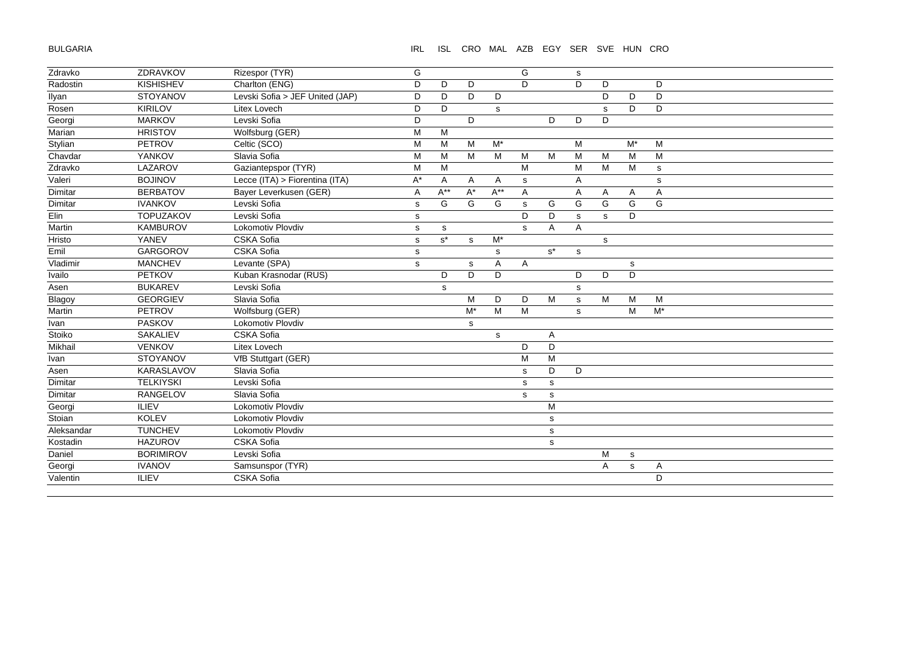BULGARIA

| | | | IRL | ISL | CRO | MAL | AZB | EGY | SER | SVE | HUN | CRO |
|---|---|---|---|---|---|---|---|---|---|---|---|---|
| Zdravko | ZDRAVKOV | Rizespor (TYR) | G | | | | G | | s | | | |
| Radostin | KISHISHEV | Charlton (ENG) | D | D | D | | D | | D | D | | D |
| Ilyan | STOYANOV | Levski Sofia > JEF United (JAP) | D | D | D | D | | | | D | D | D |
| Rosen | KIRILOV | Litex Lovech | D | D | | s | | | | s | D | D |
| Georgi | MARKOV | Levski Sofia | D | | D | | | D | D | D | | |
| Marian | HRISTOV | Wolfsburg (GER) | M | M | | | | | | | | |
| Stylian | PETROV | Celtic (SCO) | M | M | M | M* | | | M | | M* | M |
| Chavdar | YANKOV | Slavia Sofia | M | M | M | M | M | M | M | M | M | M |
| Zdravko | LAZAROV | Gaziantepspor (TYR) | M | M | | | M | | M | M | M | s |
| Valeri | BOJINOV | Lecce (ITA) > Fiorentina (ITA) | A* | A | A | A | s | | A | | | s |
| Dimitar | BERBATOV | Bayer Leverkusen (GER) | A | A** | A* | A** | A | | A | A | A | A |
| Dimitar | IVANKOV | Levski Sofia | s | G | G | G | s | G | G | G | G | G |
| Elin | TOPUZAKOV | Levski Sofia | s | | | | D | D | s | s | D | |
| Martin | KAMBUROV | Lokomotiv Plovdiv | s | s | | | s | A | A | | | |
| Hristo | YANEV | CSKA Sofia | s | s* | s | M* | | | | s | | |
| Emil | GARGOROV | CSKA Sofia | s | | | s | | s* | s | | | |
| Vladimir | MANCHEV | Levante (SPA) | s | | s | A | A | | | | s | |
| Ivailo | PETKOV | Kuban Krasnodar (RUS) | | D | D | D | | | D | D | D | |
| Asen | BUKAREV | Levski Sofia | | s | | | | | s | | | |
| Blagoy | GEORGIEV | Slavia Sofia | | | M | D | D | M | s | M | M | M |
| Martin | PETROV | Wolfsburg (GER) | | | M* | M | M | | s | | M | M* |
| Ivan | PASKOV | Lokomotiv Plovdiv | | | s | | | | | | | |
| Stoiko | SAKALIEV | CSKA Sofia | | | | s | | A | | | | |
| Mikhail | VENKOV | Litex Lovech | | | | | D | D | | | | |
| Ivan | STOYANOV | VfB Stuttgart (GER) | | | | | M | M | | | | |
| Asen | KARASLAVOV | Slavia Sofia | | | | | s | D | D | | | |
| Dimitar | TELKIYSKI | Levski Sofia | | | | | s | s | | | | |
| Dimitar | RANGELOV | Slavia Sofia | | | | | s | s | | | | |
| Georgi | ILIEV | Lokomotiv Plovdiv | | | | | | M | | | | |
| Stoian | KOLEV | Lokomotiv Plovdiv | | | | | | s | | | | |
| Aleksandar | TUNCHEV | Lokomotiv Plovdiv | | | | | | s | | | | |
| Kostadin | HAZUROV | CSKA Sofia | | | | | | s | | | | |
| Daniel | BORIMIROV | Levski Sofia | | | | | | | | M | s | |
| Georgi | IVANOV | Samsunspor (TYR) | | | | | | | | A | s | A |
| Valentin | ILIEV | CSKA Sofia | | | | | | | | | | D |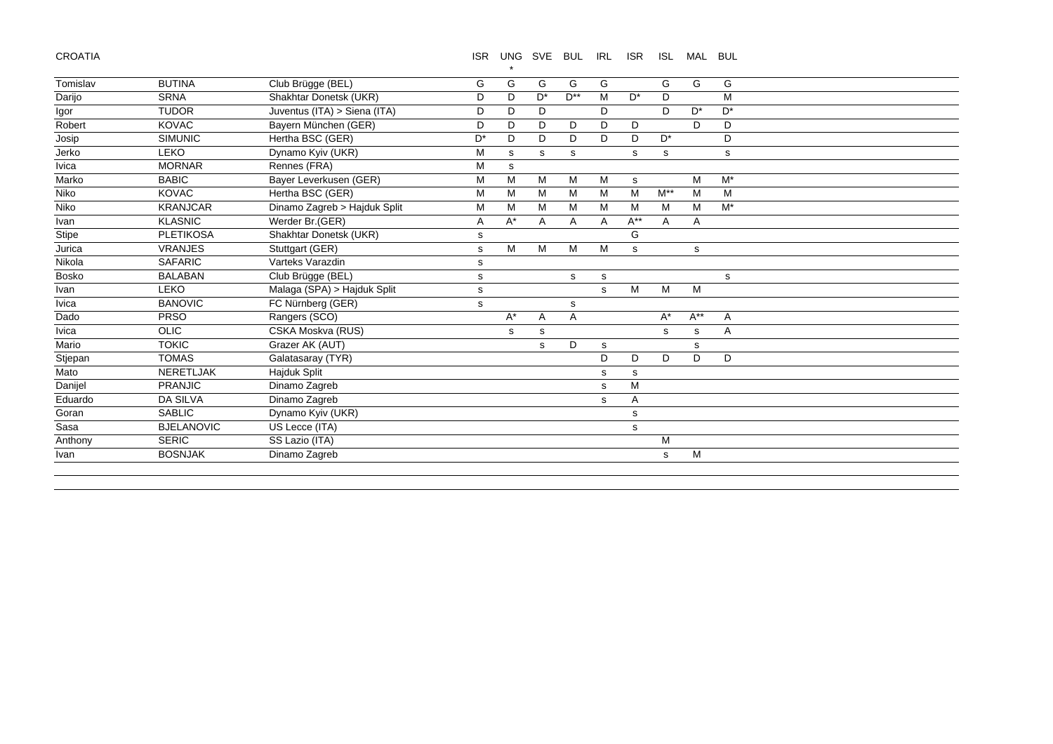CROATIA

| | | | ISR | UNG * | SVE | BUL | IRL | ISR | ISL | MAL | BUL |
|---|---|---|---|---|---|---|---|---|---|---|---|
| Tomislav | BUTINA | Club Brügge (BEL) | G | G | G | G | G | | G | G | G |
| Darijo | SRNA | Shakhtar Donetsk (UKR) | D | D | D* | D** | M | D* | D | | M |
| Igor | TUDOR | Juventus (ITA) > Siena (ITA) | D | D | D | | D | | D | D* | D* |
| Robert | KOVAC | Bayern München (GER) | D | D | D | D | D | D | | D | D |
| Josip | SIMUNIC | Hertha BSC (GER) | D* | D | D | D | D | D | D* | | D |
| Jerko | LEKO | Dynamo Kyiv (UKR) | M | s | s | s | | s | s | | s |
| Ivica | MORNAR | Rennes (FRA) | M | s | | | | | | | |
| Marko | BABIC | Bayer Leverkusen (GER) | M | M | M | M | M | s | | M | M* |
| Niko | KOVAC | Hertha BSC (GER) | M | M | M | M | M | M | M** | M | M |
| Niko | KRANJCAR | Dinamo Zagreb > Hajduk Split | M | M | M | M | M | M | M | M | M* |
| Ivan | KLASNIC | Werder Br.(GER) | A | A* | A | A | A | A** | A | A | |
| Stipe | PLETIKOSA | Shakhtar Donetsk (UKR) | s | | | | | G | | | |
| Jurica | VRANJES | Stuttgart (GER) | s | M | M | M | M | s | | s | |
| Nikola | SAFARIC | Varteks Varazdin | s | | | | | | | | |
| Bosko | BALABAN | Club Brügge (BEL) | s | | | s | s | | | | s |
| Ivan | LEKO | Malaga (SPA) > Hajduk Split | s | | | | s | M | M | M | |
| Ivica | BANOVIC | FC Nürnberg (GER) | s | | | s | | | | | |
| Dado | PRSO | Rangers (SCO) | | A* | A | A | | | A* | A** | A |
| Ivica | OLIC | CSKA Moskva (RUS) | | s | s | | | | s | s | A |
| Mario | TOKIC | Grazer AK (AUT) | | | s | D | s | | | s | |
| Stjepan | TOMAS | Galatasaray (TYR) | | | | | D | D | D | D | D |
| Mato | NERETLJAK | Hajduk Split | | | | | s | s | | | |
| Danijel | PRANJIC | Dinamo Zagreb | | | | | s | M | | | |
| Eduardo | DA SILVA | Dinamo Zagreb | | | | | s | A | | | |
| Goran | SABLIC | Dynamo Kyiv (UKR) | | | | | | s | | | |
| Sasa | BJELANOVIC | US Lecce (ITA) | | | | | | s | | | |
| Anthony | SERIC | SS Lazio (ITA) | | | | | | | M | | |
| Ivan | BOSNJAK | Dinamo Zagreb | | | | | | | s | M | |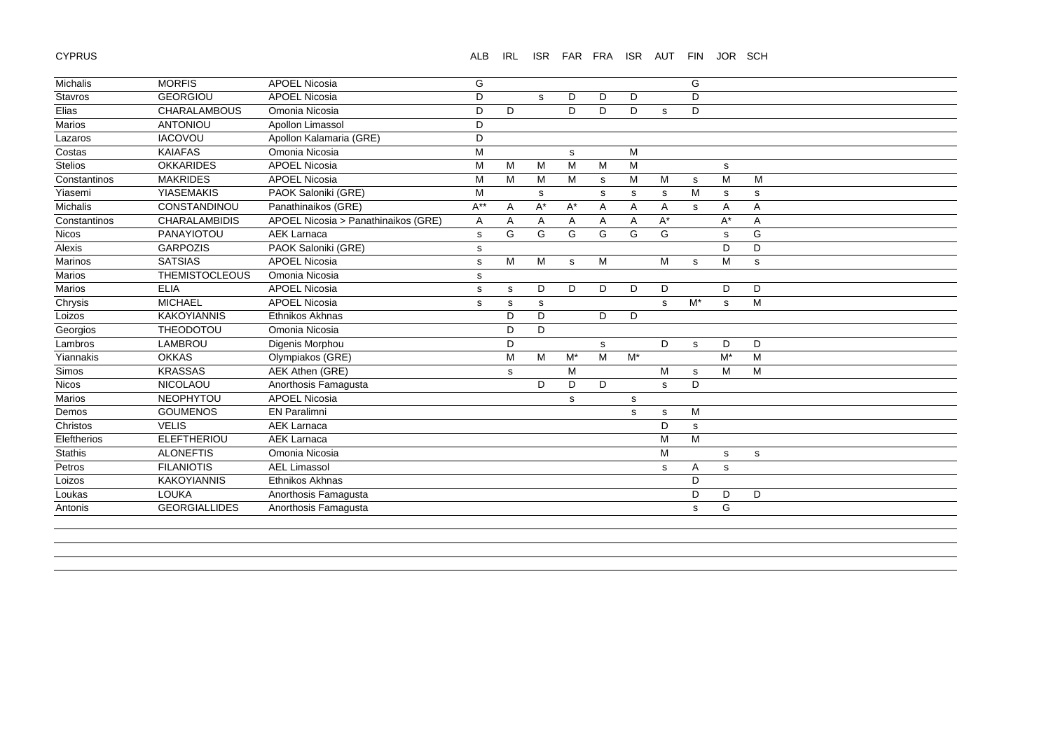| CYPRUS | | | ALB | IRL | ISR | FAR | FRA | ISR | AUT | FIN | JOR | SCH |
|---|---|---|---|---|---|---|---|---|---|---|---|---|
| Michalis | MORFIS | APOEL Nicosia | G | | | | | | | G | | |
| Stavros | GEORGIOU | APOEL Nicosia | D | | s | D | D | D | | D | | |
| Elias | CHARALAMBOUS | Omonia Nicosia | D | D | | D | D | D | s | D | | |
| Marios | ANTONIOU | Apollon Limassol | D | | | | | | | | | |
| Lazaros | IACOVOU | Apollon Kalamaria (GRE) | D | | | | | | | | | |
| Costas | KAIAFAS | Omonia Nicosia | M | | | s | | M | | | | |
| Stelios | OKKARIDES | APOEL Nicosia | M | M | M | M | M | M | | | s | |
| Constantinos | MAKRIDES | APOEL Nicosia | M | M | M | M | s | M | M | s | M | M |
| Yiasemi | YIASEMAKIS | PAOK Saloniki (GRE) | M | | s | | s | s | s | M | s | s |
| Michalis | CONSTANDINOU | Panathinaikos (GRE) | A** | A | A* | A* | A | A | A | s | A | A |
| Constantinos | CHARALAMBIDIS | APOEL Nicosia > Panathinaikos (GRE) | A | A | A | A | A | A | A* | | A* | A |
| Nicos | PANAYIOTOU | AEK Larnaca | s | G | G | G | G | G | G | | s | G |
| Alexis | GARPOZIS | PAOK Saloniki (GRE) | s | | | | | | | | D | D |
| Marinos | SATSIAS | APOEL Nicosia | s | M | M | s | M | | M | s | M | s |
| Marios | THEMISTOCLEOUS | Omonia Nicosia | s | | | | | | | | | |
| Marios | ELIA | APOEL Nicosia | s | s | D | D | D | D | D | | D | D |
| Chrysis | MICHAEL | APOEL Nicosia | s | s | s | | | | s | M* | s | M |
| Loizos | KAKOYIANNIS | Ethnikos Akhnas | | D | D | | D | D | | | | |
| Georgios | THEODOTOU | Omonia Nicosia | | D | D | | | | | | | |
| Lambros | LAMBROU | Digenis Morphou | | D | | | s | | D | s | D | D |
| Yiannakis | OKKAS | Olympiakos (GRE) | | M | M | M* | M | M* | | | M* | M |
| Simos | KRASSAS | AEK Athen (GRE) | | s | | M | | | M | s | M | M |
| Nicos | NICOLAOU | Anorthosis Famagusta | | | D | D | D | | s | D | | |
| Marios | NEOPHYTOU | APOEL Nicosia | | | | s | | s | | | | |
| Demos | GOUMENOS | EN Paralimni | | | | | | s | s | M | | |
| Christos | VELIS | AEK Larnaca | | | | | | | D | s | | |
| Eleftherios | ELEFTHERIOU | AEK Larnaca | | | | | | | M | M | | |
| Stathis | ALONEFTIS | Omonia Nicosia | | | | | | | M | | s | s |
| Petros | FILANIOTIS | AEL Limassol | | | | | | | s | A | s | |
| Loizos | KAKOYIANNIS | Ethnikos Akhnas | | | | | | | | D | | |
| Loukas | LOUKA | Anorthosis Famagusta | | | | | | | | D | D | D |
| Antonis | GEORGIALLIDES | Anorthosis Famagusta | | | | | | | | s | G | |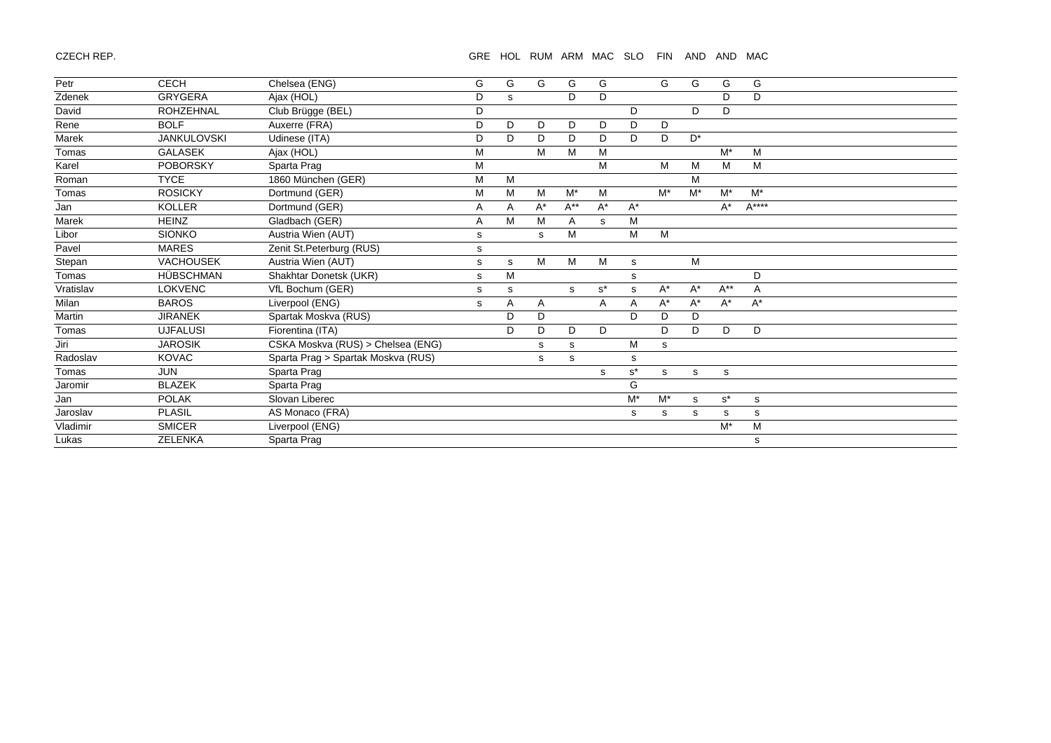CZECH REP.

| | | | GRE | HOL | RUM | ARM | MAC | SLO | FIN | AND | AND | MAC |
|---|---|---|---|---|---|---|---|---|---|---|---|---|
| Petr | CECH | Chelsea (ENG) | G | G | G | G | G | | G | G | G | G |
| Zdenek | GRYGERA | Ajax (HOL) | D | s | | D | D | | | | D | D |
| David | ROHZEHNAL | Club Brügge (BEL) | D | | | | | D | | D | D | |
| Rene | BOLF | Auxerre (FRA) | D | D | D | D | D | D | D | | | |
| Marek | JANKULOVSKI | Udinese (ITA) | D | D | D | D | D | D | D | D* | | |
| Tomas | GALASEK | Ajax (HOL) | M | | M | M | M | | | | M* | M |
| Karel | POBORSKY | Sparta Prag | M | | | | M | | M | M | M | M |
| Roman | TYCE | 1860 München (GER) | M | M | | | | | | M | | |
| Tomas | ROSICKY | Dortmund (GER) | M | M | M | M* | M | | M* | M* | M* | M* |
| Jan | KOLLER | Dortmund (GER) | A | A | A* | A** | A* | A* | | | A* | A**** |
| Marek | HEINZ | Gladbach (GER) | A | M | M | A | s | M | | | | |
| Libor | SIONKO | Austria Wien (AUT) | s | | s | M | | M | M | | | |
| Pavel | MARES | Zenit St.Peterburg (RUS) | s | | | | | | | | | |
| Stepan | VACHOUSEK | Austria Wien (AUT) | s | s | M | M | M | s | | M | | |
| Tomas | HÜBSCHMAN | Shakhtar Donetsk (UKR) | s | M | | | | s | | | | D |
| Vratislav | LOKVENC | VfL Bochum (GER) | s | s | | s | s* | s | A* | A* | A** | A |
| Milan | BAROS | Liverpool (ENG) | s | A | A | | A | A | A* | A* | A* | A* |
| Martin | JIRANEK | Spartak Moskva (RUS) | | D | D | | | D | D | D | | |
| Tomas | UJFALUSI | Fiorentina (ITA) | | D | D | D | D | | D | D | D | D |
| Jiri | JAROSIK | CSKA Moskva (RUS) > Chelsea (ENG) | | | s | s | | M | s | | | |
| Radoslav | KOVAC | Sparta Prag > Spartak Moskva (RUS) | | | s | s | | s | | | | |
| Tomas | JUN | Sparta Prag | | | | | s | s* | s | s | s | |
| Jaromir | BLAZEK | Sparta Prag | | | | | | G | | | | |
| Jan | POLAK | Slovan Liberec | | | | | | M* | M* | s | s* | s |
| Jaroslav | PLASIL | AS Monaco (FRA) | | | | | | s | s | s | s | s |
| Vladimir | SMICER | Liverpool (ENG) | | | | | | | | | M* | M |
| Lukas | ZELENKA | Sparta Prag | | | | | | | | | | s |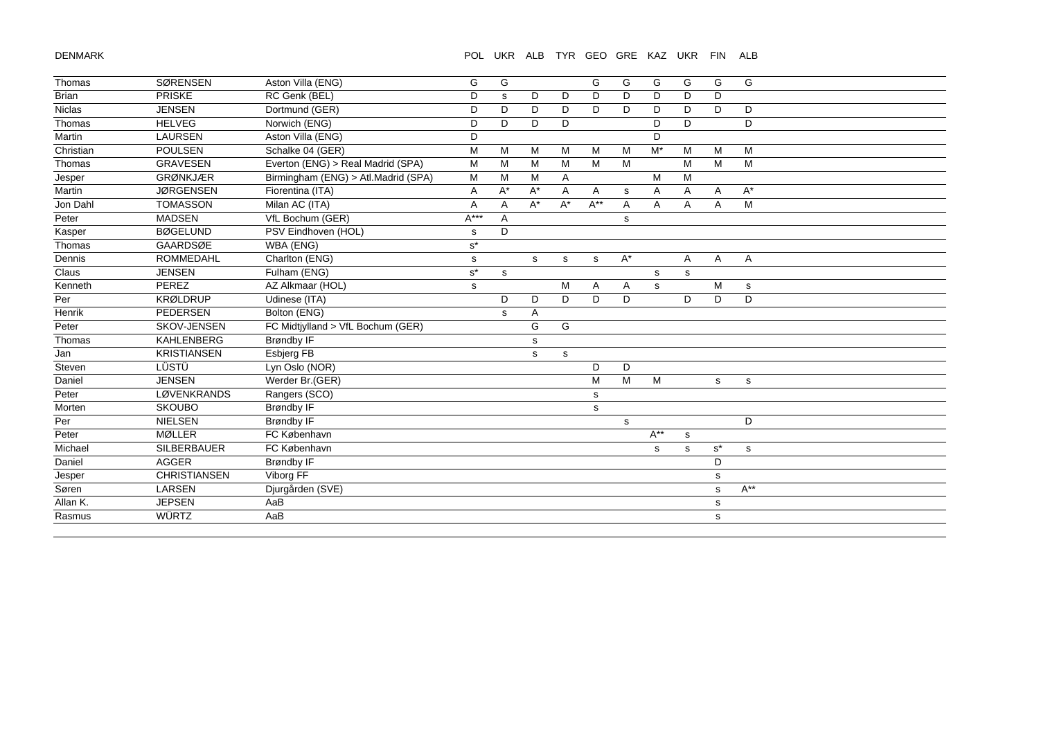DENMARK

| | | | POL | UKR | ALB | TYR | GEO | GRE | KAZ | UKR | FIN | ALB |
|---|---|---|---|---|---|---|---|---|---|---|---|---|
| Thomas | SØRENSEN | Aston Villa (ENG) | G | G | | | G | G | G | G | G | G |
| Brian | PRISKE | RC Genk (BEL) | D | s | D | D | D | D | D | D | D | |
| Niclas | JENSEN | Dortmund (GER) | D | D | D | D | D | D | D | D | D | D |
| Thomas | HELVEG | Norwich (ENG) | D | D | D | D | | | D | D | | D |
| Martin | LAURSEN | Aston Villa (ENG) | D | | | | | | D | | | |
| Christian | POULSEN | Schalke 04 (GER) | M | M | M | M | M | M | M* | M | M | M |
| Thomas | GRAVESEN | Everton (ENG) > Real Madrid (SPA) | M | M | M | M | M | M | | M | M | M |
| Jesper | GRØNKJÆR | Birmingham (ENG) > Atl.Madrid (SPA) | M | M | M | A | | | M | M | | |
| Martin | JØRGENSEN | Fiorentina (ITA) | A | A* | A* | A | A | s | A | A | A | A* |
| Jon Dahl | TOMASSON | Milan AC (ITA) | A | A | A* | A* | A** | A | A | A | A | M |
| Peter | MADSEN | VfL Bochum (GER) | A*** | A | | | | s | | | | |
| Kasper | BØGELUND | PSV Eindhoven (HOL) | s | D | | | | | | | | |
| Thomas | GAARDSØE | WBA (ENG) | s* | | | | | | | | | |
| Dennis | ROMMEDAHL | Charlton (ENG) | s | | s | s | s | A* | | A | A | A |
| Claus | JENSEN | Fulham (ENG) | s* | s | | | | | s | s | | |
| Kenneth | PEREZ | AZ Alkmaar (HOL) | s | | | M | A | A | s | | M | s |
| Per | KRØLDRUP | Udinese (ITA) | | D | D | D | D | D | | D | D | D |
| Henrik | PEDERSEN | Bolton (ENG) | | s | A | | | | | | | |
| Peter | SKOV-JENSEN | FC Midtjylland > VfL Bochum (GER) | | | G | G | | | | | | |
| Thomas | KAHLENBERG | Brøndby IF | | | s | | | | | | | |
| Jan | KRISTIANSEN | Esbjerg FB | | | s | s | | | | | | |
| Steven | LÜSTÜ | Lyn Oslo (NOR) | | | | | D | D | | | | |
| Daniel | JENSEN | Werder Br.(GER) | | | | | M | M | M | | s | s |
| Peter | LØVENKRANDS | Rangers (SCO) | | | | | s | | | | | |
| Morten | SKOUBO | Brøndby IF | | | | | s | | | | | |
| Per | NIELSEN | Brøndby IF | | | | | | s | | | | D |
| Peter | MØLLER | FC København | | | | | | | A** | s | | |
| Michael | SILBERBAUER | FC København | | | | | | | s | s | s* | s |
| Daniel | AGGER | Brøndby IF | | | | | | | | | D | |
| Jesper | CHRISTIANSEN | Viborg FF | | | | | | | | | s | |
| Søren | LARSEN | Djurgården (SVE) | | | | | | | | | s | A** |
| Allan K. | JEPSEN | AaB | | | | | | | | | s | |
| Rasmus | WÜRTZ | AaB | | | | | | | | | s | |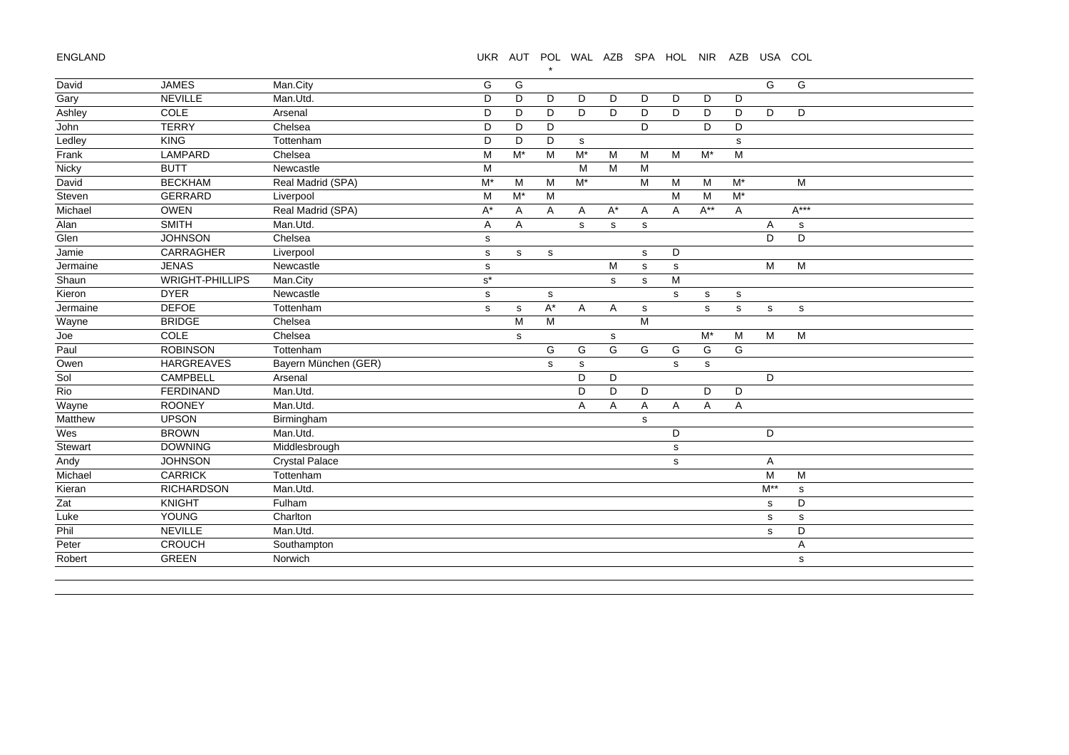ENGLAND

| First name | Surname | Club | UKR | AUT | POL * | WAL | AZB | SPA | HOL | NIR | AZB | USA | COL |
|---|---|---|---|---|---|---|---|---|---|---|---|---|---|
| David | JAMES | Man.City | G | G | | | | | | | | G | G |
| Gary | NEVILLE | Man.Utd. | D | D | D | D | D | D | D | D | D | | |
| Ashley | COLE | Arsenal | D | D | D | D | D | D | D | D | D | D | D |
| John | TERRY | Chelsea | D | D | D | | | D | | D | D | | |
| Ledley | KING | Tottenham | D | D | D | s | | | | | s | | |
| Frank | LAMPARD | Chelsea | M | M* | M | M* | M | M | M | M* | M | | |
| Nicky | BUTT | Newcastle | M | | | M | M | M | | | | | |
| David | BECKHAM | Real Madrid (SPA) | M* | M | M | M* | | M | M | M | M* | | M |
| Steven | GERRARD | Liverpool | M | M* | M | | | | M | M | M* | | |
| Michael | OWEN | Real Madrid (SPA) | A* | A | A | A | A* | A | A | A** | A | | A*** |
| Alan | SMITH | Man.Utd. | A | A | | s | s | s | | | | A | s |
| Glen | JOHNSON | Chelsea | s | | | | | | | | | D | D |
| Jamie | CARRAGHER | Liverpool | s | s | s | | | s | D | | | | |
| Jermaine | JENAS | Newcastle | s | | | | M | s | s | | | M | M |
| Shaun | WRIGHT-PHILLIPS | Man.City | s* | | | | s | s | M | | | | |
| Kieron | DYER | Newcastle | s | | s | | | | s | s | s | | |
| Jermaine | DEFOE | Tottenham | s | s | A* | A | A | s | | s | s | s | s |
| Wayne | BRIDGE | Chelsea | | M | M | | | M | | | | | |
| Joe | COLE | Chelsea | | s | | | s | | | M* | M | M | M |
| Paul | ROBINSON | Tottenham | | | G | G | G | G | G | G | G | | |
| Owen | HARGREAVES | Bayern München (GER) | | | s | s | | | s | s | | | |
| Sol | CAMPBELL | Arsenal | | | | D | D | | | | | D | |
| Rio | FERDINAND | Man.Utd. | | | | D | D | D | | D | D | | |
| Wayne | ROONEY | Man.Utd. | | | | A | A | A | A | A | A | | |
| Matthew | UPSON | Birmingham | | | | | | s | | | | | |
| Wes | BROWN | Man.Utd. | | | | | | | D | | | D | |
| Stewart | DOWNING | Middlesbrough | | | | | | | s | | | | |
| Andy | JOHNSON | Crystal Palace | | | | | | | s | | | A | |
| Michael | CARRICK | Tottenham | | | | | | | | | | M | M |
| Kieran | RICHARDSON | Man.Utd. | | | | | | | | | | M** | s |
| Zat | KNIGHT | Fulham | | | | | | | | | | s | D |
| Luke | YOUNG | Charlton | | | | | | | | | | s | s |
| Phil | NEVILLE | Man.Utd. | | | | | | | | | | s | D |
| Peter | CROUCH | Southampton | | | | | | | | | | | A |
| Robert | GREEN | Norwich | | | | | | | | | | | s |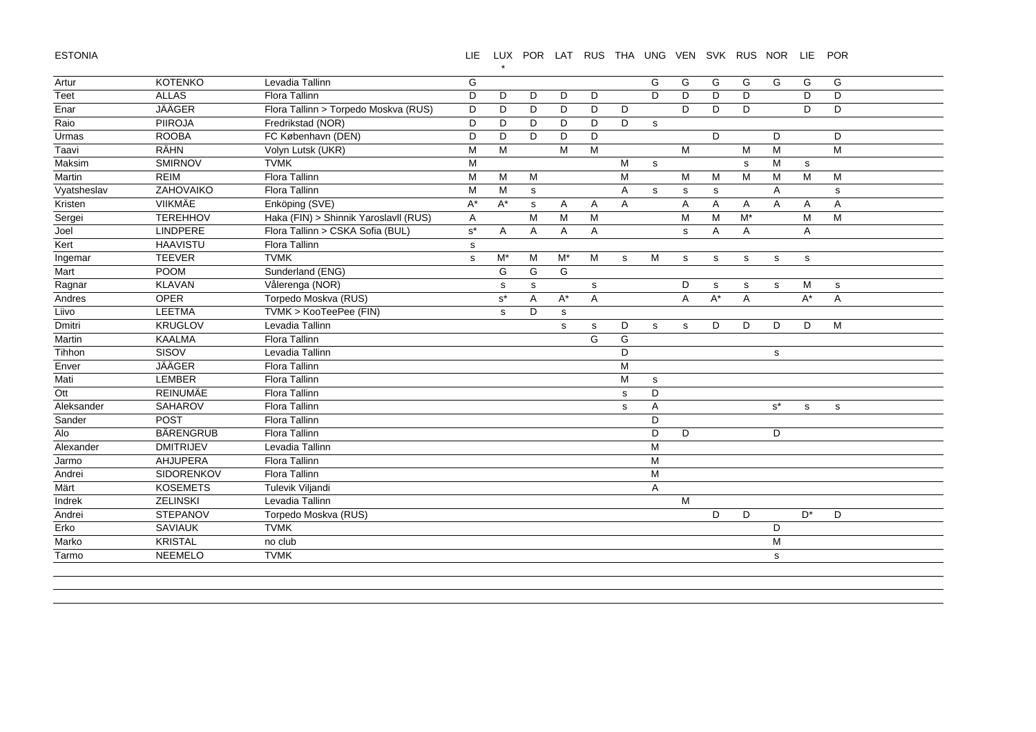ESTONIA

| | | | LIE | LUX * | POR | LAT | RUS | THA | UNG | VEN | SVK | RUS | NOR | LIE | POR |
|---|---|---|---|---|---|---|---|---|---|---|---|---|---|---|---|
| Artur | KOTENKO | Levadia Tallinn | G | | | | | | G | G | G | G | G | G | G |
| Teet | ALLAS | Flora Tallinn | D | D | D | D | D | | D | D | D | D | | D | D |
| Enar | JÄÄGER | Flora Tallinn > Torpedo Moskva (RUS) | D | D | D | D | D | D | | D | D | D | | D | D |
| Raio | PIIROJA | Fredrikstad (NOR) | D | D | D | D | D | D | s | | | | | | |
| Urmas | ROOBA | FC København (DEN) | D | D | D | D | D | | | | D | | D | | D |
| Taavi | RÄHN | Volyn Lutsk (UKR) | M | M | | M | M | | | M | | M | M | | M |
| Maksim | SMIRNOV | TVMK | M | | | | | M | s | | | s | M | s | |
| Martin | REIM | Flora Tallinn | M | M | M | | | M | | M | M | M | M | M | M |
| Vyatsheslav | ZAHOVAIKO | Flora Tallinn | M | M | s | | | A | s | s | s | | A | | s |
| Kristen | VIIKMÄE | Enköping (SVE) | A* | A* | s | A | A | A | | A | A | A | A | A | A |
| Sergei | TEREHHOV | Haka (FIN) > Shinnik Yaroslavll (RUS) | A | | M | M | M | | | M | M | M* | | M | M |
| Joel | LINDPERE | Flora Tallinn > CSKA Sofia (BUL) | s* | A | A | A | A | | | s | A | A | | A | |
| Kert | HAAVISTU | Flora Tallinn | s | | | | | | | | | | | | |
| Ingemar | TEEVER | TVMK | s | M* | M | M* | M | s | M | s | s | s | s | s | |
| Mart | POOM | Sunderland (ENG) | | G | G | G | | | | | | | | | |
| Ragnar | KLAVAN | Vålerenga (NOR) | | s | s | | s | | | D | s | s | s | M | s |
| Andres | OPER | Torpedo Moskva (RUS) | | s* | A | A* | A | | | A | A* | A | | A* | A |
| Liivo | LEETMA | TVMK > KooTeePee (FIN) | | s | D | s | | | | | | | | | |
| Dmitri | KRUGLOV | Levadia Tallinn | | | | s | s | D | s | s | D | D | D | D | M |
| Martin | KAALMA | Flora Tallinn | | | | | G | G | | | | | | | |
| Tihhon | SISOV | Levadia Tallinn | | | | | | D | | | | | s | | |
| Enver | JÄÄGER | Flora Tallinn | | | | | | M | | | | | | | |
| Mati | LEMBER | Flora Tallinn | | | | | | M | s | | | | | | |
| Ott | REINUMÄE | Flora Tallinn | | | | | | s | D | | | | | | |
| Aleksander | SAHAROV | Flora Tallinn | | | | | | s | A | | | | s* | s | s |
| Sander | POST | Flora Tallinn | | | | | | | D | | | | | | |
| Alo | BÄRENGRUB | Flora Tallinn | | | | | | | D | D | | | D | | |
| Alexander | DMITRIJEV | Levadia Tallinn | | | | | | | M | | | | | | |
| Jarmo | AHJUPERA | Flora Tallinn | | | | | | | M | | | | | | |
| Andrei | SIDORENKOV | Flora Tallinn | | | | | | | M | | | | | | |
| Märt | KOSEMETS | Tulevik Viljandi | | | | | | | A | | | | | | |
| Indrek | ZELINSKI | Levadia Tallinn | | | | | | | | M | | | | | |
| Andrei | STEPANOV | Torpedo Moskva (RUS) | | | | | | | | | D | D | | D* | D |
| Erko | SAVIAUK | TVMK | | | | | | | | | | | D | | |
| Marko | KRISTAL | no club | | | | | | | | | | | M | | |
| Tarmo | NEEMELO | TVMK | | | | | | | | | | | s | | |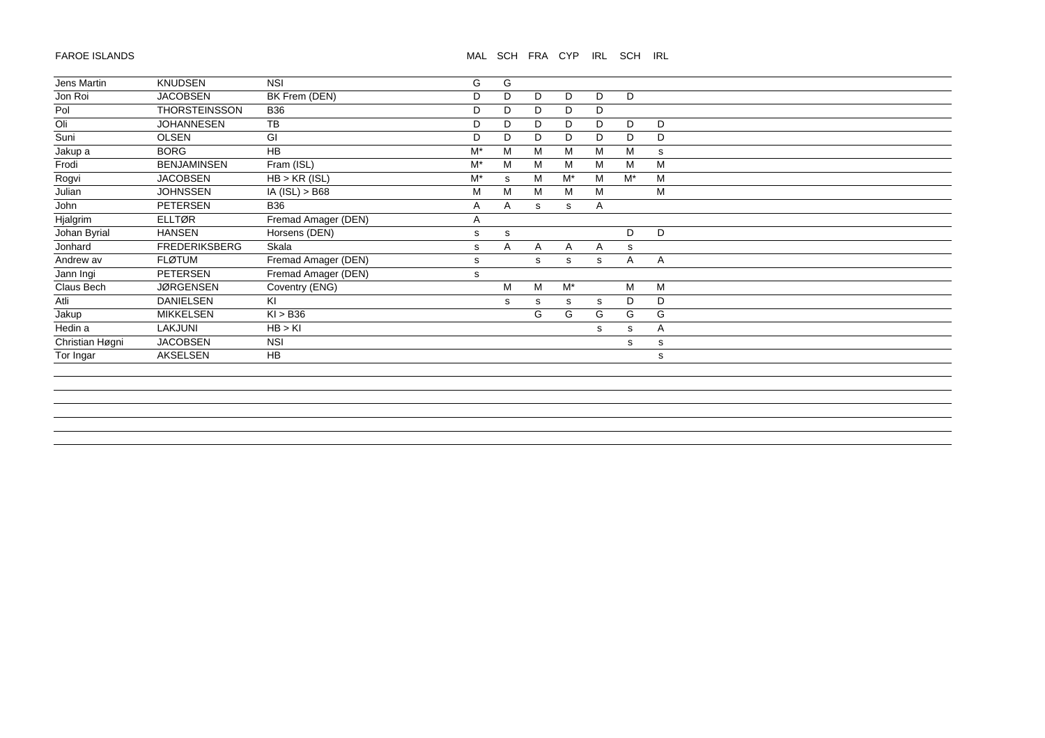FAROE ISLANDS

| | | | MAL | SCH | FRA | CYP | IRL | SCH | IRL |
|---|---|---|---|---|---|---|---|---|---|
| Jens Martin | KNUDSEN | NSI | G | G | | | | | |
| Jon Roi | JACOBSEN | BK Frem (DEN) | D | D | D | D | D | D | |
| Pol | THORSTEINSSON | B36 | D | D | D | D | D | | |
| Oli | JOHANNESEN | TB | D | D | D | D | D | D | D |
| Suni | OLSEN | GI | D | D | D | D | D | D | D |
| Jakup a | BORG | HB | M* | M | M | M | M | M | s |
| Frodi | BENJAMINSEN | Fram (ISL) | M* | M | M | M | M | M | M |
| Rogvi | JACOBSEN | HB > KR (ISL) | M* | s | M | M* | M | M* | M |
| Julian | JOHNSSEN | IA (ISL) > B68 | M | M | M | M | M | | M |
| John | PETERSEN | B36 | A | A | s | s | A | | |
| Hjalgrim | ELLTØR | Fremad Amager (DEN) | A | | | | | | |
| Johan Byrial | HANSEN | Horsens (DEN) | s | s | | | | D | D |
| Jonhard | FREDERIKSBERG | Skala | s | A | A | A | A | s | |
| Andrew av | FLØTUM | Fremad Amager (DEN) | s | | s | s | s | A | A |
| Jann Ingi | PETERSEN | Fremad Amager (DEN) | s | | | | | | |
| Claus Bech | JØRGENSEN | Coventry (ENG) | | M | M | M* | | M | M |
| Atli | DANIELSEN | KI | | s | s | s | s | D | D |
| Jakup | MIKKELSEN | KI > B36 | | | G | G | G | G | G |
| Hedin a | LAKJUNI | HB > KI | | | | | s | s | A |
| Christian Høgni | JACOBSEN | NSI | | | | | | s | s |
| Tor Ingar | AKSELSEN | HB | | | | | | | s |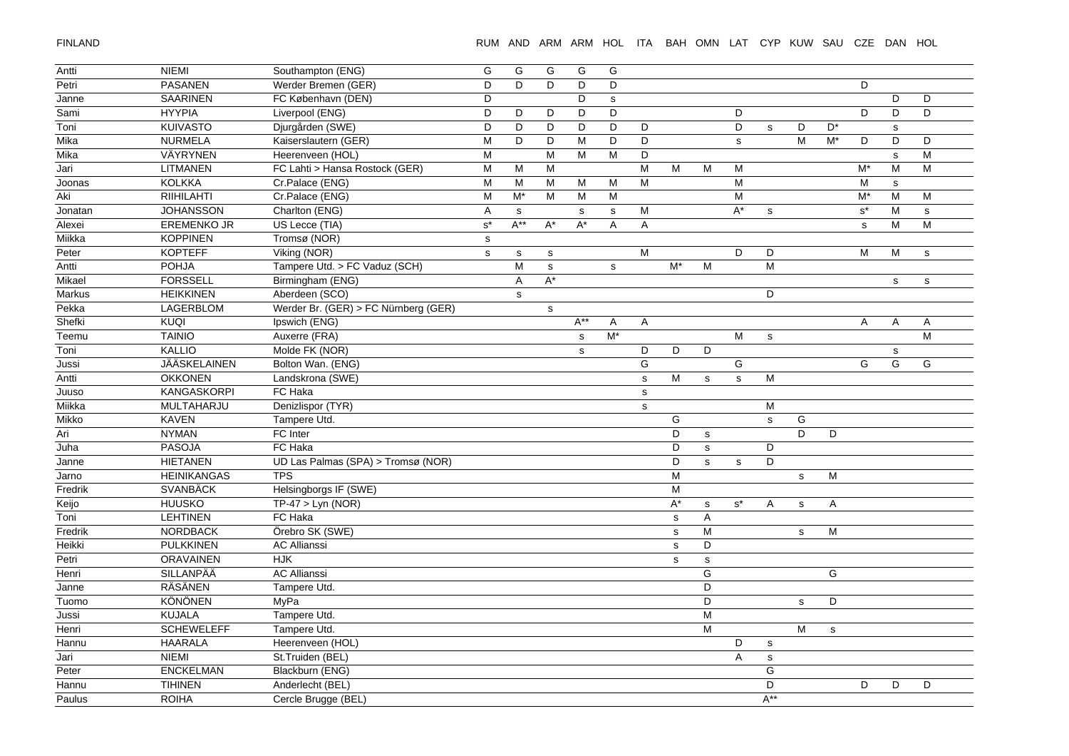FINLAND

| | | | RUM | AND | ARM | ARM | HOL | ITA | BAH | OMN | LAT | CYP | KUW | SAU | CZE | DAN | HOL |
|---|---|---|---|---|---|---|---|---|---|---|---|---|---|---|---|---|---|
| Antti | NIEMI | Southampton (ENG) | G | G | G | G | G | | | | | | | | | | |
| Petri | PASANEN | Werder Bremen (GER) | D | D | D | D | D | | | | | | | | D | | |
| Janne | SAARINEN | FC København (DEN) | D | | | D | s | | | | | | | | | D | D |
| Sami | HYYPIA | Liverpool (ENG) | D | D | D | D | D | | | | D | | | | D | D | D |
| Toni | KUIVASTO | Djurgården (SWE) | D | D | D | D | D | D | | | D | s | D | D* | | s | |
| Mika | NURMELA | Kaiserslautern (GER) | M | D | D | M | D | D | | | s | | M | M* | D | D | D |
| Mika | VÄYRYNEN | Heerenveen (HOL) | M | | M | M | M | D | | | | | | | | s | M |
| Jari | LITMANEN | FC Lahti > Hansa Rostock (GER) | M | M | M | | | M | M | M | M | | | | M* | M | M |
| Joonas | KOLKKA | Cr.Palace (ENG) | M | M | M | M | M | M | | | M | | | | M | s | |
| Aki | RIIHILAHTI | Cr.Palace (ENG) | M | M* | M | M | M | | | | M | | | | M* | M | M |
| Jonatan | JOHANSSON | Charlton (ENG) | A | s | | s | s | M | | | A* | s | | | s* | M | s |
| Alexei | EREMENKO JR | US Lecce (TIA) | s* | A** | A* | A* | A | A | | | | | | | s | M | M |
| Miikka | KOPPINEN | Tromsø (NOR) | s | | | | | | | | | | | | | | |
| Peter | KOPTEFF | Viking (NOR) | s | s | s | | | M | | | D | D | | | M | M | s |
| Antti | POHJA | Tampere Utd. > FC Vaduz (SCH) | | M | s | | s | | M* | M | | M | | | | | |
| Mikael | FORSSELL | Birmingham (ENG) | | A | A* | | | | | | | | | | | s | s |
| Markus | HEIKKINEN | Aberdeen (SCO) | | s | | | | | | | | D | | | | | |
| Pekka | LAGERBLOM | Werder Br. (GER) > FC Nürnberg (GER) | | | s | | | | | | | | | | | | |
| Shefki | KUQI | Ipswich (ENG) | | | | A** | A | A | | | | | | | A | A | A |
| Teemu | TAINIO | Auxerre (FRA) | | | | s | M* | | | | M | s | | | | | M |
| Toni | KALLIO | Molde FK (NOR) | | | | s | | D | D | D | | | | | | s | |
| Jussi | JÄÄSKELAINEN | Bolton Wan. (ENG) | | | | | | G | | | G | | | | G | G | G |
| Antti | OKKONEN | Landskrona (SWE) | | | | | | s | M | s | s | M | | | | | |
| Juuso | KANGASKORPI | FC Haka | | | | | | s | | | | | | | | | |
| Miikka | MULTAHARJU | Denizlispor (TYR) | | | | | | s | | | | M | | | | | |
| Mikko | KAVEN | Tampere Utd. | | | | | | | G | | | s | G | | | | |
| Ari | NYMAN | FC Inter | | | | | | | D | s | | | D | D | | | |
| Juha | PASOJA | FC Haka | | | | | | | D | s | | D | | | | | |
| Janne | HIETANEN | UD Las Palmas (SPA) > Tromsø (NOR) | | | | | | | D | s | s | D | | | | | |
| Jarno | HEINIKANGAS | TPS | | | | | | | M | | | | s | M | | | |
| Fredrik | SVANBÄCK | Helsingborgs IF (SWE) | | | | | | | M | | | | | | | | |
| Keijo | HUUSKO | TP-47 > Lyn (NOR) | | | | | | | A* | s | s* | A | s | A | | | |
| Toni | LEHTINEN | FC Haka | | | | | | | s | A | | | | | | | |
| Fredrik | NORDBACK | Örebro SK (SWE) | | | | | | | s | M | | | s | M | | | |
| Heikki | PULKKINEN | AC Allianssi | | | | | | | s | D | | | | | | | |
| Petri | ORAVAINEN | HJK | | | | | | | s | s | | | | | | | |
| Henri | SILLANPÄÄ | AC Allianssi | | | | | | | | G | | | | G | | | |
| Janne | RÄSÄNEN | Tampere Utd. | | | | | | | | D | | | | | | | |
| Tuomo | KÖNÖNEN | MyPa | | | | | | | | D | | | s | D | | | |
| Jussi | KUJALA | Tampere Utd. | | | | | | | | M | | | | | | | |
| Henri | SCHEWELEFF | Tampere Utd. | | | | | | | | M | | | M | s | | | |
| Hannu | HAARALA | Heerenveen (HOL) | | | | | | | | | D | s | | | | | |
| Jari | NIEMI | St.Truiden (BEL) | | | | | | | | | A | s | | | | | |
| Peter | ENCKELMAN | Blackburn (ENG) | | | | | | | | | | G | | | | | |
| Hannu | TIHINEN | Anderlecht (BEL) | | | | | | | | | | D | | | D | D | D |
| Paulus | ROIHA | Cercle Brugge (BEL) | | | | | | | | | | A** | | | | | |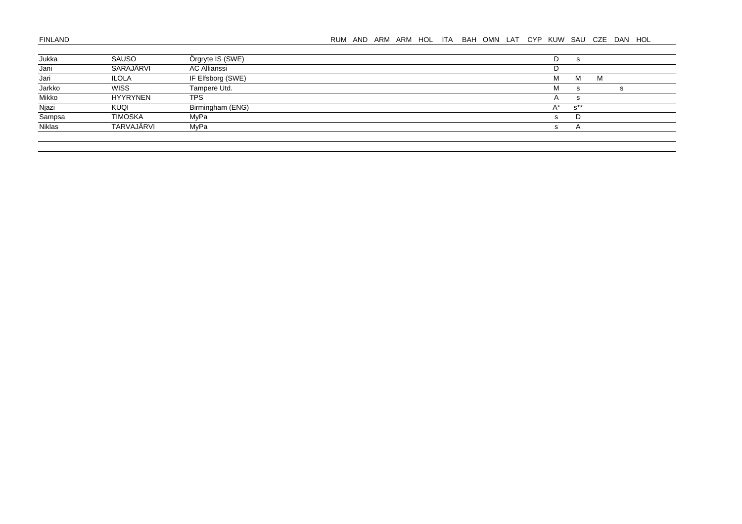FINLAND

| | | | RUM | AND | ARM | ARM | HOL | ITA | BAH | OMN | LAT | CYP | KUW | SAU | CZE | DAN | HOL |
|---|---|---|---|---|---|---|---|---|---|---|---|---|---|---|---|---|---|
| Jukka | SAUSO | Örgryte IS (SWE) | | | | | | | | | | | D | s | | | |
| Jani | SARAJÄRVI | AC Allianssi | | | | | | | | | | | D | | | | |
| Jari | ILOLA | IF Elfsborg (SWE) | | | | | | | | | | | M | M | M | | |
| Jarkko | WISS | Tampere Utd. | | | | | | | | | | | M | s | | s | |
| Mikko | HYYRYNEN | TPS | | | | | | | | | | | A | s | | | |
| Njazi | KUQI | Birmingham (ENG) | | | | | | | | | | | A* | s** | | | |
| Sampsa | TIMOSKA | MyPa | | | | | | | | | | | s | D | | | |
| Niklas | TARVAJÄRVI | MyPa | | | | | | | | | | | s | A | | | |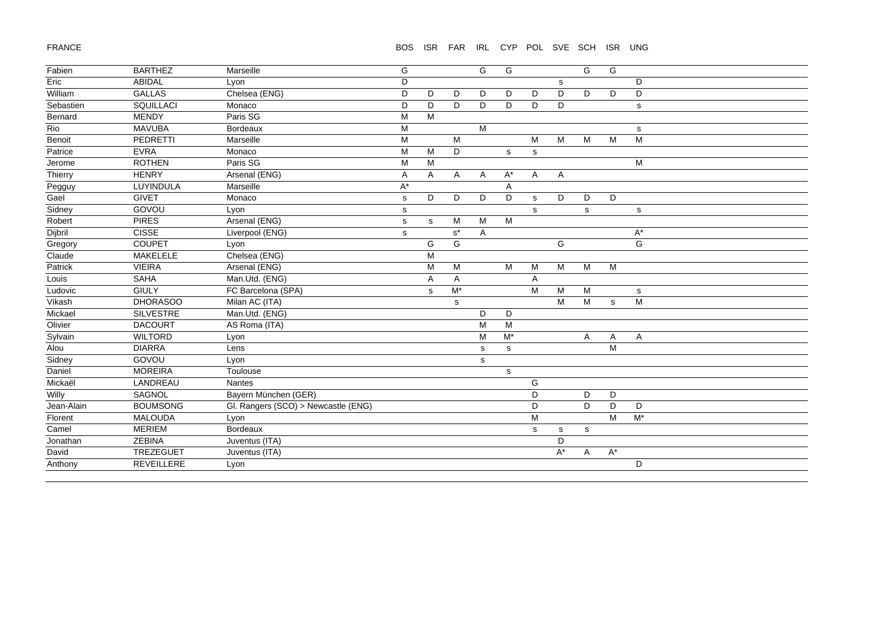| FRANCE | | | BOS | ISR | FAR | IRL | CYP | POL | SVE | SCH | ISR | UNG |
|---|---|---|---|---|---|---|---|---|---|---|---|---|
| Fabien | BARTHEZ | Marseille | G | | | G | G | | | G | G | |
| Eric | ABIDAL | Lyon | D | | | | | | s | | | D |
| William | GALLAS | Chelsea (ENG) | D | D | D | D | D | D | D | D | D | D |
| Sebastien | SQUILLACI | Monaco | D | D | D | D | D | D | D | | | s |
| Bernard | MENDY | Paris SG | M | M | | | | | | | | |
| Rio | MAVUBA | Bordeaux | M | | | M | | | | | | s |
| Benoit | PEDRETTI | Marseille | M | | M | | | M | M | M | M | M |
| Patrice | EVRA | Monaco | M | M | D | | s | s | | | | |
| Jerome | ROTHEN | Paris SG | M | M | | | | | | | | M |
| Thierry | HENRY | Arsenal (ENG) | A | A | A | A | A* | A | A | | | |
| Pegguy | LUYINDULA | Marseille | A* | | | | A | | | | | |
| Gael | GIVET | Monaco | s | D | D | D | D | s | D | D | D | |
| Sidney | GOVOU | Lyon | s | | | | | s | | s | | s |
| Robert | PIRES | Arsenal (ENG) | s | s | M | M | M | | | | | |
| Dijbril | CISSE | Liverpool (ENG) | s | | s* | A | | | | | | A* |
| Gregory | COUPET | Lyon | | G | G | | | | G | | | G |
| Claude | MAKELELE | Chelsea (ENG) | | M | | | | | | | | |
| Patrick | VIEIRA | Arsenal (ENG) | | M | M | | M | M | M | M | M | |
| Louis | SAHA | Man.Utd. (ENG) | | A | A | | | A | | | | |
| Ludovic | GIULY | FC Barcelona (SPA) | | s | M* | | | M | M | M | | s |
| Vikash | DHORASOO | Milan AC (ITA) | | | s | | | | M | M | s | M |
| Mickael | SILVESTRE | Man.Utd. (ENG) | | | | D | D | | | | | |
| Olivier | DACOURT | AS Roma (ITA) | | | | M | M | | | | | |
| Sylvain | WILTORD | Lyon | | | | M | M* | | | A | A | A |
| Alou | DIARRA | Lens | | | | s | s | | | | M | |
| Sidney | GOVOU | Lyon | | | | s | | | | | | |
| Daniel | MOREIRA | Toulouse | | | | | s | | | | | |
| Mickaël | LANDREAU | Nantes | | | | | | G | | | | |
| Willy | SAGNOL | Bayern München (GER) | | | | | | D | | D | D | |
| Jean-Alain | BOUMSONG | Gl. Rangers (SCO) > Newcastle (ENG) | | | | | | D | | D | D | D |
| Florent | MALOUDA | Lyon | | | | | | M | | | M | M* |
| Camel | MERIEM | Bordeaux | | | | | | s | s | s | | |
| Jonathan | ZEBINA | Juventus (ITA) | | | | | | | D | | | |
| David | TREZEGUET | Juventus (ITA) | | | | | | | A* | A | A* | |
| Anthony | REVEILLERE | Lyon | | | | | | | | | | D |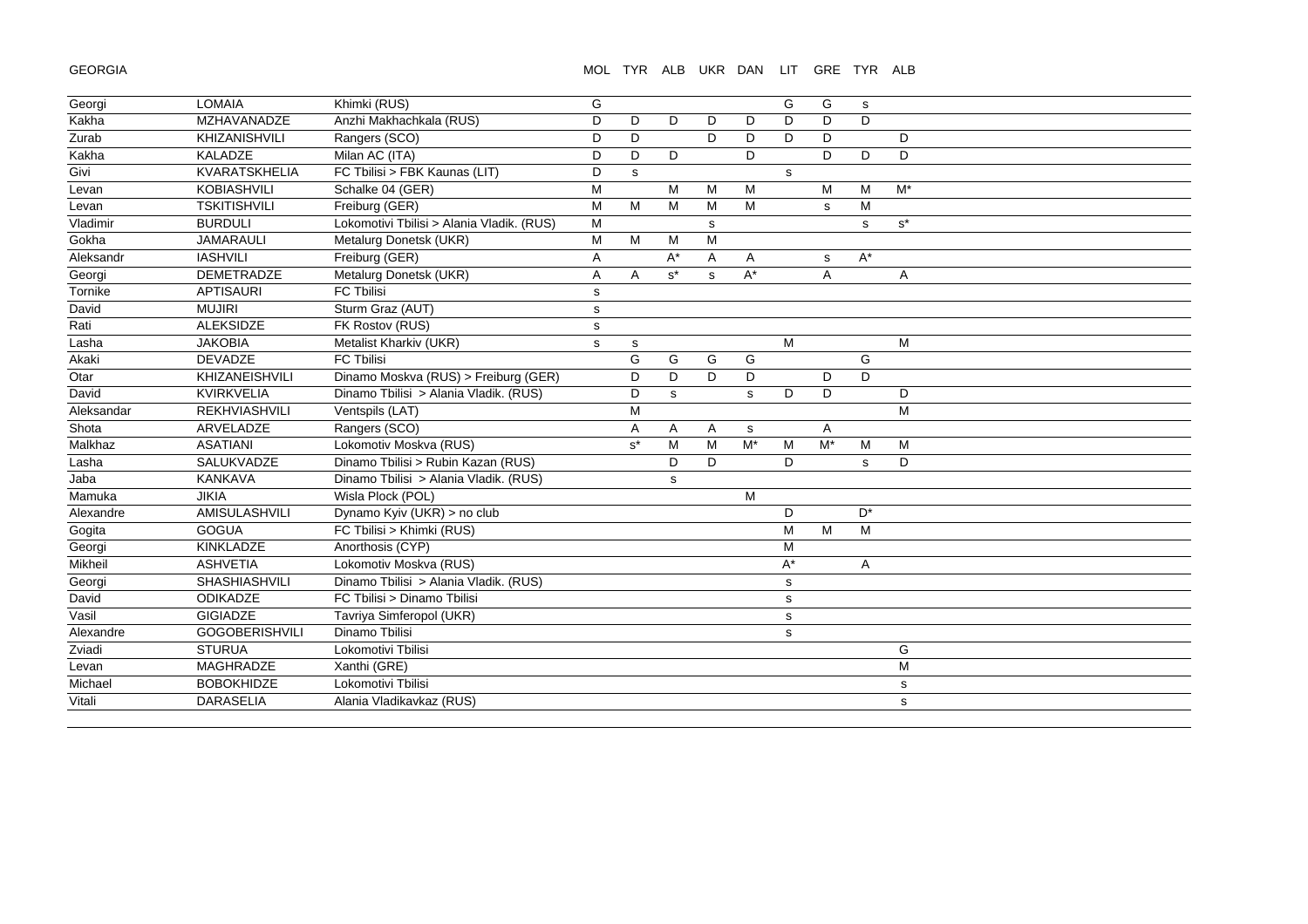# GEORGIA

| First name | Surname | Club | MOL | TYR | ALB | UKR | DAN | LIT | GRE | TYR | ALB |
|---|---|---|---|---|---|---|---|---|---|---|---|
| Georgi | LOMAIA | Khimki (RUS) | G | | | | | G | G | s | |
| Kakha | MZHAVANADZE | Anzhi Makhachkala (RUS) | D | D | D | D | D | D | D | D | |
| Zurab | KHIZANISHVILI | Rangers (SCO) | D | D | | D | D | D | D | | D |
| Kakha | KALADZE | Milan AC (ITA) | D | D | D | | D | | D | D | D |
| Givi | KVARATSKHELIA | FC Tbilisi > FBK Kaunas (LIT) | D | s | | | | s | | | |
| Levan | KOBIASHVILI | Schalke 04 (GER) | M | | M | M | M | | M | M | M* |
| Levan | TSKITISHVILI | Freiburg (GER) | M | M | M | M | M | | s | M | |
| Vladimir | BURDULI | Lokomotivi Tbilisi > Alania Vladik. (RUS) | M | | | s | | | | s | s* |
| Gokha | JAMARAULI | Metalurg Donetsk (UKR) | M | M | M | M | | | | | |
| Aleksandr | IASHVILI | Freiburg (GER) | A | | A* | A | A | | s | A* | |
| Georgi | DEMETRADZE | Metalurg Donetsk (UKR) | A | A | s* | s | A* | | A | | A |
| Tornike | APTISAURI | FC Tbilisi | s | | | | | | | | |
| David | MUJIRI | Sturm Graz (AUT) | s | | | | | | | | |
| Rati | ALEKSIDZE | FK Rostov (RUS) | s | | | | | | | | |
| Lasha | JAKOBIA | Metalist Kharkiv (UKR) | s | s | | | | M | | | M |
| Akaki | DEVADZE | FC Tbilisi | | G | G | G | G | | | G | |
| Otar | KHIZANEISHVILI | Dinamo Moskva (RUS) > Freiburg (GER) | | D | D | D | D | | D | D | |
| David | KVIRKVELIA | Dinamo Tbilisi > Alania Vladik. (RUS) | | D | s | | s | D | D | | D |
| Aleksandar | REKHVIASHVILI | Ventspils (LAT) | | M | | | | | | | M |
| Shota | ARVELADZE | Rangers (SCO) | | A | A | A | s | | A | | |
| Malkhaz | ASATIANI | Lokomotiv Moskva (RUS) | | s* | M | M | M* | M | M* | M | M |
| Lasha | SALUKVADZE | Dinamo Tbilisi > Rubin Kazan (RUS) | | | D | D | | D | | s | D |
| Jaba | KANKAVA | Dinamo Tbilisi > Alania Vladik. (RUS) | | | s | | | | | | |
| Mamuka | JIKIA | Wisla Plock (POL) | | | | | M | | | | |
| Alexandre | AMISULASHVILI | Dynamo Kyiv (UKR) > no club | | | | | | D | | D* | |
| Gogita | GOGUA | FC Tbilisi > Khimki (RUS) | | | | | | M | M | M | |
| Georgi | KINKLADZE | Anorthosis (CYP) | | | | | | M | | | |
| Mikheil | ASHVETIA | Lokomotiv Moskva (RUS) | | | | | | A* | | A | |
| Georgi | SHASHIASHVILI | Dinamo Tbilisi > Alania Vladik. (RUS) | | | | | | s | | | |
| David | ODIKADZE | FC Tbilisi > Dinamo Tbilisi | | | | | | s | | | |
| Vasil | GIGIADZE | Tavriya Simferopol (UKR) | | | | | | s | | | |
| Alexandre | GOGOBERISHVILI | Dinamo Tbilisi | | | | | | s | | | |
| Zviadi | STURUA | Lokomotivi Tbilisi | | | | | | | | | G |
| Levan | MAGHRADZE | Xanthi (GRE) | | | | | | | | | M |
| Michael | BOBOKHIDZE | Lokomotivi Tbilisi | | | | | | | | | s |
| Vitali | DARASELIA | Alania Vladikavkaz (RUS) | | | | | | | | | s |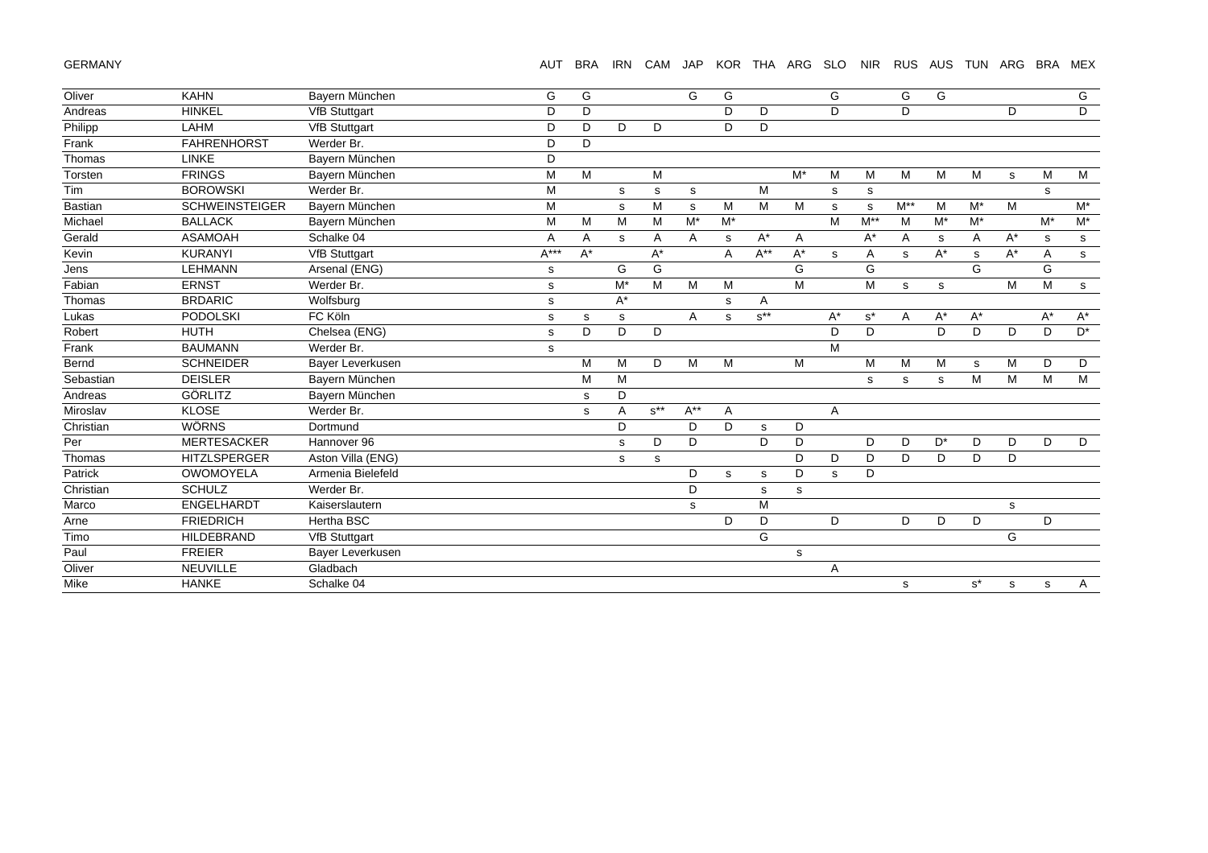GERMANY

| | | | AUT | BRA | IRN | CAM | JAP | KOR | THA | ARG | SLO | NIR | RUS | AUS | TUN | ARG | BRA | MEX |
|---|---|---|---|---|---|---|---|---|---|---|---|---|---|---|---|---|---|---|
| Oliver | KAHN | Bayern München | G | G | | | G | G | | | G | | G | G | | | | G |
| Andreas | HINKEL | VfB Stuttgart | D | D | | | | D | D | | D | | D | | | D | | D |
| Philipp | LAHM | VfB Stuttgart | D | D | D | D | | D | D | | | | | | | | | |
| Frank | FAHRENHORST | Werder Br. | D | D | | | | | | | | | | | | | | |
| Thomas | LINKE | Bayern München | D | | | | | | | | | | | | | | | |
| Torsten | FRINGS | Bayern München | M | M | | M | | | | M* | M | M | M | M | M | s | M | M |
| Tim | BOROWSKI | Werder Br. | M | | s | s | s | | M | | s | s | | | | | s | |
| Bastian | SCHWEINSTEIGER | Bayern München | M | | s | M | s | M | M | M | s | s | M** | M | M* | M | | M* |
| Michael | BALLACK | Bayern München | M | M | M | M | M* | M* | | | M | M** | M | M* | M* | | M* | M* |
| Gerald | ASAMOAH | Schalke 04 | A | A | s | A | A | s | A* | A | | A* | A | s | A | A* | s | s |
| Kevin | KURANYI | VfB Stuttgart | A*** | A* | | A* | | A | A** | A* | s | A | s | A* | s | A* | A | s |
| Jens | LEHMANN | Arsenal (ENG) | s | | G | G | | | | G | | G | | | G | | G | |
| Fabian | ERNST | Werder Br. | s | | M* | M | M | M | | M | | M | s | s | | M | M | s |
| Thomas | BRDARIC | Wolfsburg | s | | A* | | | s | A | | | | | | | | | |
| Lukas | PODOLSKI | FC Köln | s | s | s | | A | s | s** | | A* | s* | A | A* | A* | | A* | A* |
| Robert | HUTH | Chelsea (ENG) | s | D | D | D | | | | | D | D | | D | D | D | D | D* |
| Frank | BAUMANN | Werder Br. | s | | | | | | | | M | | | | | | | |
| Bernd | SCHNEIDER | Bayer Leverkusen | | M | M | D | M | M | | M | | M | M | M | s | M | D | D |
| Sebastian | DEISLER | Bayern München | | M | M | | | | | | | s | s | s | M | M | M | M |
| Andreas | GÖRLITZ | Bayern München | | s | D | | | | | | | | | | | | | |
| Miroslav | KLOSE | Werder Br. | | s | A | s** | A** | A | | | A | | | | | | | |
| Christian | WÖRNS | Dortmund | | | D | | D | D | s | D | | | | | | | | |
| Per | MERTESACKER | Hannover 96 | | | s | D | D | | D | D | | D | D | D* | D | D | D | D |
| Thomas | HITZLSPERGER | Aston Villa (ENG) | | | s | s | | | | D | D | D | D | D | D | D | | |
| Patrick | OWOMOYELA | Armenia Bielefeld | | | | | D | s | s | D | s | D | | | | | | |
| Christian | SCHULZ | Werder Br. | | | | | D | | s | s | | | | | | | | |
| Marco | ENGELHARDT | Kaiserslautern | | | | | s | | M | | | | | | | s | | |
| Arne | FRIEDRICH | Hertha BSC | | | | | | D | D | | D | | D | D | D | | D | |
| Timo | HILDEBRAND | VfB Stuttgart | | | | | | | G | | | | | | | G | | |
| Paul | FREIER | Bayer Leverkusen | | | | | | | | s | | | | | | | | |
| Oliver | NEUVILLE | Gladbach | | | | | | | | | A | | | | | | | |
| Mike | HANKE | Schalke 04 | | | | | | | | | | | s | | s* | s | s | A |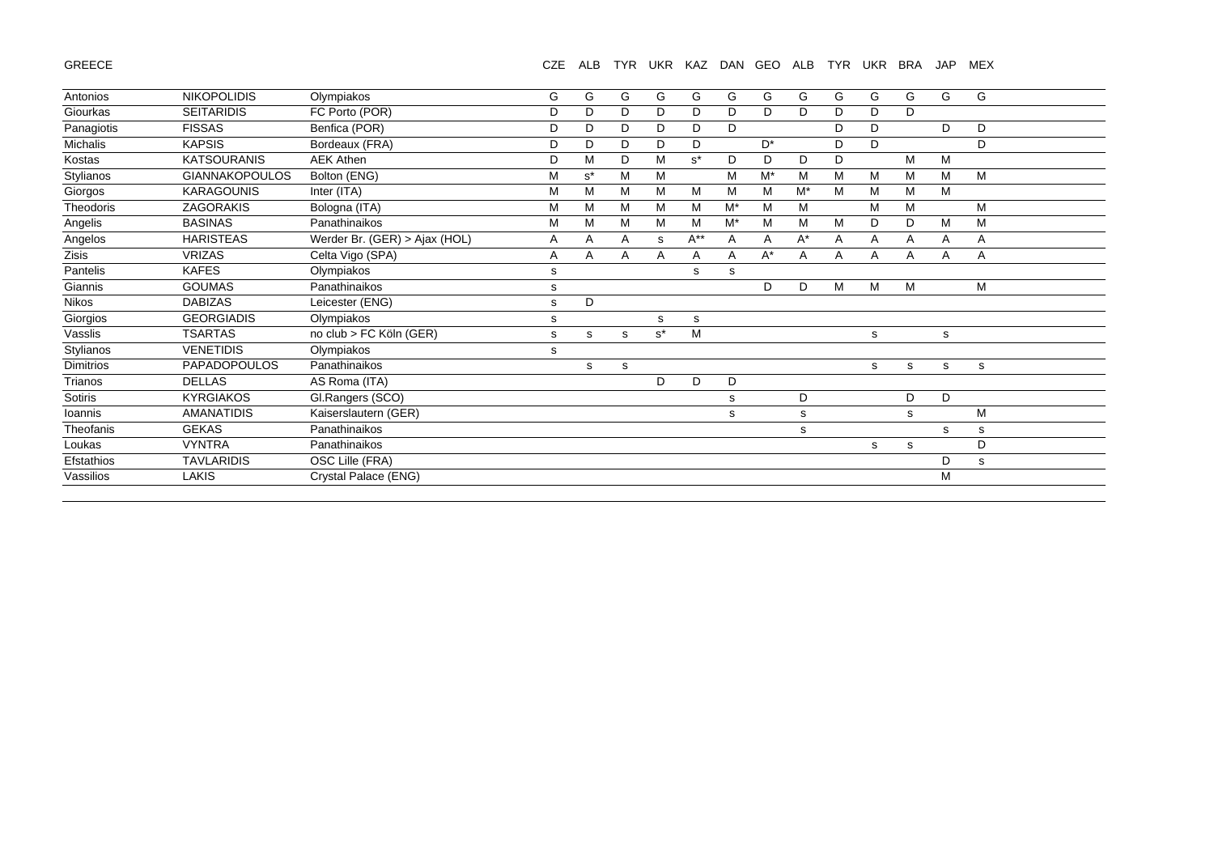GREECE

| | | | CZE | ALB | TYR | UKR | KAZ | DAN | GEO | ALB | TYR | UKR | BRA | JAP | MEX |
|---|---|---|---|---|---|---|---|---|---|---|---|---|---|---|---|
| Antonios | NIKOPOLIDIS | Olympiakos | G | G | G | G | G | G | G | G | G | G | G | G | G |
| Giourkas | SEITARIDIS | FC Porto (POR) | D | D | D | D | D | D | D | D | D | D | D | | |
| Panagiotis | FISSAS | Benfica (POR) | D | D | D | D | D | D | | | D | D | | D | D |
| Michalis | KAPSIS | Bordeaux (FRA) | D | D | D | D | D | | D* | | D | D | | | D |
| Kostas | KATSOURANIS | AEK Athen | D | M | D | M | s* | D | D | D | D | | M | M | |
| Stylianos | GIANNAKOPOULOS | Bolton (ENG) | M | s* | M | M | | M | M* | M | M | M | M | M | M |
| Giorgos | KARAGOUNIS | Inter (ITA) | M | M | M | M | M | M | M | M* | M | M | M | M | |
| Theodoris | ZAGORAKIS | Bologna (ITA) | M | M | M | M | M | M* | M | M | | M | M | | M |
| Angelis | BASINAS | Panathinaikos | M | M | M | M | M | M* | M | M | M | D | D | M | M |
| Angelos | HARISTEAS | Werder Br. (GER) > Ajax (HOL) | A | A | A | s | A** | A | A | A* | A | A | A | A | A |
| Zisis | VRIZAS | Celta Vigo (SPA) | A | A | A | A | A | A | A* | A | A | A | A | A | A |
| Pantelis | KAFES | Olympiakos | s | | | | s | s | | | | | | | |
| Giannis | GOUMAS | Panathinaikos | s | | | | | | D | D | M | M | M | | M |
| Nikos | DABIZAS | Leicester (ENG) | s | D | | | | | | | | | | | |
| Giorgios | GEORGIADIS | Olympiakos | s | | | s | s | | | | | | | | |
| Vasslis | TSARTAS | no club > FC Köln (GER) | s | s | s | s* | M | | | | | s | | s | |
| Stylianos | VENETIDIS | Olympiakos | s | | | | | | | | | | | | |
| Dimitrios | PAPADOPOULOS | Panathinaikos | | s | s | | | | | | | s | s | s | s |
| Trianos | DELLAS | AS Roma (ITA) | | | | D | D | D | | | | | | | |
| Sotiris | KYRGIAKOS | Gl.Rangers (SCO) | | | | | | s | | D | | | D | D | |
| Ioannis | AMANATIDIS | Kaiserslautern (GER) | | | | | | s | | s | | | s | | M |
| Theofanis | GEKAS | Panathinaikos | | | | | | | | s | | | | s | s |
| Loukas | VYNTRA | Panathinaikos | | | | | | | | | | s | s | | D |
| Efstathios | TAVLARIDIS | OSC Lille (FRA) | | | | | | | | | | | | D | s |
| Vassilios | LAKIS | Crystal Palace (ENG) | | | | | | | | | | | | M | |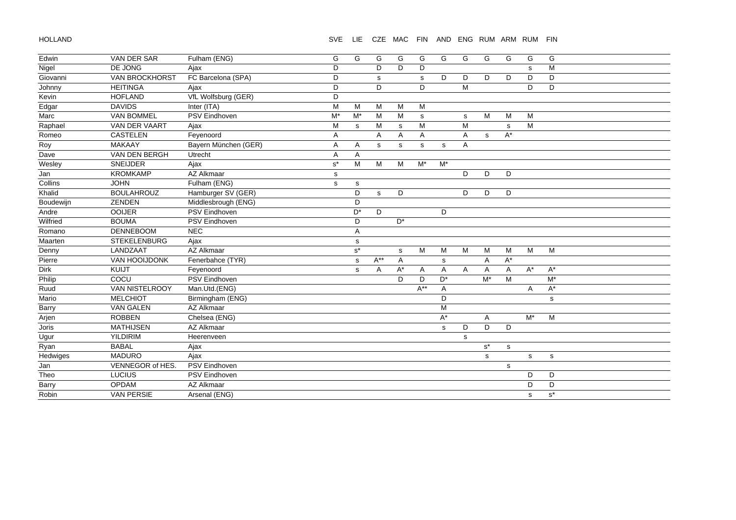| HOLLAND | | | SVE | LIE | CZE | MAC | FIN | AND | ENG | RUM | ARM | RUM | FIN |
|---|---|---|---|---|---|---|---|---|---|---|---|---|---|
| Edwin | VAN DER SAR | Fulham (ENG) | G | G | G | G | G | G | G | G | G | G | G |
| Nigel | DE JONG | Ajax | D | | D | D | D | | | | | s | M |
| Giovanni | VAN BROCKHORST | FC Barcelona (SPA) | D | | s | | s | D | D | D | D | D | D |
| Johnny | HEITINGA | Ajax | D | | D | | D | | M | | | D | D |
| Kevin | HOFLAND | VfL Wolfsburg (GER) | D | | | | | | | | | | |
| Edgar | DAVIDS | Inter (ITA) | M | M | M | M | M | | | | | | |
| Marc | VAN BOMMEL | PSV Eindhoven | M* | M* | M | M | s | | s | M | M | M | |
| Raphael | VAN DER VAART | Ajax | M | s | M | s | M | | M | | s | M | |
| Romeo | CASTELEN | Feyenoord | A | | A | A | A | | A | s | A* | | |
| Roy | MAKAAY | Bayern München (GER) | A | A | s | s | s | s | A | | | | |
| Dave | VAN DEN BERGH | Utrecht | A | A | | | | | | | | | |
| Wesley | SNEIJDER | Ajax | s* | M | M | M | M* | M* | | | | | |
| Jan | KROMKAMP | AZ Alkmaar | s | | | | | | D | D | D | | |
| Collins | JOHN | Fulham (ENG) | s | s | | | | | | | | | |
| Khalid | BOULAHROUZ | Hamburger SV (GER) | | D | s | D | | | D | D | D | | |
| Boudewijn | ZENDEN | Middlesbrough (ENG) | | D | | | | | | | | | |
| Andre | OOIJER | PSV Eindhoven | | D* | D | | | D | | | | | |
| Wilfried | BOUMA | PSV Eindhoven | | D | | D* | | | | | | | |
| Romano | DENNEBOOM | NEC | | A | | | | | | | | | |
| Maarten | STEKELENBURG | Ajax | | s | | | | | | | | | |
| Denny | LANDZAAT | AZ Alkmaar | | s* | | s | M | M | M | M | M | M | M |
| Pierre | VAN HOOIJDONK | Fenerbahce (TYR) | | s | A** | A | | s | | A | A* | | |
| Dirk | KUIJT | Feyenoord | | s | A | A* | A | A | A | A | A | A* | A* |
| Philip | COCU | PSV Eindhoven | | | | D | D | D* | | M* | M | | M* |
| Ruud | VAN NISTELROOY | Man.Utd.(ENG) | | | | | A** | A | | | | A | A* |
| Mario | MELCHIOT | Birmingham (ENG) | | | | | | D | | | | | s |
| Barry | VAN GALEN | AZ Alkmaar | | | | | | M | | | | | |
| Arjen | ROBBEN | Chelsea (ENG) | | | | | | A* | | A | | M* | M |
| Joris | MATHIJSEN | AZ Alkmaar | | | | | | s | D | D | D | | |
| Ugur | YILDIRIM | Heerenveen | | | | | | | s | | | | |
| Ryan | BABAL | Ajax | | | | | | | | s* | s | | |
| Hedwiges | MADURO | Ajax | | | | | | | | s | | s | s |
| Jan | VENNEGOR of HES. | PSV Eindhoven | | | | | | | | | s | | |
| Theo | LUCIUS | PSV Eindhoven | | | | | | | | | | D | D |
| Barry | OPDAM | AZ Alkmaar | | | | | | | | | | D | D |
| Robin | VAN PERSIE | Arsenal (ENG) | | | | | | | | | | s | s* |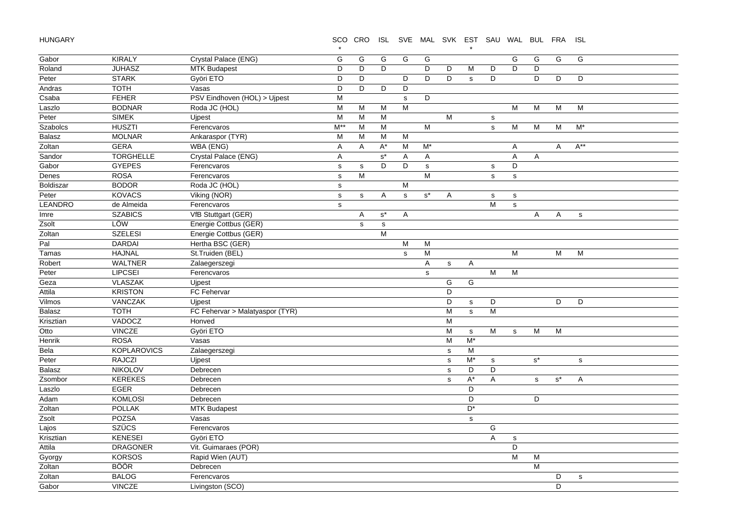HUNGARY

| | | | SCO * | CRO | ISL | SVE | MAL | SVK | EST * | SAU | WAL | BUL | FRA | ISL |
|---|---|---|---|---|---|---|---|---|---|---|---|---|---|---|
| Gabor | KIRALY | Crystal Palace (ENG) | G | G | G | G | G | | | | G | G | G | G |
| Roland | JUHASZ | MTK Budapest | D | D | D | | D | D | M | D | D | D | | |
| Peter | STARK | Györi ETO | D | D | | D | D | D | s | D | | D | D | D |
| Andras | TOTH | Vasas | D | D | D | D | | | | | | | | |
| Csaba | FEHER | PSV Eindhoven (HOL) > Ujpest | M | | | s | D | | | | | | | |
| Laszlo | BODNAR | Roda JC (HOL) | M | M | M | M | | | | | M | M | M | M |
| Peter | SIMEK | Ujpest | M | M | M | | | M | | s | | | | |
| Szabolcs | HUSZTI | Ferencvaros | M** | M | M | | M | | | s | M | M | M | M* |
| Balasz | MOLNAR | Ankaraspor (TYR) | M | M | M | M | | | | | | | | |
| Zoltan | GERA | WBA (ENG) | A | A | A* | M | M* | | | | A | | A | A** |
| Sandor | TORGHELLE | Crystal Palace (ENG) | A | | s* | A | A | | | | A | A | | |
| Gabor | GYEPES | Ferencvaros | s | s | D | D | s | | | s | D | | | |
| Denes | ROSA | Ferencvaros | s | M | | | M | | | s | s | | | |
| Boldiszar | BODOR | Roda JC (HOL) | s | | | M | | | | | | | | |
| Peter | KOVACS | Viking (NOR) | s | s | A | s | s* | A | | s | s | | | |
| LEANDRO | de Almeida | Ferencvaros | s | | | | | | | M | s | | | |
| Imre | SZABICS | VfB Stuttgart (GER) | | A | s* | A | | | | | | A | A | s |
| Zsolt | LÖW | Energie Cottbus (GER) | | s | s | | | | | | | | | |
| Zoltan | SZELESI | Energie Cottbus (GER) | | | M | | | | | | | | | |
| Pal | DARDAI | Hertha BSC (GER) | | | | M | M | | | | | | | |
| Tamas | HAJNAL | St.Truiden (BEL) | | | | s | M | | | | M | | M | M |
| Robert | WALTNER | Zalaegerszegi | | | | | A | s | A | | | | | |
| Peter | LIPCSEI | Ferencvaros | | | | | s | | | M | M | | | |
| Geza | VLASZAK | Ujpest | | | | | | G | G | | | | | |
| Attila | KRISTON | FC Fehervar | | | | | | D | | | | | | |
| Vilmos | VANCZAK | Ujpest | | | | | | D | s | D | | | D | D |
| Balasz | TOTH | FC Fehervar > Malatyaspor (TYR) | | | | | | M | s | M | | | | |
| Krisztian | VADOCZ | Honved | | | | | | M | | | | | | |
| Otto | VINCZE | Györi ETO | | | | | | M | s | M | s | M | M | |
| Henrik | ROSA | Vasas | | | | | | M | M* | | | | | |
| Bela | KOPLAROVICS | Zalaegerszegi | | | | | | s | M | | | | | |
| Peter | RAJCZI | Ujpest | | | | | | s | M* | s | | s* | | s |
| Balasz | NIKOLOV | Debrecen | | | | | | s | D | D | | | | |
| Zsombor | KEREKES | Debrecen | | | | | | s | A* | A | | s | s* | A |
| Laszlo | EGER | Debrecen | | | | | | | D | | | | | |
| Adam | KOMLOSI | Debrecen | | | | | | | D | | | D | | |
| Zoltan | POLLAK | MTK Budapest | | | | | | | D* | | | | | |
| Zsolt | POZSA | Vasas | | | | | | | s | | | | | |
| Lajos | SZÜCS | Ferencvaros | | | | | | | | G | | | | |
| Krisztian | KENESEI | Györi ETO | | | | | | | | A | s | | | |
| Attila | DRAGONER | Vit. Guimaraes (POR) | | | | | | | | | D | | | |
| Gyorgy | KORSOS | Rapid Wien (AUT) | | | | | | | | | M | M | | |
| Zoltan | BÖÖR | Debrecen | | | | | | | | | | M | | |
| Zoltan | BALOG | Ferencvaros | | | | | | | | | | | D | s |
| Gabor | VINCZE | Livingston (SCO) | | | | | | | | | | | D | |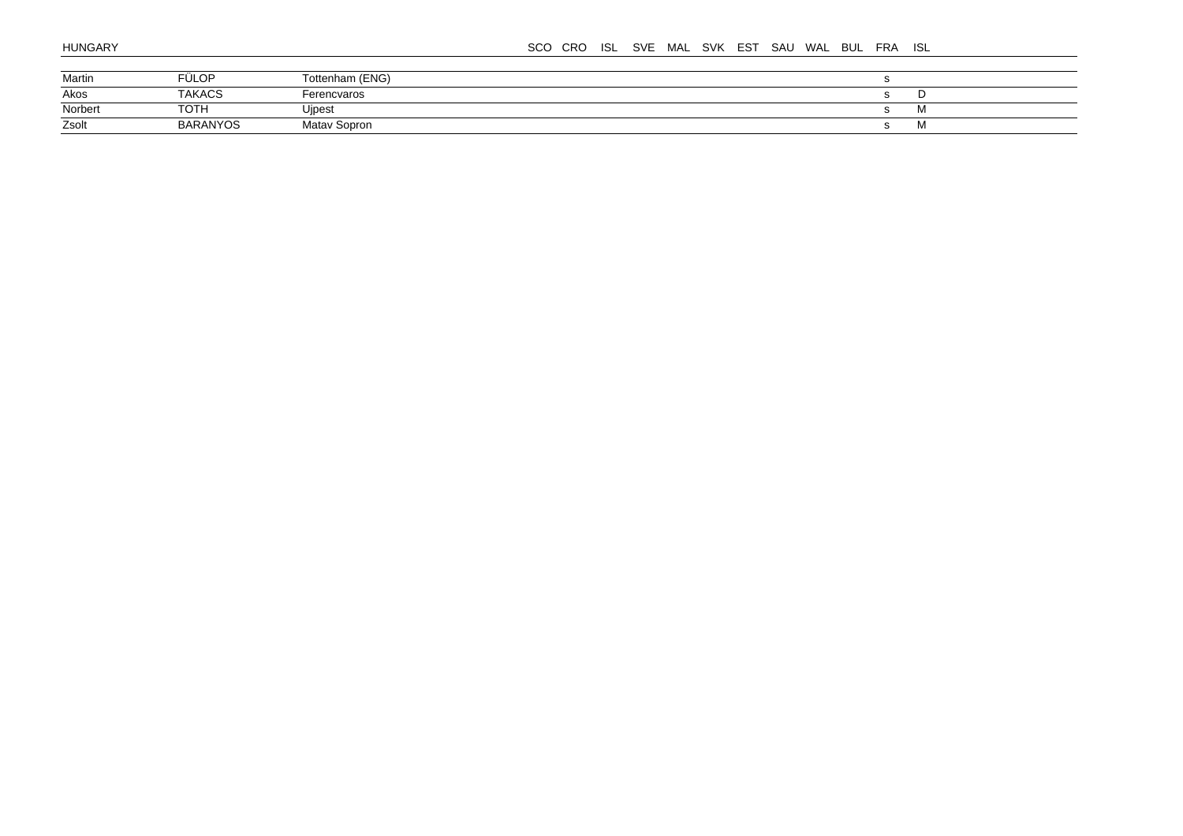HUNGARY

| | | | SCO | CRO | ISL | SVE | MAL | SVK | EST | SAU | WAL | BUL | FRA | ISL |
|---|---|---|---|---|---|---|---|---|---|---|---|---|---|---|
| Martin | FÜLOP | Tottenham (ENG) | | | | | | | | | | | s | |
| Akos | TAKACS | Ferencvaros | | | | | | | | | | | s | D |
| Norbert | TOTH | Ujpest | | | | | | | | | | | s | M |
| Zsolt | BARANYOS | Matav Sopron | | | | | | | | | | | s | M |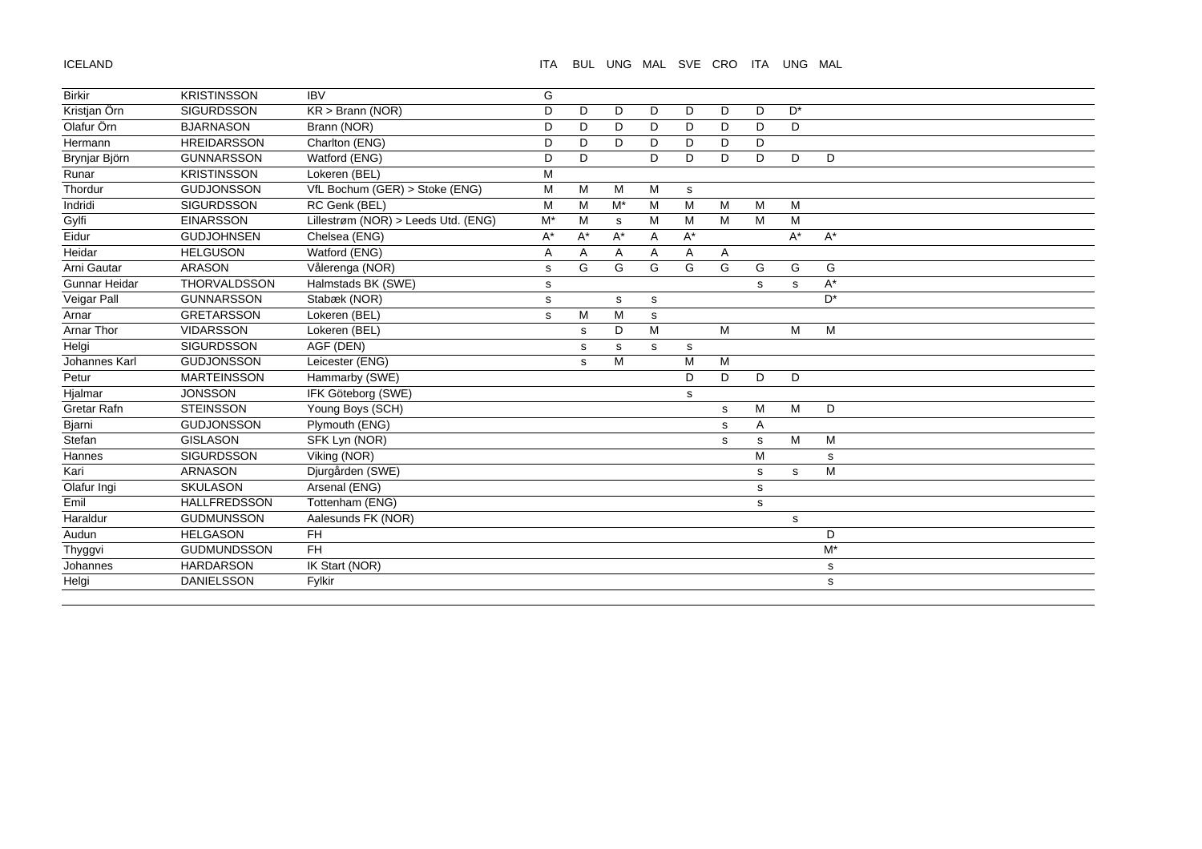ICELAND

| | | | ITA | BUL | UNG | MAL | SVE | CRO | ITA | UNG | MAL |
|---|---|---|---|---|---|---|---|---|---|---|---|
| Birkir | KRISTINSSON | IBV | G | | | | | | | | |
| Kristjan Örn | SIGURDSSON | KR > Brann (NOR) | D | D | D | D | D | D | D | D* | |
| Olafur Örn | BJARNASON | Brann (NOR) | D | D | D | D | D | D | D | D | |
| Hermann | HREIDARSSON | Charlton (ENG) | D | D | D | D | D | D | D | | |
| Brynjar Björn | GUNNARSSON | Watford (ENG) | D | D | | D | D | D | D | D | D |
| Runar | KRISTINSSON | Lokeren (BEL) | M | | | | | | | | |
| Thordur | GUDJONSSON | VfL Bochum (GER) > Stoke (ENG) | M | M | M | M | s | | | | |
| Indridi | SIGURDSSON | RC Genk (BEL) | M | M | M* | M | M | M | M | M | |
| Gylfi | EINARSSON | Lillestrøm (NOR) > Leeds Utd. (ENG) | M* | M | s | M | M | M | M | M | |
| Eidur | GUDJOHNSEN | Chelsea (ENG) | A* | A* | A* | A | A* | | | A* | A* |
| Heidar | HELGUSON | Watford (ENG) | A | A | A | A | A | A | | | |
| Arni Gautar | ARASON | Vålerenga (NOR) | s | G | G | G | G | G | G | G | G |
| Gunnar Heidar | THORVALDSSON | Halmstads BK (SWE) | s | | | | | | s | s | A* |
| Veigar Pall | GUNNARSSON | Stabæk (NOR) | s | | s | s | | | | | D* |
| Arnar | GRETARSSON | Lokeren (BEL) | s | M | M | s | | | | | |
| Arnar Thor | VIDARSSON | Lokeren (BEL) | | s | D | M | | M | | M | M |
| Helgi | SIGURDSSON | AGF (DEN) | | s | s | s | s | | | | |
| Johannes Karl | GUDJONSSON | Leicester (ENG) | | s | M | | M | M | | | |
| Petur | MARTEINSSON | Hammarby (SWE) | | | | | D | D | D | D | |
| Hjalmar | JONSSON | IFK Göteborg (SWE) | | | | | s | | | | |
| Gretar Rafn | STEINSSON | Young Boys (SCH) | | | | | | s | M | M | D |
| Bjarni | GUDJONSSON | Plymouth (ENG) | | | | | | s | A | | |
| Stefan | GISLASON | SFK Lyn (NOR) | | | | | | s | s | M | M |
| Hannes | SIGURDSSON | Viking (NOR) | | | | | | | M | | s |
| Kari | ARNASON | Djurgården (SWE) | | | | | | | s | s | M |
| Olafur Ingi | SKULASON | Arsenal (ENG) | | | | | | | s | | |
| Emil | HALLFREDSSON | Tottenham (ENG) | | | | | | | s | | |
| Haraldur | GUDMUNSSON | Aalesunds FK (NOR) | | | | | | | | s | |
| Audun | HELGASON | FH | | | | | | | | | D |
| Thyggvi | GUDMUNDSSON | FH | | | | | | | | | M* |
| Johannes | HARDARSON | IK Start (NOR) | | | | | | | | | s |
| Helgi | DANIELSSON | Fylkir | | | | | | | | | s |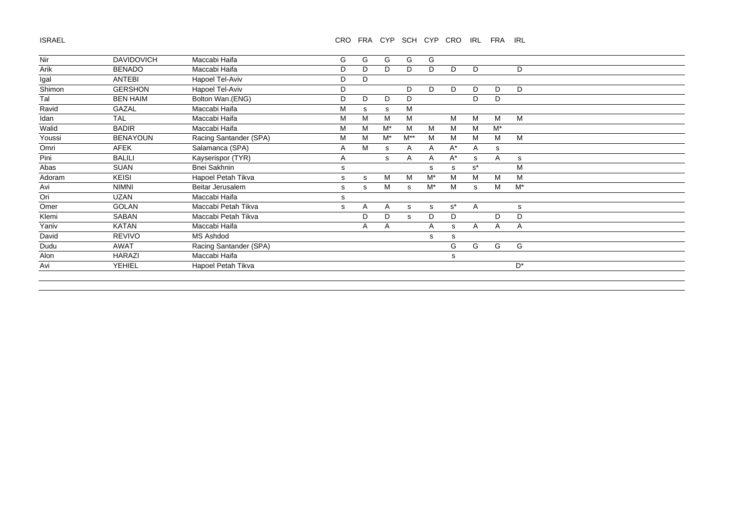ISRAEL

| | | | CRO | FRA | CYP | SCH | CYP | CRO | IRL | FRA | IRL |
|---|---|---|---|---|---|---|---|---|---|---|---|
| Nir | DAVIDOVICH | Maccabi Haifa | G | G | G | G | G | | | | |
| Arik | BENADO | Maccabi Haifa | D | D | D | D | D | D | D | | D |
| Igal | ANTEBI | Hapoel Tel-Aviv | D | D | | | | | | | |
| Shimon | GERSHON | Hapoel Tel-Aviv | D | | | D | D | D | D | D | D |
| Tal | BEN HAIM | Bolton Wan.(ENG) | D | D | D | D | | | D | D | |
| Ravid | GAZAL | Maccabi Haifa | M | s | s | M | | | | | |
| Idan | TAL | Maccabi Haifa | M | M | M | M | | M | M | M | M |
| Walid | BADIR | Maccabi Haifa | M | M | M* | M | M | M | M | M* | |
| Youssi | BENAYOUN | Racing Santander (SPA) | M | M | M* | M** | M | M | M | M | M |
| Omri | AFEK | Salamanca (SPA) | A | M | s | A | A | A* | A | s | |
| Pini | BALILI | Kayserispor (TYR) | A | | s | A | A | A* | s | A | s |
| Abas | SUAN | Bnei Sakhnin | s | | | | s | s | s* | | M |
| Adoram | KEISI | Hapoel Petah Tikva | s | s | M | M | M* | M | M | M | M |
| Avi | NIMNI | Beitar Jerusalem | s | s | M | s | M* | M | s | M | M* |
| Ori | UZAN | Maccabi Haifa | s | | | | | | | | |
| Omer | GOLAN | Maccabi Petah Tikva | s | A | A | s | s | s* | A | | s |
| Klemi | SABAN | Maccabi Petah Tikva | | D | D | s | D | D | | D | D |
| Yaniv | KATAN | Maccabi Haifa | | A | A | | A | s | A | A | A |
| David | REVIVO | MS Ashdod | | | | | s | s | | | |
| Dudu | AWAT | Racing Santander (SPA) | | | | | | G | G | G | G |
| Alon | HARAZI | Maccabi Haifa | | | | | | s | | | |
| Avi | YEHIEL | Hapoel Petah Tikva | | | | | | | | | D* |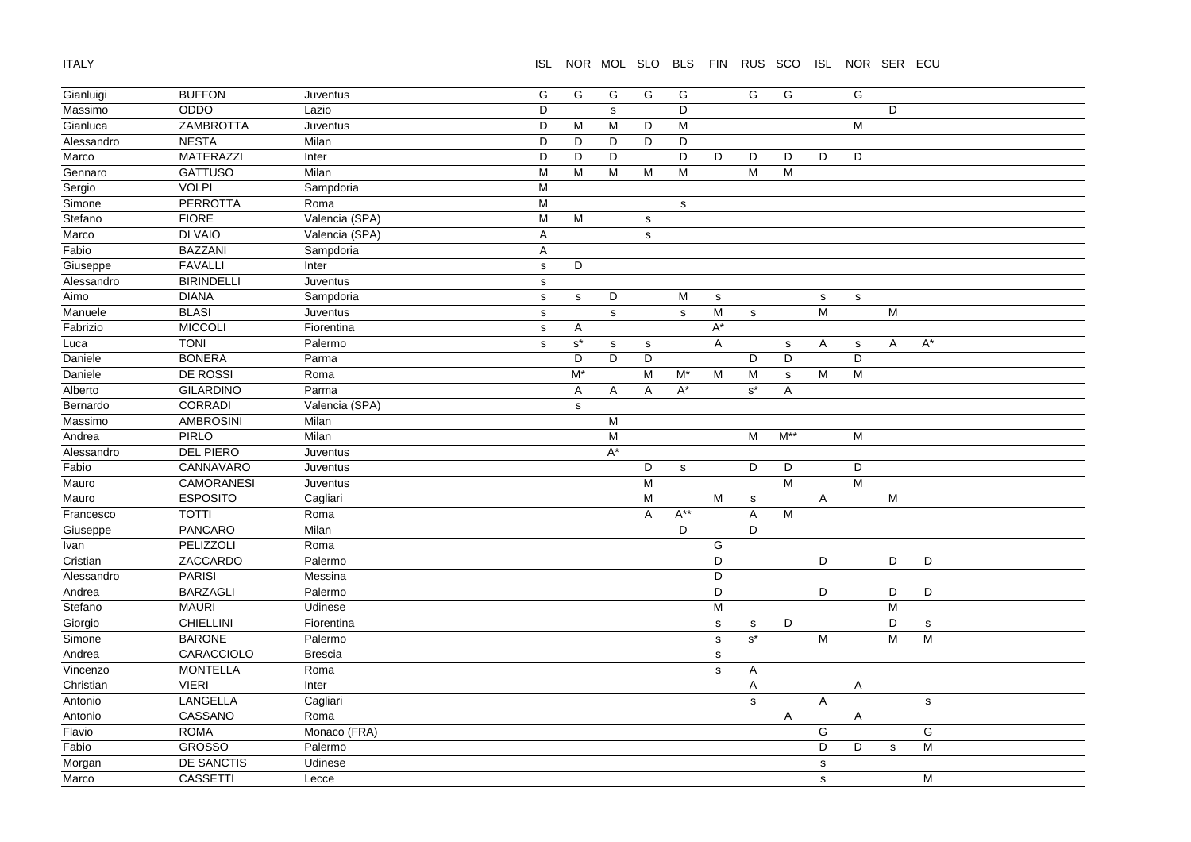ITALY

| | | | ISL | NOR | MOL | SLO | BLS | FIN | RUS | SCO | ISL | NOR | SER | ECU |
|---|---|---|---|---|---|---|---|---|---|---|---|---|---|---|
| Gianluigi | BUFFON | Juventus | G | G | G | G | G | | G | G | | G | | |
| Massimo | ODDO | Lazio | D | | s | | D | | | | | | D | |
| Gianluca | ZAMBROTTA | Juventus | D | M | M | D | M | | | | | M | | |
| Alessandro | NESTA | Milan | D | D | D | D | D | | | | | | | |
| Marco | MATERAZZI | Inter | D | D | D | | D | D | D | D | D | D | | |
| Gennaro | GATTUSO | Milan | M | M | M | M | M | | M | M | | | | |
| Sergio | VOLPI | Sampdoria | M | | | | | | | | | | | |
| Simone | PERROTTA | Roma | M | | | | s | | | | | | | |
| Stefano | FIORE | Valencia (SPA) | M | M | | s | | | | | | | | |
| Marco | DI VAIO | Valencia (SPA) | A | | | s | | | | | | | | |
| Fabio | BAZZANI | Sampdoria | A | | | | | | | | | | | |
| Giuseppe | FAVALLI | Inter | s | D | | | | | | | | | | |
| Alessandro | BIRINDELLI | Juventus | s | | | | | | | | | | | |
| Aimo | DIANA | Sampdoria | s | s | D | | M | s | | | s | s | | |
| Manuele | BLASI | Juventus | s | | s | | s | M | s | | M | | M | |
| Fabrizio | MICCOLI | Fiorentina | s | A | | | | A* | | | | | | |
| Luca | TONI | Palermo | s | s* | s | s | | A | | s | A | s | A | A* |
| Daniele | BONERA | Parma | | D | D | D | | | D | D | | D | | |
| Daniele | DE ROSSI | Roma | | M* | | M | M* | M | M | s | M | M | | |
| Alberto | GILARDINO | Parma | | A | A | A | A* | | s* | A | | | | |
| Bernardo | CORRADI | Valencia (SPA) | | s | | | | | | | | | | |
| Massimo | AMBROSINI | Milan | | | M | | | | | | | | | |
| Andrea | PIRLO | Milan | | | M | | | | M | M** | | M | | |
| Alessandro | DEL PIERO | Juventus | | | A* | | | | | | | | | |
| Fabio | CANNAVARO | Juventus | | | | D | s | | D | D | | D | | |
| Mauro | CAMORANESI | Juventus | | | | M | | | | M | | M | | |
| Mauro | ESPOSITO | Cagliari | | | | M | | M | s | | A | | M | |
| Francesco | TOTTI | Roma | | | | A | A** | | A | M | | | | |
| Giuseppe | PANCARO | Milan | | | | | D | | D | | | | | |
| Ivan | PELIZZOLI | Roma | | | | | | G | | | | | | |
| Cristian | ZACCARDO | Palermo | | | | | | D | | | D | | D | D |
| Alessandro | PARISI | Messina | | | | | | D | | | | | | |
| Andrea | BARZAGLI | Palermo | | | | | | D | | | D | | D | D |
| Stefano | MAURI | Udinese | | | | | | M | | | | | M | |
| Giorgio | CHIELLINI | Fiorentina | | | | | | s | s | D | | | D | s |
| Simone | BARONE | Palermo | | | | | | s | s* | | M | | M | M |
| Andrea | CARACCIOLO | Brescia | | | | | | s | | | | | | |
| Vincenzo | MONTELLA | Roma | | | | | | s | A | | | | | |
| Christian | VIERI | Inter | | | | | | | A | | | A | | |
| Antonio | LANGELLA | Cagliari | | | | | | | s | | A | | | s |
| Antonio | CASSANO | Roma | | | | | | | | A | | A | | |
| Flavio | ROMA | Monaco (FRA) | | | | | | | | | G | | | G |
| Fabio | GROSSO | Palermo | | | | | | | | | D | D | s | M |
| Morgan | DE SANCTIS | Udinese | | | | | | | | | s | | | |
| Marco | CASSETTI | Lecce | | | | | | | | | s | | | M |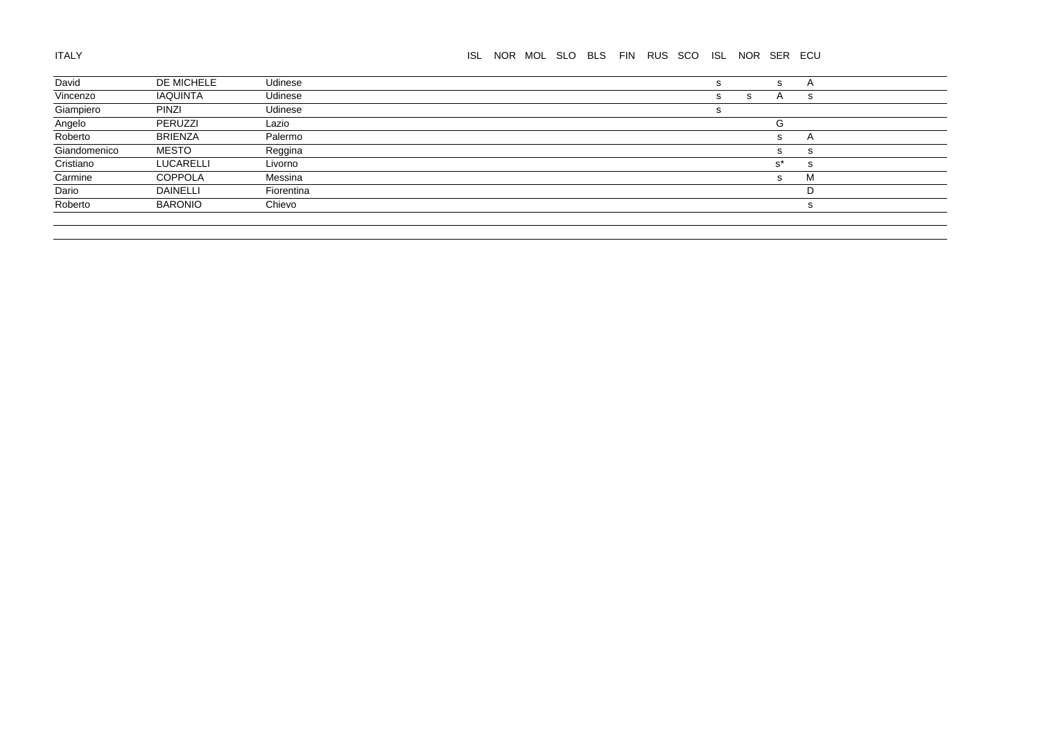| ITALY | | | ISL | NOR | MOL | SLO | BLS | FIN | RUS | SCO | ISL | NOR | SER | ECU |
|---|---|---|---|---|---|---|---|---|---|---|---|---|---|---|
| David | DE MICHELE | Udinese | | | | | | | | | s | | s | A |
| Vincenzo | IAQUINTA | Udinese | | | | | | | | | s | s | A | s |
| Giampiero | PINZI | Udinese | | | | | | | | | s | | | |
| Angelo | PERUZZI | Lazio | | | | | | | | | | | G | |
| Roberto | BRIENZA | Palermo | | | | | | | | | | | s | A |
| Giandomenico | MESTO | Reggina | | | | | | | | | | | s | s |
| Cristiano | LUCARELLI | Livorno | | | | | | | | | | | s* | s |
| Carmine | COPPOLA | Messina | | | | | | | | | | | s | M |
| Dario | DAINELLI | Fiorentina | | | | | | | | | | | | D |
| Roberto | BARONIO | Chievo | | | | | | | | | | | | s |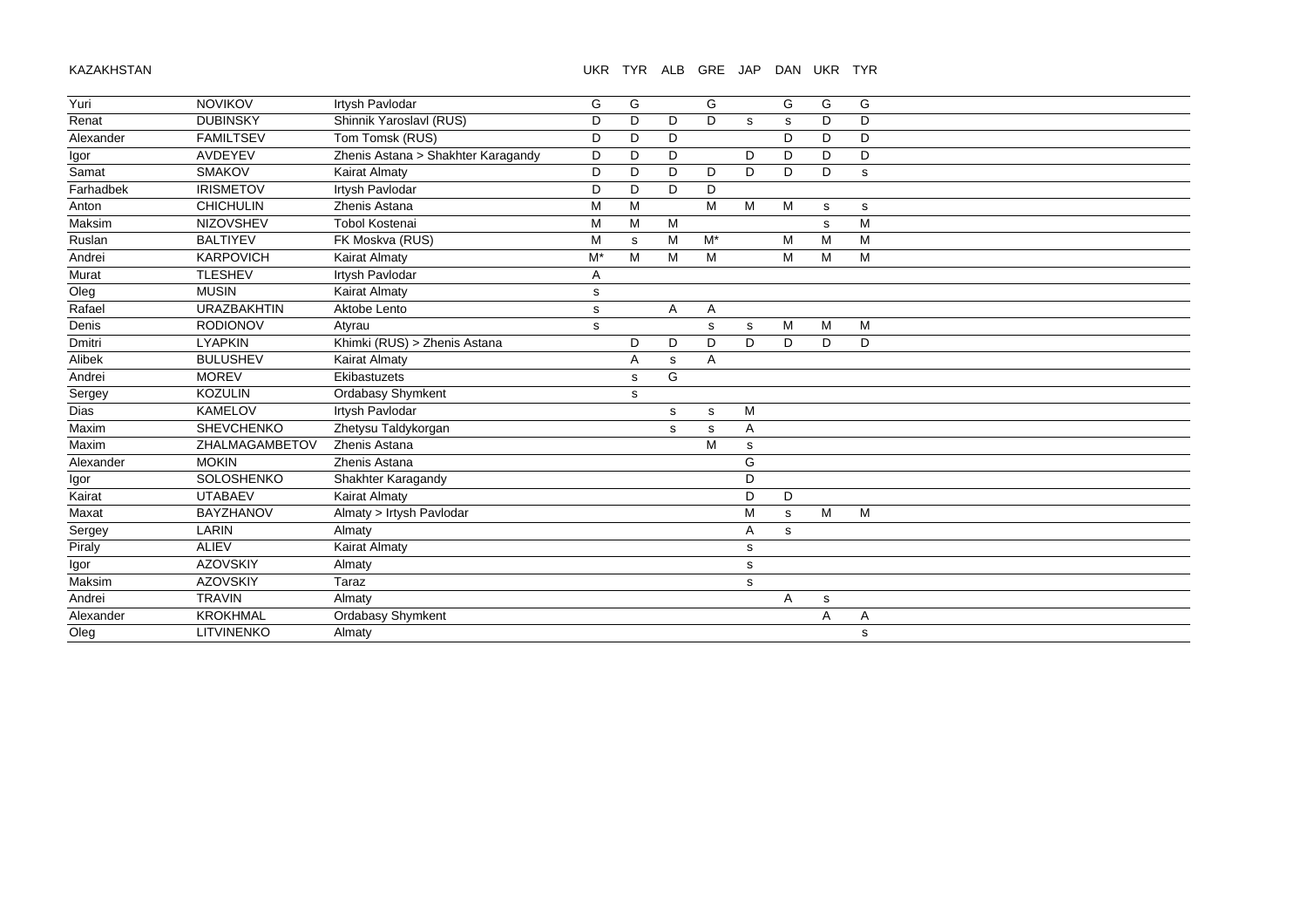KAZAKHSTAN

| | | | UKR | TYR | ALB | GRE | JAP | DAN | UKR | TYR |
|---|---|---|---|---|---|---|---|---|---|---|
| Yuri | NOVIKOV | Irtysh Pavlodar | G | G | | G | | G | G | G |
| Renat | DUBINSKY | Shinnik Yaroslavl (RUS) | D | D | D | D | s | s | D | D |
| Alexander | FAMILTSEV | Tom Tomsk (RUS) | D | D | D | | | D | D | D |
| Igor | AVDEYEV | Zhenis Astana > Shakhter Karagandy | D | D | D | | D | D | D | D |
| Samat | SMAKOV | Kairat Almaty | D | D | D | D | D | D | D | s |
| Farhadbek | IRISMETOV | Irtysh Pavlodar | D | D | D | D | | | | |
| Anton | CHICHULIN | Zhenis Astana | M | M | | M | M | M | s | s |
| Maksim | NIZOVSHEV | Tobol Kostenai | M | M | M | | | | s | M |
| Ruslan | BALTIYEV | FK Moskva (RUS) | M | s | M | M* | | M | M | M |
| Andrei | KARPOVICH | Kairat Almaty | M* | M | M | M | | M | M | M |
| Murat | TLESHEV | Irtysh Pavlodar | A | | | | | | | |
| Oleg | MUSIN | Kairat Almaty | s | | | | | | | |
| Rafael | URAZBAKHTIN | Aktobe Lento | s | | A | A | | | | |
| Denis | RODIONOV | Atyrau | s | | | s | s | M | M | M |
| Dmitri | LYAPKIN | Khimki (RUS) > Zhenis Astana | | D | D | D | D | D | D | D |
| Alibek | BULUSHEV | Kairat Almaty | | A | s | A | | | | |
| Andrei | MOREV | Ekibastuzets | | s | G | | | | | |
| Sergey | KOZULIN | Ordabasy Shymkent | | s | | | | | | |
| Dias | KAMELOV | Irtysh Pavlodar | | | s | s | M | | | |
| Maxim | SHEVCHENKO | Zhetysu Taldykorgan | | | s | s | A | | | |
| Maxim | ZHALMAGAMBETOV | Zhenis Astana | | | | M | s | | | |
| Alexander | MOKIN | Zhenis Astana | | | | | G | | | |
| Igor | SOLOSHENKO | Shakhter Karagandy | | | | | D | | | |
| Kairat | UTABAEV | Kairat Almaty | | | | | D | D | | |
| Maxat | BAYZHANOV | Almaty > Irtysh Pavlodar | | | | | M | s | M | M |
| Sergey | LARIN | Almaty | | | | | A | s | | |
| Piraly | ALIEV | Kairat Almaty | | | | | s | | | |
| Igor | AZOVSKIY | Almaty | | | | | s | | | |
| Maksim | AZOVSKIY | Taraz | | | | | s | | | |
| Andrei | TRAVIN | Almaty | | | | | | A | s | |
| Alexander | KROKHMAL | Ordabasy Shymkent | | | | | | | A | A |
| Oleg | LITVINENKO | Almaty | | | | | | | | s |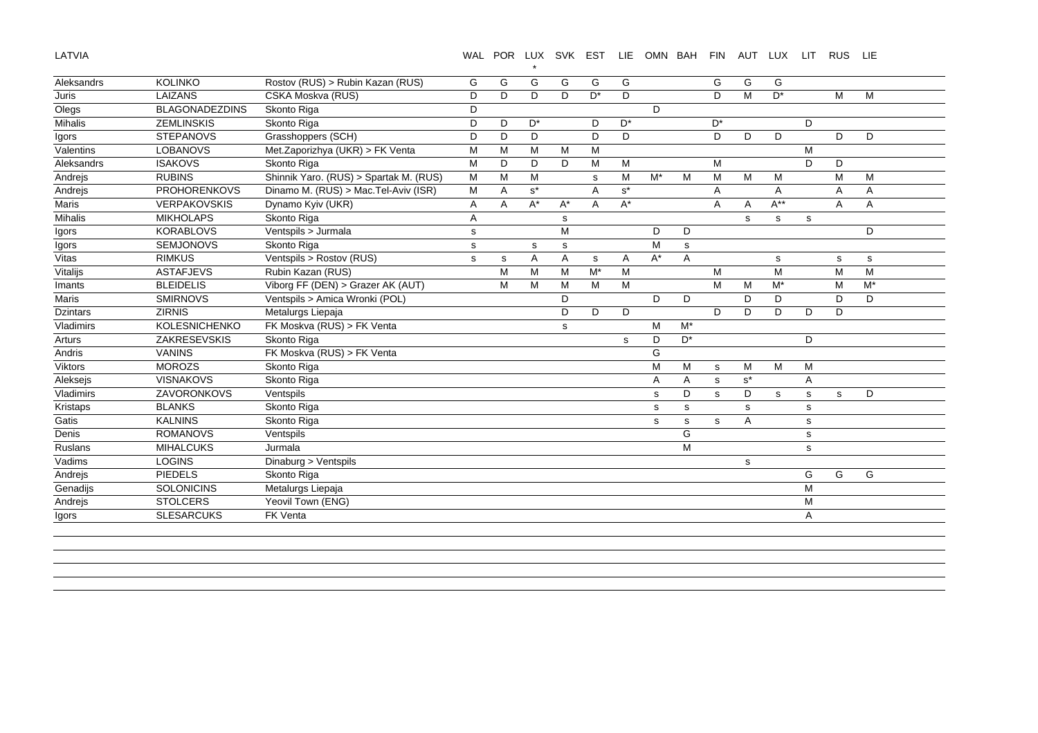LATVIA

| | | | WAL | POR | LUX * | SVK | EST | LIE | OMN | BAH | FIN | AUT | LUX | LIT | RUS | LIE |
|---|---|---|---|---|---|---|---|---|---|---|---|---|---|---|---|---|
| Aleksandrs | KOLINKO | Rostov (RUS) > Rubin Kazan (RUS) | G | G | G | G | G | G | | | G | G | G | | | |
| Juris | LAIZANS | CSKA Moskva (RUS) | D | D | D | D | D* | D | | | D | M | D* | | M | M |
| Olegs | BLAGONADEZDINS | Skonto Riga | D | | | | | | D | | | | | | | |
| Mihalis | ZEMLINSKIS | Skonto Riga | D | D | D* | | D | D* | | | D* | | | D | | |
| Igors | STEPANOVS | Grasshoppers (SCH) | D | D | D | | D | D | | | D | D | D | | D | D |
| Valentins | LOBANOVS | Met.Zaporizhya (UKR) > FK Venta | M | M | M | M | M | | | | | | | M | | |
| Aleksandrs | ISAKOVS | Skonto Riga | M | D | D | D | M | M | | | M | | | D | D | |
| Andrejs | RUBINS | Shinnik Yaro. (RUS) > Spartak M. (RUS) | M | M | M | | s | M | M* | M | M | M | M | | M | M |
| Andrejs | PROHORENKOVS | Dinamo M. (RUS) > Mac.Tel-Aviv (ISR) | M | A | s* | | A | s* | | | A | | A | | A | A |
| Maris | VERPAKOVSKIS | Dynamo Kyiv (UKR) | A | A | A* | A* | A | A* | | | A | A | A** | | A | A |
| Mihalis | MIKHOLAPS | Skonto Riga | A | | | s | | | | | | s | s | s | | |
| Igors | KORABLOVS | Ventspils > Jurmala | s | | | M | | | D | D | | | | | | D |
| Igors | SEMJONOVS | Skonto Riga | s | | s | s | | | M | s | | | | | | |
| Vitas | RIMKUS | Ventspils > Rostov (RUS) | s | s | A | A | s | A | A* | A | | | s | | s | s |
| Vitalijs | ASTAFJEVS | Rubin Kazan (RUS) | | M | M | M | M* | M | | | M | | M | | M | M |
| Imants | BLEIDELIS | Viborg FF (DEN) > Grazer AK (AUT) | | M | M | M | M | M | | | M | M | M* | | M | M* |
| Maris | SMIRNOVS | Ventspils > Amica Wronki (POL) | | | | D | | | D | D | | D | D | | D | D |
| Dzintars | ZIRNIS | Metalurgs Liepaja | | | | D | D | D | | | D | D | D | D | D | |
| Vladimirs | KOLESNICHENKO | FK Moskva (RUS) > FK Venta | | | | s | | | M | M* | | | | | | |
| Arturs | ZAKRESEVSKIS | Skonto Riga | | | | | | s | D | D* | | | | D | | |
| Andris | VANINS | FK Moskva (RUS) > FK Venta | | | | | | | G | | | | | | | |
| Viktors | MOROZS | Skonto Riga | | | | | | | M | M | s | M | M | M | | |
| Aleksejs | VISNAKOVS | Skonto Riga | | | | | | | A | A | s | s* | | A | | |
| Vladimirs | ZAVORONKOVS | Ventspils | | | | | | | s | D | s | D | s | s | s | D |
| Kristaps | BLANKS | Skonto Riga | | | | | | | s | s | | s | | s | | |
| Gatis | KALNINS | Skonto Riga | | | | | | | s | s | s | A | | s | | |
| Denis | ROMANOVS | Ventspils | | | | | | | | G | | | | s | | |
| Ruslans | MIHALCUKS | Jurmala | | | | | | | | M | | | | s | | |
| Vadims | LOGINS | Dinaburg > Ventspils | | | | | | | | | | s | | | | |
| Andrejs | PIEDELS | Skonto Riga | | | | | | | | | | | | G | G | G |
| Genadijs | SOLONICINS | Metalurgs Liepaja | | | | | | | | | | | | M | | |
| Andrejs | STOLCERS | Yeovil Town (ENG) | | | | | | | | | | | | M | | |
| Igors | SLESARCUKS | FK Venta | | | | | | | | | | | | A | | |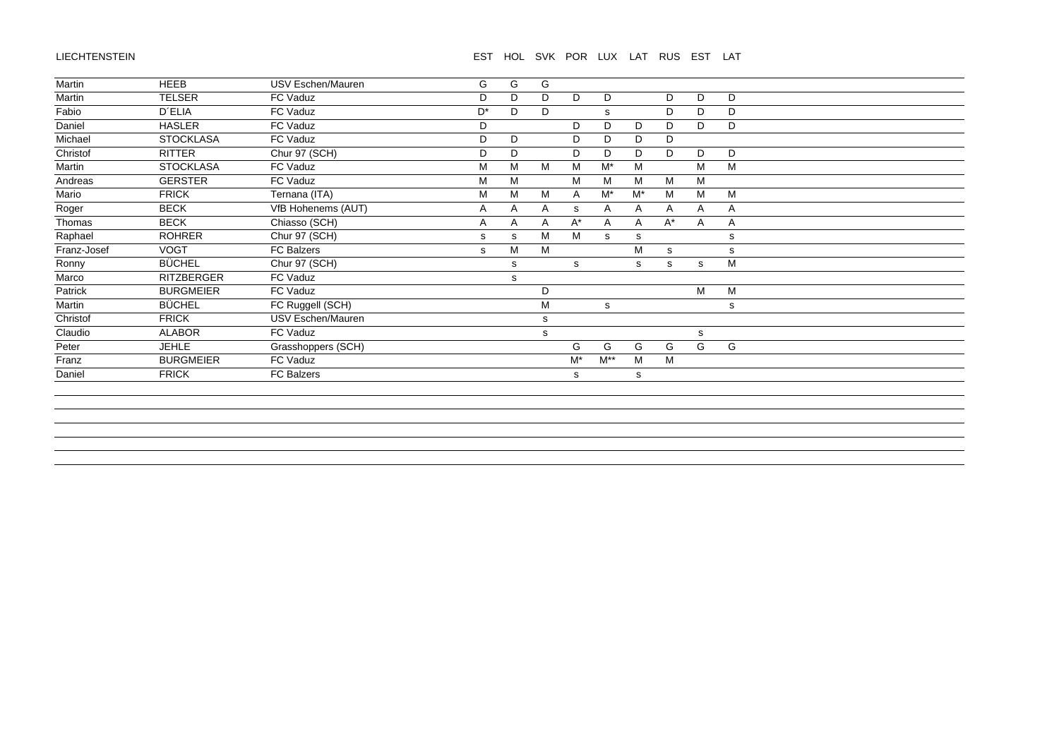LIECHTENSTEIN

| | | | EST | HOL | SVK | POR | LUX | LAT | RUS | EST | LAT |
|---|---|---|---|---|---|---|---|---|---|---|---|
| Martin | HEEB | USV Eschen/Mauren | G | G | G | | | | | | |
| Martin | TELSER | FC Vaduz | D | D | D | D | D | | D | D | D |
| Fabio | D´ELIA | FC Vaduz | D* | D | D | | s | | D | D | D |
| Daniel | HASLER | FC Vaduz | D | | | D | D | D | D | D | D |
| Michael | STOCKLASA | FC Vaduz | D | D | | D | D | D | D | | |
| Christof | RITTER | Chur 97 (SCH) | D | D | | D | D | D | D | D | D |
| Martin | STOCKLASA | FC Vaduz | M | M | M | M | M* | M | | M | M |
| Andreas | GERSTER | FC Vaduz | M | M | | M | M | M | M | M | |
| Mario | FRICK | Ternana (ITA) | M | M | M | A | M* | M* | M | M | M |
| Roger | BECK | VfB Hohenems (AUT) | A | A | A | s | A | A | A | A | A |
| Thomas | BECK | Chiasso (SCH) | A | A | A | A* | A | A | A* | A | A |
| Raphael | ROHRER | Chur 97 (SCH) | s | s | M | M | s | s | | | s |
| Franz-Josef | VOGT | FC Balzers | s | M | M | | | M | s | | s |
| Ronny | BÜCHEL | Chur 97 (SCH) | | s | | s | | s | s | s | M |
| Marco | RITZBERGER | FC Vaduz | | s | | | | | | | |
| Patrick | BURGMEIER | FC Vaduz | | | D | | | | | M | M |
| Martin | BÜCHEL | FC Ruggell (SCH) | | | M | | s | | | | s |
| Christof | FRICK | USV Eschen/Mauren | | | s | | | | | | |
| Claudio | ALABOR | FC Vaduz | | | s | | | | | s | |
| Peter | JEHLE | Grasshoppers (SCH) | | | | G | G | G | G | G | G |
| Franz | BURGMEIER | FC Vaduz | | | | M* | M** | M | M | | |
| Daniel | FRICK | FC Balzers | | | | s | | s | | | |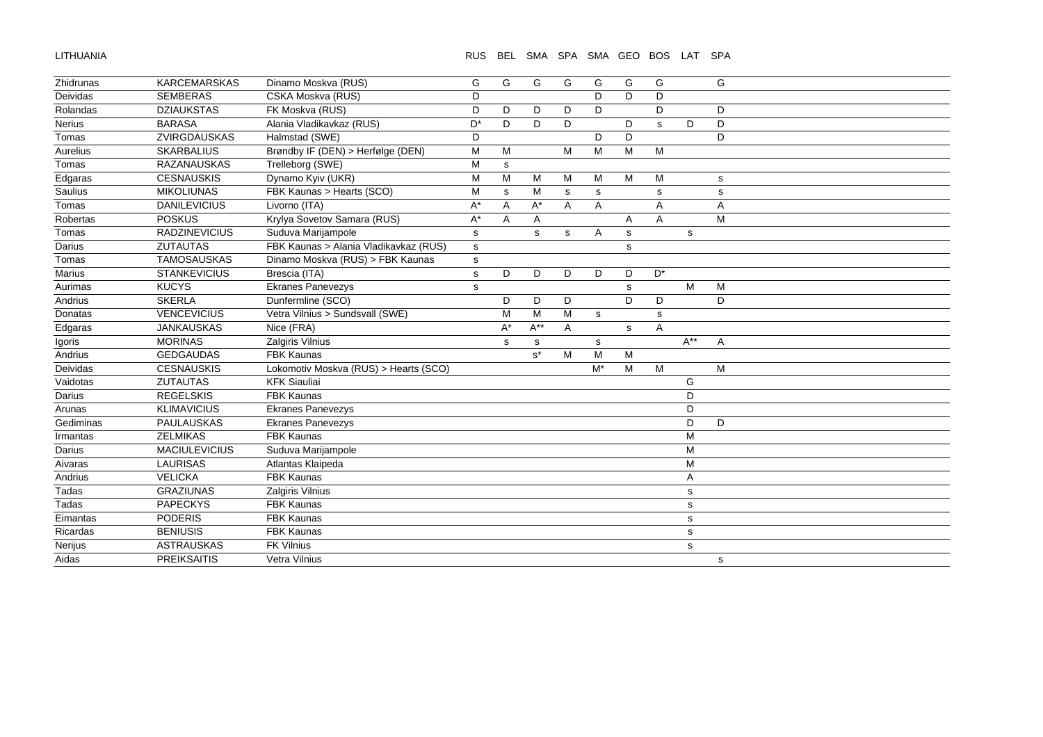LITHUANIA

| | | | RUS | BEL | SMA | SPA | SMA | GEO | BOS | LAT | SPA |
|---|---|---|---|---|---|---|---|---|---|---|---|
| Zhidrunas | KARCEMARSKAS | Dinamo Moskva (RUS) | G | G | G | G | G | G | G | | G |
| Deividas | SEMBERAS | CSKA Moskva (RUS) | D | | | | D | D | D | | |
| Rolandas | DZIAUKSTAS | FK Moskva (RUS) | D | D | D | D | D | | D | | D |
| Nerius | BARASA | Alania Vladikavkaz (RUS) | D* | D | D | D | | D | s | D | D |
| Tomas | ZVIRGDAUSKAS | Halmstad (SWE) | D | | | | D | D | | | D |
| Aurelius | SKARBALIUS | Brøndby IF (DEN) > Herfølge (DEN) | M | M | | M | M | M | M | | |
| Tomas | RAZANAUSKAS | Trelleborg (SWE) | M | s | | | | | | | |
| Edgaras | CESNAUSKIS | Dynamo Kyiv (UKR) | M | M | M | M | M | M | M | | s |
| Saulius | MIKOLIUNAS | FBK Kaunas > Hearts (SCO) | M | s | M | s | s | | s | | s |
| Tomas | DANILEVICIUS | Livorno (ITA) | A* | A | A* | A | A | | A | | A |
| Robertas | POSKUS | Krylya Sovetov Samara (RUS) | A* | A | A | | | A | A | | M |
| Tomas | RADZINEVICIUS | Suduva Marijampole | s | | s | s | A | s | | s | |
| Darius | ZUTAUTAS | FBK Kaunas > Alania Vladikavkaz (RUS) | s | | | | | s | | | |
| Tomas | TAMOSAUSKAS | Dinamo Moskva (RUS) > FBK Kaunas | s | | | | | | | | |
| Marius | STANKEVICIUS | Brescia (ITA) | s | D | D | D | D | D | D* | | |
| Aurimas | KUCYS | Ekranes Panevezys | s | | | | | s | | M | M |
| Andrius | SKERLA | Dunfermline (SCO) | | D | D | D | | D | D | | D |
| Donatas | VENCEVICIUS | Vetra Vilnius > Sundsvall (SWE) | | M | M | M | s | | s | | |
| Edgaras | JANKAUSKAS | Nice (FRA) | | A* | A** | A | | s | A | | |
| Igoris | MORINAS | Zalgiris Vilnius | | s | s | | s | | | A** | A |
| Andrius | GEDGAUDAS | FBK Kaunas | | | s* | M | M | M | | | |
| Deividas | CESNAUSKIS | Lokomotiv Moskva (RUS) > Hearts (SCO) | | | | | M* | M | M | | M |
| Vaidotas | ZUTAUTAS | KFK Siauliai | | | | | | | | G | |
| Darius | REGELSKIS | FBK Kaunas | | | | | | | | D | |
| Arunas | KLIMAVICIUS | Ekranes Panevezys | | | | | | | | D | |
| Gediminas | PAULAUSKAS | Ekranes Panevezys | | | | | | | | D | D |
| Irmantas | ZELMIKAS | FBK Kaunas | | | | | | | | M | |
| Darius | MACIULEVICIUS | Suduva Marijampole | | | | | | | | M | |
| Aivaras | LAURISAS | Atlantas Klaipeda | | | | | | | | M | |
| Andrius | VELICKA | FBK Kaunas | | | | | | | | A | |
| Tadas | GRAZIUNAS | Zalgiris Vilnius | | | | | | | | s | |
| Tadas | PAPECKYS | FBK Kaunas | | | | | | | | s | |
| Eimantas | PODERIS | FBK Kaunas | | | | | | | | s | |
| Ricardas | BENIUSIS | FBK Kaunas | | | | | | | | s | |
| Nerijus | ASTRAUSKAS | FK Vilnius | | | | | | | | s | |
| Aidas | PREIKSAITIS | Vetra Vilnius | | | | | | | | | s |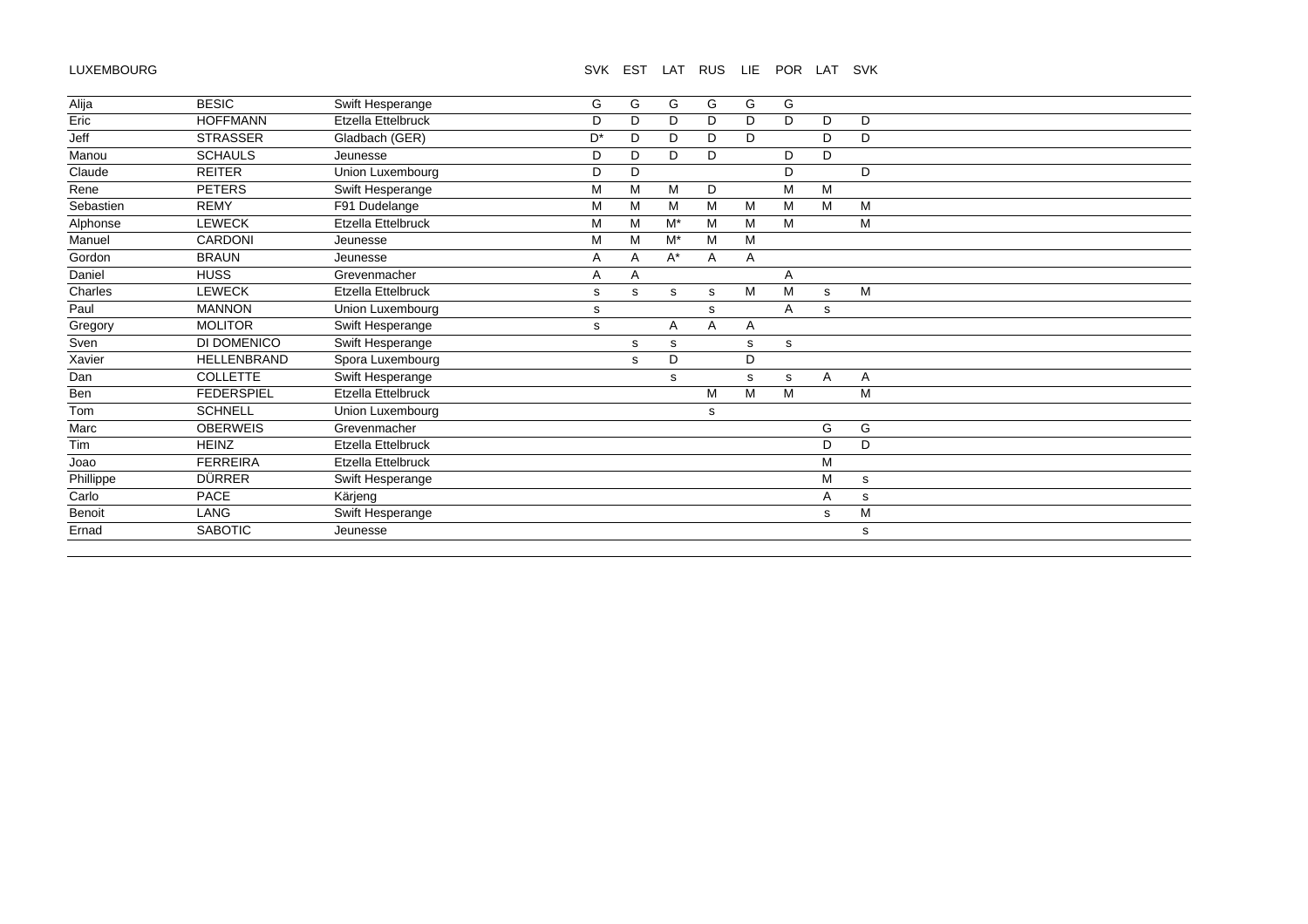LUXEMBOURG

| | | | SVK | EST | LAT | RUS | LIE | POR | LAT | SVK |
|---|---|---|---|---|---|---|---|---|---|---|
| Alija | BESIC | Swift Hesperange | G | G | G | G | G | G | | |
| Eric | HOFFMANN | Etzella Ettelbruck | D | D | D | D | D | D | D | D |
| Jeff | STRASSER | Gladbach (GER) | D* | D | D | D | D | | D | D |
| Manou | SCHAULS | Jeunesse | D | D | D | D | | D | D | |
| Claude | REITER | Union Luxembourg | D | D | | | | D | | D |
| Rene | PETERS | Swift Hesperange | M | M | M | D | | M | M | |
| Sebastien | REMY | F91 Dudelange | M | M | M | M | M | M | M | M |
| Alphonse | LEWECK | Etzella Ettelbruck | M | M | M* | M | M | M | | M |
| Manuel | CARDONI | Jeunesse | M | M | M* | M | M | | | |
| Gordon | BRAUN | Jeunesse | A | A | A* | A | A | | | |
| Daniel | HUSS | Grevenmacher | A | A | | | | A | | |
| Charles | LEWECK | Etzella Ettelbruck | s | s | s | s | M | M | s | M |
| Paul | MANNON | Union Luxembourg | s | | | s | | A | s | |
| Gregory | MOLITOR | Swift Hesperange | s | | A | A | A | | | |
| Sven | DI DOMENICO | Swift Hesperange | | s | s | | s | s | | |
| Xavier | HELLENBRAND | Spora Luxembourg | | s | D | | D | | | |
| Dan | COLLETTE | Swift Hesperange | | | s | | s | s | A | A |
| Ben | FEDERSPIEL | Etzella Ettelbruck | | | | M | M | M | | M |
| Tom | SCHNELL | Union Luxembourg | | | | s | | | | |
| Marc | OBERWEIS | Grevenmacher | | | | | | | G | G |
| Tim | HEINZ | Etzella Ettelbruck | | | | | | | D | D |
| Joao | FERREIRA | Etzella Ettelbruck | | | | | | | M | |
| Phillippe | DÜRRER | Swift Hesperange | | | | | | | M | s |
| Carlo | PACE | Kärjeng | | | | | | | A | s |
| Benoit | LANG | Swift Hesperange | | | | | | | s | M |
| Ernad | SABOTIC | Jeunesse | | | | | | | | s |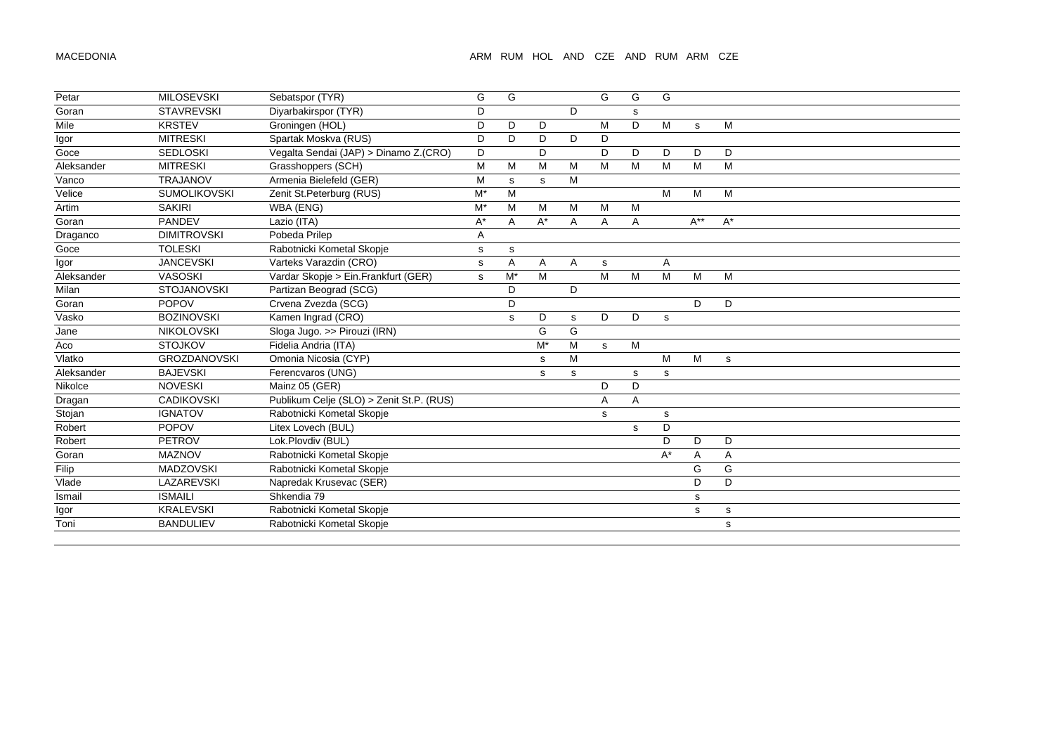MACEDONIA

| | | | ARM | RUM | HOL | AND | CZE | AND | RUM | ARM | CZE |
|---|---|---|---|---|---|---|---|---|---|---|---|
| Petar | MILOSEVSKI | Sebatspor (TYR) | G | G | | | G | G | G | | |
| Goran | STAVREVSKI | Diyarbakirspor (TYR) | D | | | D | | s | | | |
| Mile | KRSTEV | Groningen (HOL) | D | D | D | | M | D | M | s | M |
| Igor | MITRESKI | Spartak Moskva (RUS) | D | D | D | D | D | | | | |
| Goce | SEDLOSKI | Vegalta Sendai (JAP) > Dinamo Z.(CRO) | D | | D | | D | D | D | D | D |
| Aleksander | MITRESKI | Grasshoppers (SCH) | M | M | M | M | M | M | M | M | M |
| Vanco | TRAJANOV | Armenia Bielefeld (GER) | M | s | s | M | | | | | |
| Velice | SUMOLIKOVSKI | Zenit St.Peterburg (RUS) | M* | M | | | | | M | M | M |
| Artim | SAKIRI | WBA (ENG) | M* | M | M | M | M | M | | | |
| Goran | PANDEV | Lazio (ITA) | A* | A | A* | A | A | A | | A** | A* |
| Draganco | DIMITROVSKI | Pobeda Prilep | A | | | | | | | | |
| Goce | TOLESKI | Rabotnicki Kometal Skopje | s | s | | | | | | | |
| Igor | JANCEVSKI | Varteks Varazdin (CRO) | s | A | A | A | s | | A | | |
| Aleksander | VASOSKI | Vardar Skopje > Ein.Frankfurt (GER) | s | M* | M | | M | M | M | M | M |
| Milan | STOJANOVSKI | Partizan Beograd (SCG) | | D | | D | | | | | |
| Goran | POPOV | Crvena Zvezda (SCG) | | D | | | | | | D | D |
| Vasko | BOZINOVSKI | Kamen Ingrad (CRO) | | s | D | s | D | D | s | | |
| Jane | NIKOLOVSKI | Sloga Jugo. >> Pirouzi (IRN) | | | G | G | | | | | |
| Aco | STOJKOV | Fidelia Andria (ITA) | | | M* | M | s | M | | | |
| Vlatko | GROZDANOVSKI | Omonia Nicosia (CYP) | | | s | M | | | M | M | s |
| Aleksander | BAJEVSKI | Ferencvaros (UNG) | | | s | s | | s | s | | |
| Nikolce | NOVESKI | Mainz 05 (GER) | | | | | D | D | | | |
| Dragan | CADIKOVSKI | Publikum Celje (SLO) > Zenit St.P. (RUS) | | | | | A | A | | | |
| Stojan | IGNATOV | Rabotnicki Kometal Skopje | | | | | s | | s | | |
| Robert | POPOV | Litex Lovech (BUL) | | | | | | s | D | | |
| Robert | PETROV | Lok.Plovdiv (BUL) | | | | | | | D | D | D |
| Goran | MAZNOV | Rabotnicki Kometal Skopje | | | | | | | A* | A | A |
| Filip | MADZOVSKI | Rabotnicki Kometal Skopje | | | | | | | | G | G |
| Vlade | LAZAREVSKI | Napredak Krusevac (SER) | | | | | | | | D | D |
| Ismail | ISMAILI | Shkendia 79 | | | | | | | | s | |
| Igor | KRALEVSKI | Rabotnicki Kometal Skopje | | | | | | | | s | s |
| Toni | BANDULIEV | Rabotnicki Kometal Skopje | | | | | | | | | s |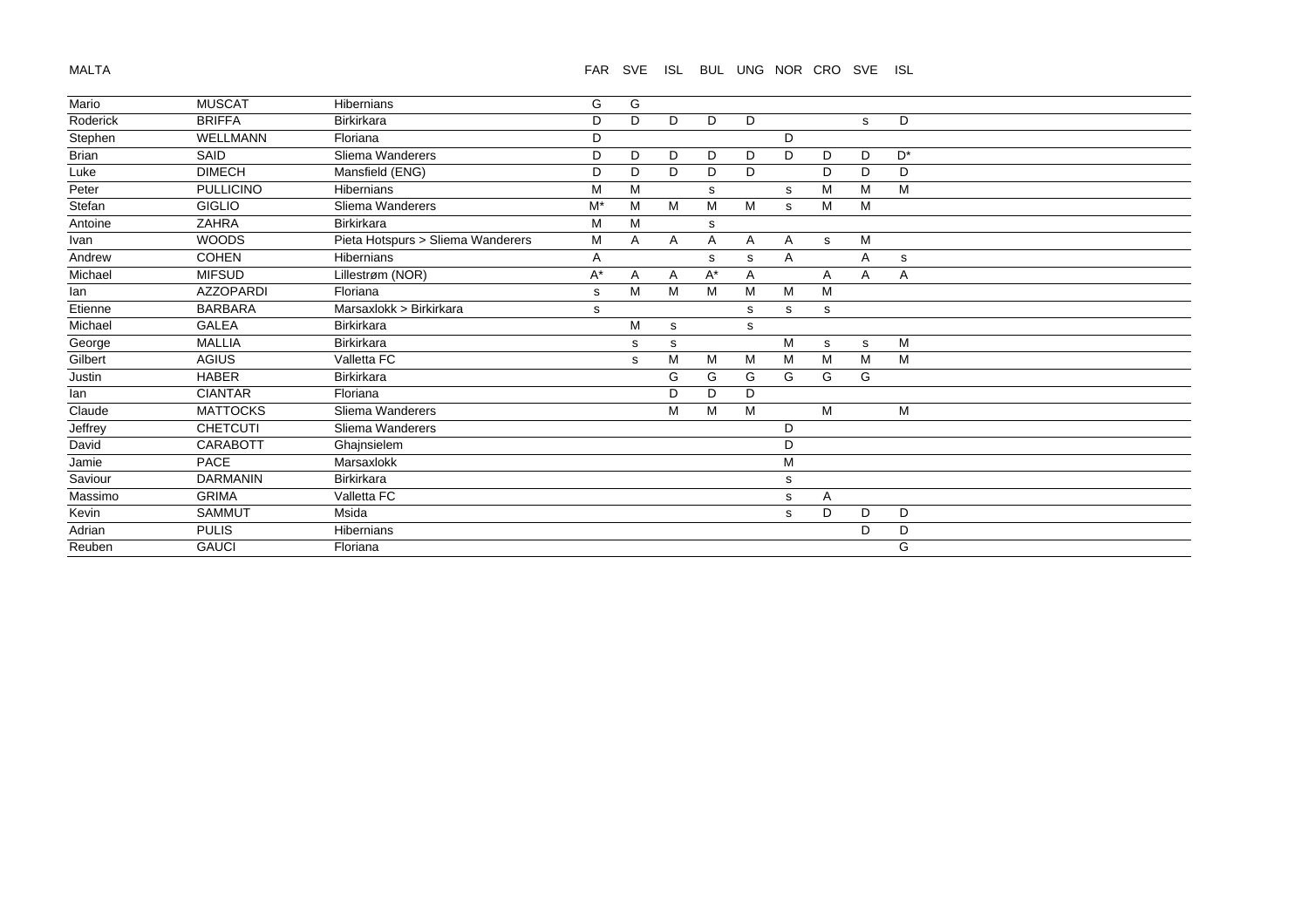MALTA

| | | | FAR | SVE | ISL | BUL | UNG | NOR | CRO | SVE | ISL |
|---|---|---|---|---|---|---|---|---|---|---|---|
| Mario | MUSCAT | Hibernians | G | G | | | | | | | |
| Roderick | BRIFFA | Birkirkara | D | D | D | D | D | | | s | D |
| Stephen | WELLMANN | Floriana | D | | | | | D | | | |
| Brian | SAID | Sliema Wanderers | D | D | D | D | D | D | D | D | D* |
| Luke | DIMECH | Mansfield (ENG) | D | D | D | D | D | | D | D | D |
| Peter | PULLICINO | Hibernians | M | M | | s | | s | M | M | M |
| Stefan | GIGLIO | Sliema Wanderers | M* | M | M | M | M | s | M | M | |
| Antoine | ZAHRA | Birkirkara | M | M | | s | | | | | |
| Ivan | WOODS | Pieta Hotspurs > Sliema Wanderers | M | A | A | A | A | A | s | M | |
| Andrew | COHEN | Hibernians | A | | | s | s | A | | A | s |
| Michael | MIFSUD | Lillestrøm (NOR) | A* | A | A | A* | A | | A | A | A |
| Ian | AZZOPARDI | Floriana | s | M | M | M | M | M | M | | |
| Etienne | BARBARA | Marsaxlokk > Birkirkara | s | | | | s | s | s | | |
| Michael | GALEA | Birkirkara | | M | s | | s | | | | |
| George | MALLIA | Birkirkara | | s | s | | | M | s | s | M |
| Gilbert | AGIUS | Valletta FC | | s | M | M | M | M | M | M | M |
| Justin | HABER | Birkirkara | | | G | G | G | G | G | G | |
| Ian | CIANTAR | Floriana | | | D | D | D | | | | |
| Claude | MATTOCKS | Sliema Wanderers | | | M | M | M | | M | | M |
| Jeffrey | CHETCUTI | Sliema Wanderers | | | | | | D | | | |
| David | CARABOTT | Ghajnsielem | | | | | | D | | | |
| Jamie | PACE | Marsaxlokk | | | | | | M | | | |
| Saviour | DARMANIN | Birkirkara | | | | | | s | | | |
| Massimo | GRIMA | Valletta FC | | | | | | s | A | | |
| Kevin | SAMMUT | Msida | | | | | | s | D | D | D |
| Adrian | PULIS | Hibernians | | | | | | | | D | D |
| Reuben | GAUCI | Floriana | | | | | | | | | G |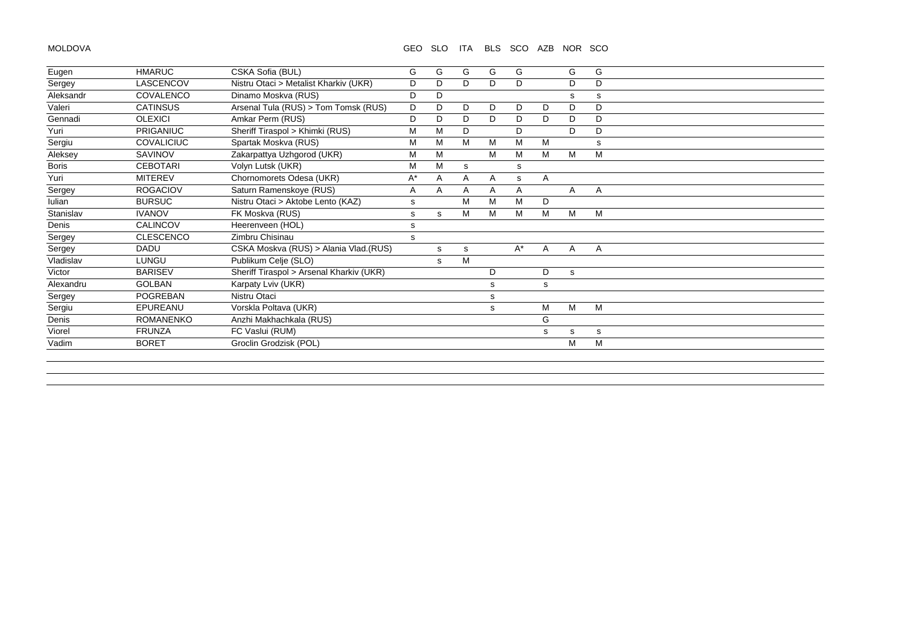MOLDOVA

| | | | GEO | SLO | ITA | BLS | SCO | AZB | NOR | SCO |
|---|---|---|---|---|---|---|---|---|---|---|
| Eugen | HMARUC | CSKA Sofia (BUL) | G | G | G | G | G | | G | G |
| Sergey | LASCENCOV | Nistru Otaci > Metalist Kharkiv (UKR) | D | D | D | D | D | | D | D |
| Aleksandr | COVALENCO | Dinamo Moskva (RUS) | D | D | | | | | s | s |
| Valeri | CATINSUS | Arsenal Tula (RUS) > Tom Tomsk (RUS) | D | D | D | D | D | D | D | D |
| Gennadi | OLEXICI | Amkar Perm (RUS) | D | D | D | D | D | D | D | D |
| Yuri | PRIGANIUC | Sheriff Tiraspol > Khimki (RUS) | M | M | D | | D | | D | D |
| Sergiu | COVALICIUC | Spartak Moskva (RUS) | M | M | M | M | M | M | | s |
| Aleksey | SAVINOV | Zakarpattya Uzhgorod (UKR) | M | M | | M | M | M | M | M |
| Boris | CEBOTARI | Volyn Lutsk (UKR) | M | M | s | | s | | | |
| Yuri | MITEREV | Chornomorets Odesa (UKR) | A* | A | A | A | s | A | | |
| Sergey | ROGACIOV | Saturn Ramenskoye (RUS) | A | A | A | A | A | | A | A |
| Iulian | BURSUC | Nistru Otaci > Aktobe Lento (KAZ) | s | | M | M | M | D | | |
| Stanislav | IVANOV | FK Moskva (RUS) | s | s | M | M | M | M | M | M |
| Denis | CALINCOV | Heerenveen (HOL) | s | | | | | | | |
| Sergey | CLESCENCO | Zimbru Chisinau | s | | | | | | | |
| Sergey | DADU | CSKA Moskva (RUS) > Alania Vlad.(RUS) | | s | s | | A* | A | A | A |
| Vladislav | LUNGU | Publikum Celje (SLO) | | s | M | | | | | |
| Victor | BARISEV | Sheriff Tiraspol > Arsenal Kharkiv (UKR) | | | | D | | D | s | |
| Alexandru | GOLBAN | Karpaty Lviv (UKR) | | | | s | | s | | |
| Sergey | POGREBAN | Nistru Otaci | | | | s | | | | |
| Sergiu | EPUREANU | Vorskla Poltava (UKR) | | | | s | | M | M | M |
| Denis | ROMANENKO | Anzhi Makhachkala (RUS) | | | | | | G | | |
| Viorel | FRUNZA | FC Vaslui (RUM) | | | | | | s | s | s |
| Vadim | BORET | Groclin Grodzisk (POL) | | | | | | | M | M |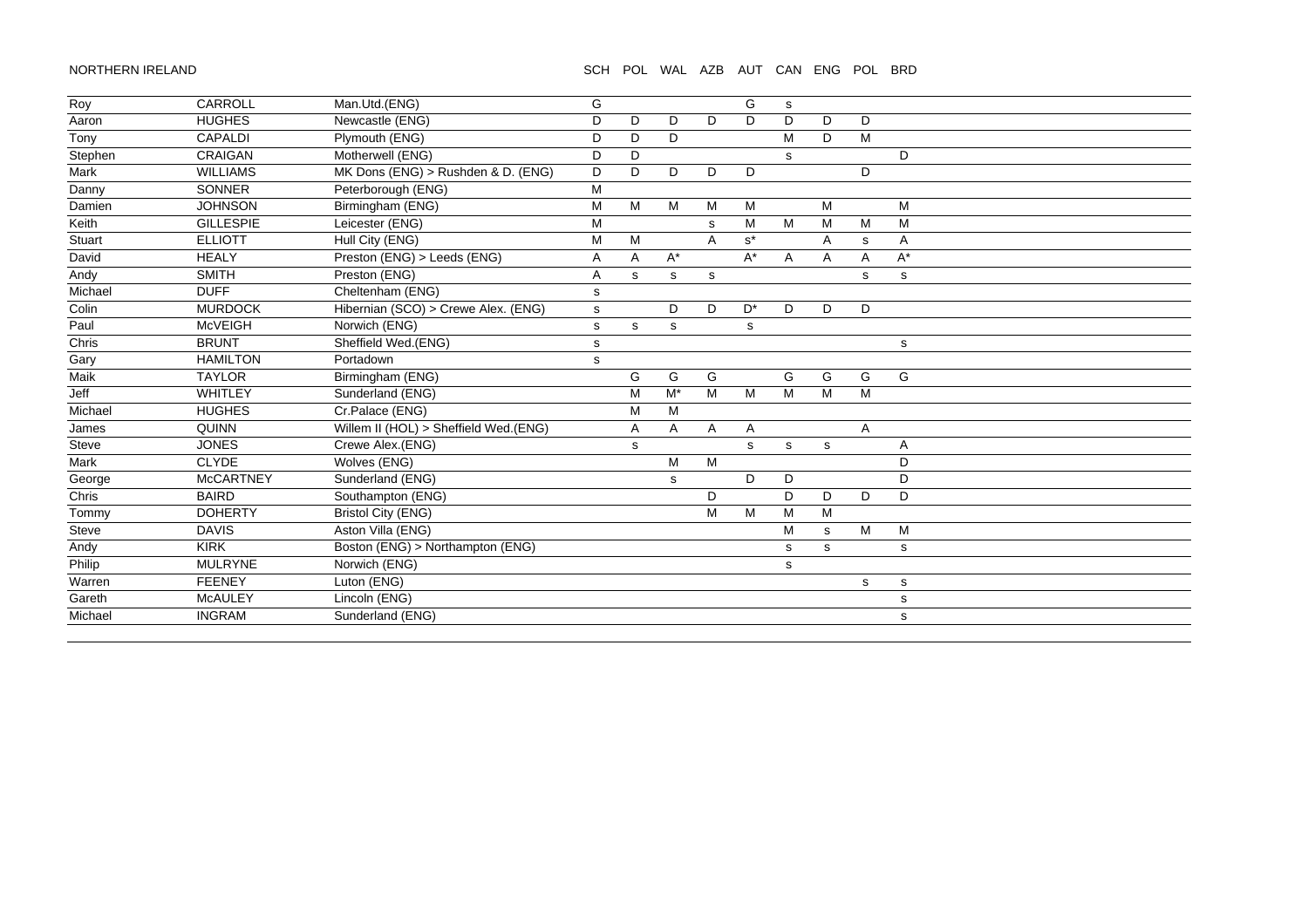NORTHERN IRELAND

| First name | Surname | Club | SCH | POL | WAL | AZB | AUT | CAN | ENG | POL | BRD |
|---|---|---|---|---|---|---|---|---|---|---|---|
| Roy | CARROLL | Man.Utd.(ENG) | G | | | | G | s | | | |
| Aaron | HUGHES | Newcastle (ENG) | D | D | D | D | D | D | D | D | |
| Tony | CAPALDI | Plymouth (ENG) | D | D | D | | | M | D | M | |
| Stephen | CRAIGAN | Motherwell (ENG) | D | D | | | | s | | | D |
| Mark | WILLIAMS | MK Dons (ENG) > Rushden & D. (ENG) | D | D | D | D | D | | | D | |
| Danny | SONNER | Peterborough (ENG) | M | | | | | | | | |
| Damien | JOHNSON | Birmingham (ENG) | M | M | M | M | M | | M | | M |
| Keith | GILLESPIE | Leicester (ENG) | M | | | s | M | M | M | M | M |
| Stuart | ELLIOTT | Hull City (ENG) | M | M | | A | s* | | A | s | A |
| David | HEALY | Preston (ENG) > Leeds (ENG) | A | A | A* | | A* | A | A | A | A* |
| Andy | SMITH | Preston (ENG) | A | s | s | s | | | | s | s |
| Michael | DUFF | Cheltenham (ENG) | s | | | | | | | | |
| Colin | MURDOCK | Hibernian (SCO) > Crewe Alex. (ENG) | s | | D | D | D* | D | D | D | |
| Paul | McVEIGH | Norwich (ENG) | s | s | s | | s | | | | |
| Chris | BRUNT | Sheffield Wed.(ENG) | s | | | | | | | | s |
| Gary | HAMILTON | Portadown | s | | | | | | | | |
| Maik | TAYLOR | Birmingham (ENG) | | G | G | G | | G | G | G | G |
| Jeff | WHITLEY | Sunderland (ENG) | | M | M* | M | M | M | M | M | |
| Michael | HUGHES | Cr.Palace (ENG) | | M | M | | | | | | |
| James | QUINN | Willem II (HOL) > Sheffield Wed.(ENG) | | A | A | A | A | | | A | |
| Steve | JONES | Crewe Alex.(ENG) | | s | | | s | s | s | | A |
| Mark | CLYDE | Wolves (ENG) | | | M | M | | | | | D |
| George | McCARTNEY | Sunderland (ENG) | | | s | | D | D | | | D |
| Chris | BAIRD | Southampton (ENG) | | | | D | | D | D | D | D |
| Tommy | DOHERTY | Bristol City (ENG) | | | | M | M | M | M | | |
| Steve | DAVIS | Aston Villa (ENG) | | | | | | M | s | M | M |
| Andy | KIRK | Boston (ENG) > Northampton (ENG) | | | | | | s | s | | s |
| Philip | MULRYNE | Norwich (ENG) | | | | | | s | | | |
| Warren | FEENEY | Luton (ENG) | | | | | | | | s | s |
| Gareth | McAULEY | Lincoln (ENG) | | | | | | | | | s |
| Michael | INGRAM | Sunderland (ENG) | | | | | | | | | s |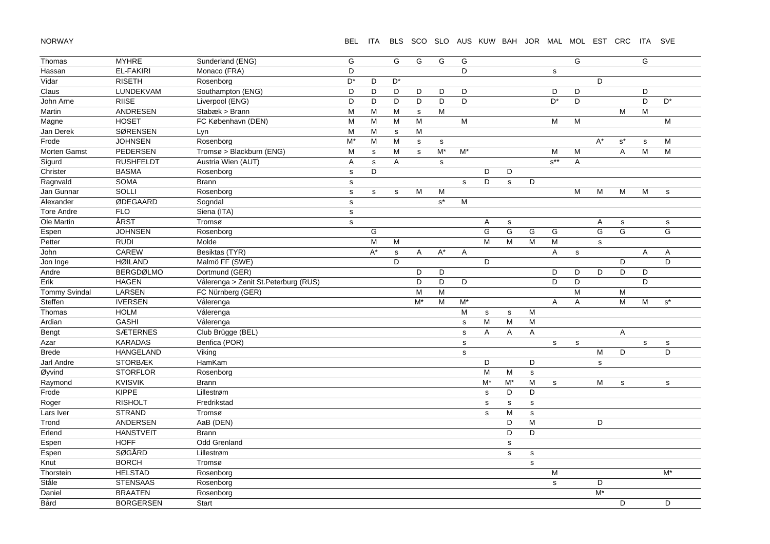| NORWAY | | | BEL | ITA | BLS | SCO | SLO | AUS | KUW | BAH | JOR | MAL | MOL | EST | CRC | ITA | SVE |
|---|---|---|---|---|---|---|---|---|---|---|---|---|---|---|---|---|---|
| Thomas | MYHRE | Sunderland (ENG) | G | | G | G | G | G | | | | | G | | | G | |
| Hassan | EL-FAKIRI | Monaco (FRA) | D | | | | | D | | | | s | | | | | |
| Vidar | RISETH | Rosenborg | D* | D | D* | | | | | | | | | D | | | |
| Claus | LUNDEKVAM | Southampton (ENG) | D | D | D | D | D | D | | | | D | D | | | D | |
| John Arne | RIISE | Liverpool (ENG) | D | D | D | D | D | D | | | | D* | D | | | D | D* |
| Martin | ANDRESEN | Stabæk > Brann | M | M | M | s | M | | | | | | | | M | M | |
| Magne | HOSET | FC København (DEN) | M | M | M | M | | M | | | | M | M | | | | M |
| Jan Derek | SØRENSEN | Lyn | M | M | s | M | | | | | | | | | | | |
| Frode | JOHNSEN | Rosenborg | M* | M | M | s | s | | | | | | | A* | s* | s | M |
| Morten Gamst | PEDERSEN | Tromsø > Blackburn (ENG) | M | s | M | s | M* | M* | | | | M | M | | A | M | M |
| Sigurd | RUSHFELDT | Austria Wien (AUT) | A | s | A | | s | | | | | s** | A | | | | |
| Christer | BASMA | Rosenborg | s | D | | | | | D | D | | | | | | | |
| Ragnvald | SOMA | Brann | s | | | | | s | D | s | D | | | | | | |
| Jan Gunnar | SOLLI | Rosenborg | s | s | s | M | M | | | | | | M | M | M | M | s |
| Alexander | ØDEGAARD | Sogndal | s | | | | s* | M | | | | | | | | | |
| Tore Andre | FLO | Siena (ITA) | s | | | | | | | | | | | | | | |
| Ole Martin | ÅRST | Tromsø | s | | | | | | A | s | | | | A | s | | s |
| Espen | JOHNSEN | Rosenborg | | G | | | | | G | G | G | G | | G | G | | G |
| Petter | RUDI | Molde | | M | M | | | | M | M | M | M | | s | | | |
| John | CAREW | Besiktas (TYR) | | A* | s | A | A* | A | | | | A | s | | | A | A |
| Jon Inge | HØILAND | Malmö FF (SWE) | | | D | | | | D | | | | | | D | | D |
| Andre | BERGDØLMO | Dortmund (GER) | | | | D | D | | | | | D | D | D | D | D | |
| Erik | HAGEN | Vålerenga > Zenit St.Peterburg (RUS) | | | | D | D | D | | | | D | D | | | D | |
| Tommy Svindal | LARSEN | FC Nürnberg (GER) | | | | M | M | | | | | | M | | M | | |
| Steffen | IVERSEN | Vålerenga | | | | M* | M | M* | | | | A | A | | M | M | s* |
| Thomas | HOLM | Vålerenga | | | | | | M | s | s | M | | | | | | |
| Ardian | GASHI | Vålerenga | | | | | | s | M | M | M | | | | | | |
| Bengt | SÆTERNES | Club Brügge (BEL) | | | | | | s | A | A | A | | | | A | | |
| Azar | KARADAS | Benfica (POR) | | | | | | s | | | | s | s | | | s | s |
| Brede | HANGELAND | Viking | | | | | | s | | | | | | M | D | | D |
| Jarl Andre | STORBÆK | HamKam | | | | | | | D | | D | | | s | | | |
| Øyvind | STORFLOR | Rosenborg | | | | | | | M | M | s | | | | | | |
| Raymond | KVISVIK | Brann | | | | | | | M* | M* | M | s | | M | s | | s |
| Frode | KIPPE | Lillestrøm | | | | | | | s | D | D | | | | | | |
| Roger | RISHOLT | Fredrikstad | | | | | | | s | s | s | | | | | | |
| Lars Iver | STRAND | Tromsø | | | | | | | s | M | s | | | | | | |
| Trond | ANDERSEN | AaB (DEN) | | | | | | | | D | M | | | D | | | |
| Erlend | HANSTVEIT | Brann | | | | | | | | D | D | | | | | | |
| Espen | HOFF | Odd Grenland | | | | | | | | s | | | | | | | |
| Espen | SØGÅRD | Lillestrøm | | | | | | | | s | s | | | | | | |
| Knut | BORCH | Tromsø | | | | | | | | | s | | | | | | |
| Thorstein | HELSTAD | Rosenborg | | | | | | | | | | M | | | | | M* |
| Ståle | STENSAAS | Rosenborg | | | | | | | | | | s | | D | | | |
| Daniel | BRAATEN | Rosenborg | | | | | | | | | | | | M* | | | |
| Bård | BORGERSEN | Start | | | | | | | | | | | | | D | | D |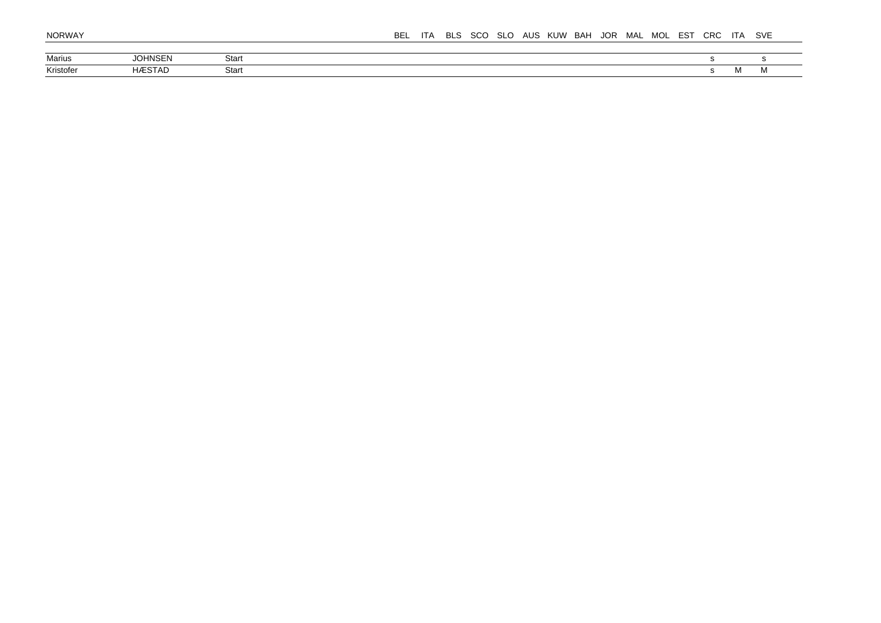| NORWAY | | | BEL | ITA | BLS | SCO | SLO | AUS | KUW | BAH | JOR | MAL | MOL | EST | CRC | ITA | SVE |
|---|---|---|---|---|---|---|---|---|---|---|---|---|---|---|---|---|---|
| Marius | JOHNSEN | Start | | | | | | | | | | | | | s | | s |
| Kristofer | HÆSTAD | Start | | | | | | | | | | | | | s | M | M |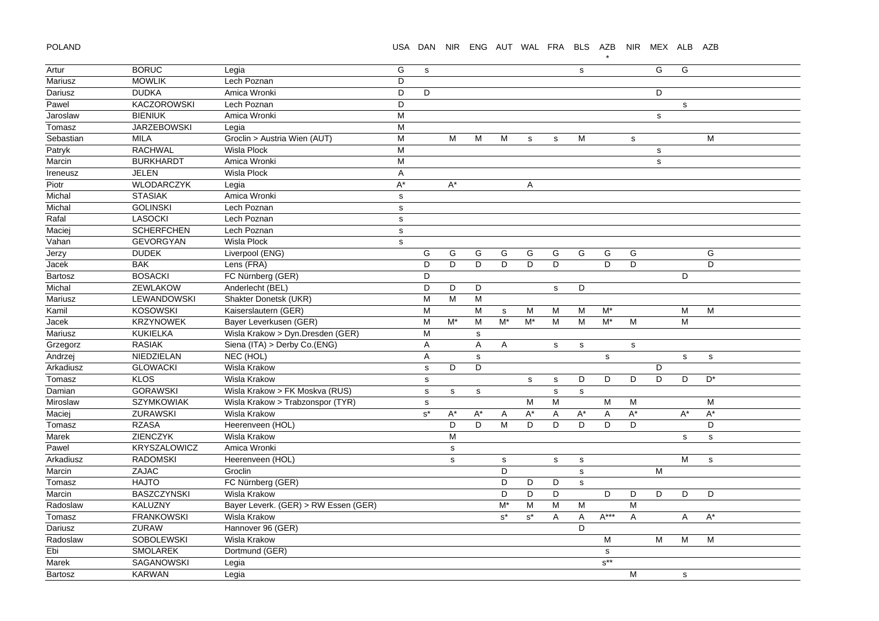POLAND

| | | | USA | DAN | NIR | ENG | AUT | WAL | FRA | BLS | AZB * | NIR | MEX | ALB | AZB |
|---|---|---|---|---|---|---|---|---|---|---|---|---|---|---|---|
| Artur | BORUC | Legia | G | s | | | | | | s | | | G | G | |
| Mariusz | MOWLIK | Lech Poznan | D | | | | | | | | | | | | |
| Dariusz | DUDKA | Amica Wronki | D | D | | | | | | | | | D | | |
| Pawel | KACZOROWSKI | Lech Poznan | D | | | | | | | | | | | s | |
| Jaroslaw | BIENIUK | Amica Wronki | M | | | | | | | | | | s | | |
| Tomasz | JARZEBOWSKI | Legia | M | | | | | | | | | | | | |
| Sebastian | MILA | Groclin > Austria Wien (AUT) | M | | M | M | M | s | s | M | | s | | | M |
| Patryk | RACHWAL | Wisla Plock | M | | | | | | | | | | s | | |
| Marcin | BURKHARDT | Amica Wronki | M | | | | | | | | | | s | | |
| Ireneusz | JELEN | Wisla Plock | A | | | | | | | | | | | | |
| Piotr | WLODARCZYK | Legia | A* | | A* | | | A | | | | | | | |
| Michal | STASIAK | Amica Wronki | s | | | | | | | | | | | | |
| Michal | GOLINSKI | Lech Poznan | s | | | | | | | | | | | | |
| Rafal | LASOCKI | Lech Poznan | s | | | | | | | | | | | | |
| Maciej | SCHERFCHEN | Lech Poznan | s | | | | | | | | | | | | |
| Vahan | GEVORGYAN | Wisla Plock | s | | | | | | | | | | | | |
| Jerzy | DUDEK | Liverpool (ENG) | | G | G | G | G | G | G | G | G | G | | | G |
| Jacek | BAK | Lens (FRA) | | D | D | D | D | D | D | | D | D | | | D |
| Bartosz | BOSACKI | FC Nürnberg (GER) | | D | | | | | | | | | | D | |
| Michal | ZEWLAKOW | Anderlecht (BEL) | | D | D | D | | | s | D | | | | | |
| Mariusz | LEWANDOWSKI | Shakter Donetsk (UKR) | | M | M | M | | | | | | | | | |
| Kamil | KOSOWSKI | Kaiserslautern (GER) | | M | | M | s | M | M | M | M* | | | M | M |
| Jacek | KRZYNOWEK | Bayer Leverkusen (GER) | | M | M* | M | M* | M* | M | M | M* | M | | M | |
| Mariusz | KUKIELKA | Wisla Krakow > Dyn.Dresden (GER) | | M | | s | | | | | | | | | |
| Grzegorz | RASIAK | Siena (ITA) > Derby Co.(ENG) | | A | | A | A | | s | s | | s | | | |
| Andrzej | NIEDZIELAN | NEC (HOL) | | A | | s | | | | | s | | | s | s |
| Arkadiusz | GLOWACKI | Wisla Krakow | | s | D | D | | | | | | | D | | |
| Tomasz | KLOS | Wisla Krakow | | s | | | | s | s | D | D | D | D | D | D* |
| Damian | GORAWSKI | Wisla Krakow > FK Moskva (RUS) | | s | s | s | | | s | s | | | | | |
| Miroslaw | SZYMKOWIAK | Wisla Krakow > Trabzonspor (TYR) | | s | | | | M | M | | M | M | | | M |
| Maciej | ZURAWSKI | Wisla Krakow | | s* | A* | A* | A | A* | A | A* | A | A* | | A* | A* |
| Tomasz | RZASA | Heerenveen (HOL) | | | D | D | M | D | D | D | D | D | | | D |
| Marek | ZIENCZYK | Wisla Krakow | | | M | | | | | | | | | s | s |
| Pawel | KRYSZALOWICZ | Amica Wronki | | | s | | | | | | | | | | |
| Arkadiusz | RADOMSKI | Heerenveen (HOL) | | | s | | s | | s | s | | | | M | s |
| Marcin | ZAJAC | Groclin | | | | | D | | | s | | | M | | |
| Tomasz | HAJTO | FC Nürnberg (GER) | | | | | D | D | D | s | | | | | |
| Marcin | BASZCZYNSKI | Wisla Krakow | | | | | D | D | D | | D | D | D | D | D |
| Radoslaw | KALUZNY | Bayer Leverk. (GER) > RW Essen (GER) | | | | | M* | M | M | M | | M | | | |
| Tomasz | FRANKOWSKI | Wisla Krakow | | | | | s* | s* | A | A | A*** | A | | A | A* |
| Dariusz | ZURAW | Hannover 96 (GER) | | | | | | | | D | | | | | |
| Radoslaw | SOBOLEWSKI | Wisla Krakow | | | | | | | | | M | | M | M | M |
| Ebi | SMOLAREK | Dortmund (GER) | | | | | | | | | s | | | | |
| Marek | SAGANOWSKI | Legia | | | | | | | | | s** | | | | |
| Bartosz | KARWAN | Legia | | | | | | | | | | M | | s | |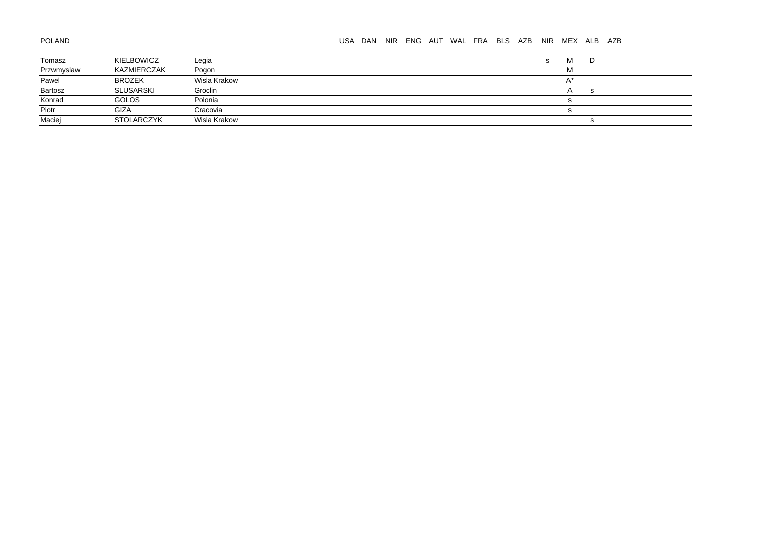POLAND

| | | | USA | DAN | NIR | ENG | AUT | WAL | FRA | BLS | AZB | NIR | MEX | ALB | AZB |
|---|---|---|---|---|---|---|---|---|---|---|---|---|---|---|---|
| Tomasz | KIELBOWICZ | Legia | | | | | | | | | | s | M | D | |
| Przwmyslaw | KAZMIERCZAK | Pogon | | | | | | | | | | | M | | |
| Pawel | BROZEK | Wisla Krakow | | | | | | | | | | | A* | | |
| Bartosz | SLUSARSKI | Groclin | | | | | | | | | | | A | s | |
| Konrad | GOLOS | Polonia | | | | | | | | | | | s | | |
| Piotr | GIZA | Cracovia | | | | | | | | | | | s | | |
| Maciej | STOLARCZYK | Wisla Krakow | | | | | | | | | | | | s | |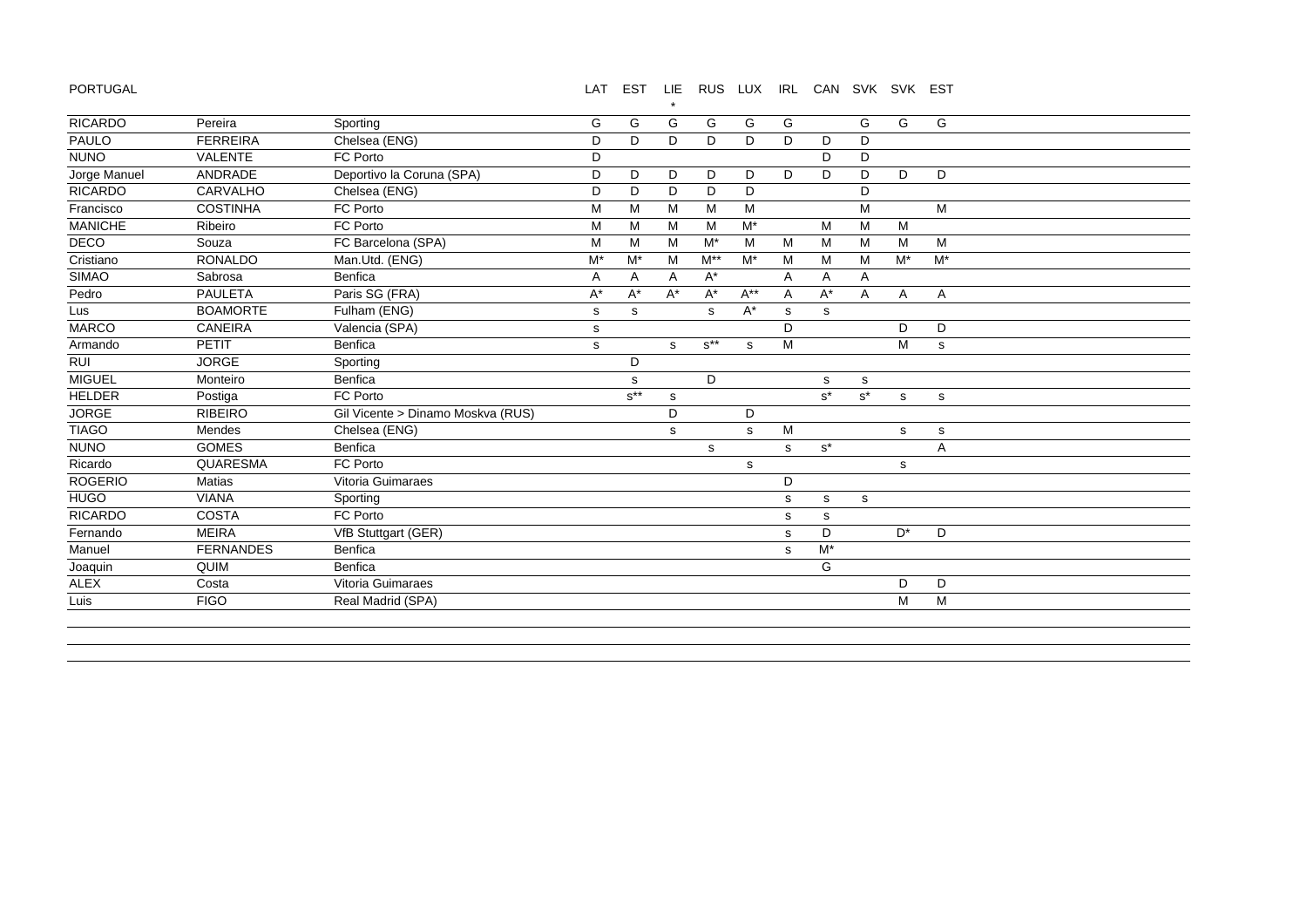| PORTUGAL | | | LAT | EST | LIE * | RUS | LUX | IRL | CAN | SVK | SVK | EST |
|---|---|---|---|---|---|---|---|---|---|---|---|---|
| RICARDO | Pereira | Sporting | G | G | G | G | G | G | | G | G | G |
| PAULO | FERREIRA | Chelsea (ENG) | D | D | D | D | D | D | D | D | | |
| NUNO | VALENTE | FC Porto | D | | | | | | D | D | | |
| Jorge Manuel | ANDRADE | Deportivo la Coruna (SPA) | D | D | D | D | D | D | D | D | D | D |
| RICARDO | CARVALHO | Chelsea (ENG) | D | D | D | D | D | | | D | | |
| Francisco | COSTINHA | FC Porto | M | M | M | M | M | | | M | | M |
| MANICHE | Ribeiro | FC Porto | M | M | M | M | M* | | M | M | M | |
| DECO | Souza | FC Barcelona (SPA) | M | M | M | M* | M | M | M | M | M | M |
| Cristiano | RONALDO | Man.Utd. (ENG) | M* | M* | M | M** | M* | M | M | M | M* | M* |
| SIMAO | Sabrosa | Benfica | A | A | A | A* | | A | A | A | | |
| Pedro | PAULETA | Paris SG (FRA) | A* | A* | A* | A* | A** | A | A* | A | A | A |
| Lus | BOAMORTE | Fulham (ENG) | s | s | | s | A* | s | s | | | |
| MARCO | CANEIRA | Valencia (SPA) | s | | | | | D | | | D | D |
| Armando | PETIT | Benfica | s | | s | s** | s | M | | | M | s |
| RUI | JORGE | Sporting | | D | | | | | | | | |
| MIGUEL | Monteiro | Benfica | | s | | D | | | s | s | | |
| HELDER | Postiga | FC Porto | | s** | s | | | | s* | s* | s | s |
| JORGE | RIBEIRO | Gil Vicente > Dinamo Moskva (RUS) | | | D | | D | | | | | |
| TIAGO | Mendes | Chelsea (ENG) | | | s | | s | M | | | s | s |
| NUNO | GOMES | Benfica | | | | s | | s | s* | | | A |
| Ricardo | QUARESMA | FC Porto | | | | | s | | | | s | |
| ROGERIO | Matias | Vitoria Guimaraes | | | | | | D | | | | |
| HUGO | VIANA | Sporting | | | | | | s | s | s | | |
| RICARDO | COSTA | FC Porto | | | | | | s | s | | | |
| Fernando | MEIRA | VfB Stuttgart (GER) | | | | | | s | D | | D* | D |
| Manuel | FERNANDES | Benfica | | | | | | s | M* | | | |
| Joaquin | QUIM | Benfica | | | | | | | G | | | |
| ALEX | Costa | Vitoria Guimaraes | | | | | | | | | D | D |
| Luis | FIGO | Real Madrid (SPA) | | | | | | | | | M | M |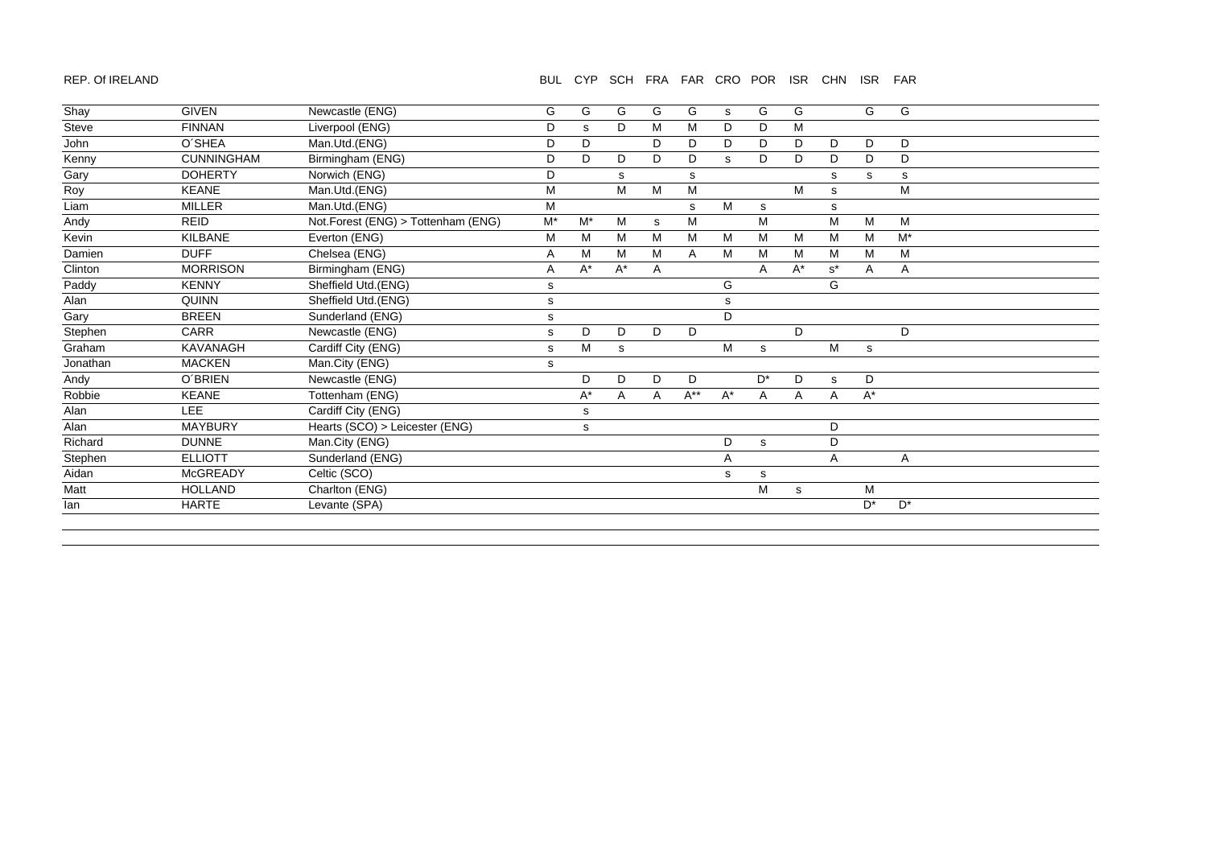REP. Of IRELAND

| | | | BUL | CYP | SCH | FRA | FAR | CRO | POR | ISR | CHN | ISR | FAR |
|---|---|---|---|---|---|---|---|---|---|---|---|---|---|
| Shay | GIVEN | Newcastle (ENG) | G | G | G | G | G | s | G | G | | G | G |
| Steve | FINNAN | Liverpool (ENG) | D | s | D | M | M | D | D | M | | | |
| John | O´SHEA | Man.Utd.(ENG) | D | D | | D | D | D | D | D | D | D | D |
| Kenny | CUNNINGHAM | Birmingham (ENG) | D | D | D | D | D | s | D | D | D | D | D |
| Gary | DOHERTY | Norwich (ENG) | D | | s | | s | | | | s | s | s |
| Roy | KEANE | Man.Utd.(ENG) | M | | M | M | M | | | M | s | | M |
| Liam | MILLER | Man.Utd.(ENG) | M | | | | s | M | s | | s | | |
| Andy | REID | Not.Forest (ENG) > Tottenham (ENG) | M* | M* | M | s | M | | M | | M | M | M |
| Kevin | KILBANE | Everton (ENG) | M | M | M | M | M | M | M | M | M | M | M* |
| Damien | DUFF | Chelsea (ENG) | A | M | M | M | A | M | M | M | M | M | M |
| Clinton | MORRISON | Birmingham (ENG) | A | A* | A* | A | | | A | A* | s* | A | A |
| Paddy | KENNY | Sheffield Utd.(ENG) | s | | | | | G | | | G | | |
| Alan | QUINN | Sheffield Utd.(ENG) | s | | | | | s | | | | | |
| Gary | BREEN | Sunderland (ENG) | s | | | | | D | | | | | |
| Stephen | CARR | Newcastle (ENG) | s | D | D | D | D | | | D | | | D |
| Graham | KAVANAGH | Cardiff City (ENG) | s | M | s | | | M | s | | M | s | |
| Jonathan | MACKEN | Man.City (ENG) | s | | | | | | | | | | |
| Andy | O´BRIEN | Newcastle (ENG) | | D | D | D | D | | D* | D | s | D | |
| Robbie | KEANE | Tottenham (ENG) | | A* | A | A | A** | A* | A | A | A | A* | |
| Alan | LEE | Cardiff City (ENG) | | s | | | | | | | | | |
| Alan | MAYBURY | Hearts (SCO) > Leicester (ENG) | | s | | | | | | | D | | |
| Richard | DUNNE | Man.City (ENG) | | | | | | D | s | | D | | |
| Stephen | ELLIOTT | Sunderland (ENG) | | | | | | A | | | A | | A |
| Aidan | McGREADY | Celtic (SCO) | | | | | | s | s | | | | |
| Matt | HOLLAND | Charlton (ENG) | | | | | | | M | s | | M | |
| Ian | HARTE | Levante (SPA) | | | | | | | | | | D* | D* |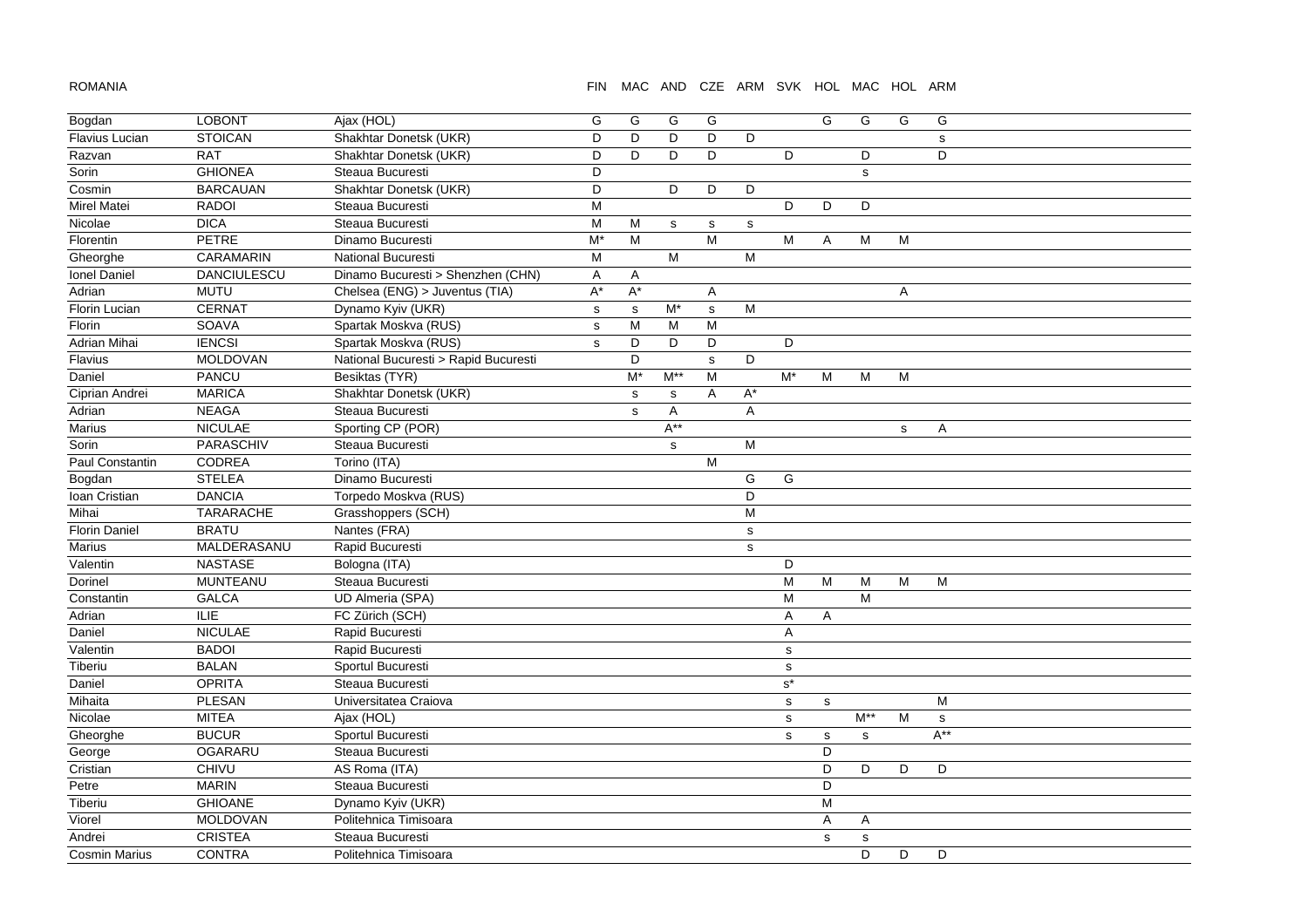| ROMANIA | | | FIN | MAC | AND | CZE | ARM | SVK | HOL | MAC | HOL | ARM |
|---|---|---|---|---|---|---|---|---|---|---|---|---|
| Bogdan | LOBONT | Ajax (HOL) | G | G | G | G | | | G | G | G | G |
| Flavius Lucian | STOICAN | Shakhtar Donetsk (UKR) | D | D | D | D | D | | | | | s |
| Razvan | RAT | Shakhtar Donetsk (UKR) | D | D | D | D | | D | | D | | D |
| Sorin | GHIONEA | Steaua Bucuresti | D | | | | | | | s | | |
| Cosmin | BARCAUAN | Shakhtar Donetsk (UKR) | D | | D | D | D | | | | | |
| Mirel Matei | RADOI | Steaua Bucuresti | M | | | | | D | D | D | | |
| Nicolae | DICA | Steaua Bucuresti | M | M | s | s | s | | | | | |
| Florentin | PETRE | Dinamo Bucuresti | M* | M | | M | | M | A | M | M | |
| Gheorghe | CARAMARIN | National Bucuresti | M | | M | | M | | | | | |
| Ionel Daniel | DANCIULESCU | Dinamo Bucuresti > Shenzhen (CHN) | A | A | | | | | | | | |
| Adrian | MUTU | Chelsea (ENG) > Juventus (TIA) | A* | A* | | A | | | | | A | |
| Florin Lucian | CERNAT | Dynamo Kyiv (UKR) | s | s | M* | s | M | | | | | |
| Florin | SOAVA | Spartak Moskva (RUS) | s | M | M | M | | | | | | |
| Adrian Mihai | IENCSI | Spartak Moskva (RUS) | s | D | D | D | | D | | | | |
| Flavius | MOLDOVAN | National Bucuresti > Rapid Bucuresti | | D | | s | D | | | | | |
| Daniel | PANCU | Besiktas (TYR) | | M* | M** | M | | M* | M | M | M | |
| Ciprian Andrei | MARICA | Shakhtar Donetsk (UKR) | | s | s | A | A* | | | | | |
| Adrian | NEAGA | Steaua Bucuresti | | s | A | | A | | | | | |
| Marius | NICULAE | Sporting CP (POR) | | | A** | | | | | | s | A |
| Sorin | PARASCHIV | Steaua Bucuresti | | | s | | M | | | | | |
| Paul Constantin | CODREA | Torino (ITA) | | | | M | | | | | | |
| Bogdan | STELEA | Dinamo Bucuresti | | | | | G | G | | | | |
| Ioan Cristian | DANCIA | Torpedo Moskva (RUS) | | | | | D | | | | | |
| Mihai | TARARACHE | Grasshoppers (SCH) | | | | | M | | | | | |
| Florin Daniel | BRATU | Nantes (FRA) | | | | | s | | | | | |
| Marius | MALDERASANU | Rapid Bucuresti | | | | | s | | | | | |
| Valentin | NASTASE | Bologna (ITA) | | | | | | D | | | | |
| Dorinel | MUNTEANU | Steaua Bucuresti | | | | | | M | M | M | M | M |
| Constantin | GALCA | UD Almeria (SPA) | | | | | | M | | M | | |
| Adrian | ILIE | FC Zürich (SCH) | | | | | | A | A | | | |
| Daniel | NICULAE | Rapid Bucuresti | | | | | | A | | | | |
| Valentin | BADOI | Rapid Bucuresti | | | | | | s | | | | |
| Tiberiu | BALAN | Sportul Bucuresti | | | | | | s | | | | |
| Daniel | OPRITA | Steaua Bucuresti | | | | | | s* | | | | |
| Mihaita | PLESAN | Universitatea Craiova | | | | | | s | s | | | M |
| Nicolae | MITEA | Ajax (HOL) | | | | | | s | | M** | M | s |
| Gheorghe | BUCUR | Sportul Bucuresti | | | | | | s | s | s | | A** |
| George | OGARARU | Steaua Bucuresti | | | | | | | D | | | |
| Cristian | CHIVU | AS Roma (ITA) | | | | | | | D | D | D | D |
| Petre | MARIN | Steaua Bucuresti | | | | | | | D | | | |
| Tiberiu | GHIOANE | Dynamo Kyiv (UKR) | | | | | | | M | | | |
| Viorel | MOLDOVAN | Politehnica Timisoara | | | | | | | A | A | | |
| Andrei | CRISTEA | Steaua Bucuresti | | | | | | | s | s | | |
| Cosmin Marius | CONTRA | Politehnica Timisoara | | | | | | | | D | D | D |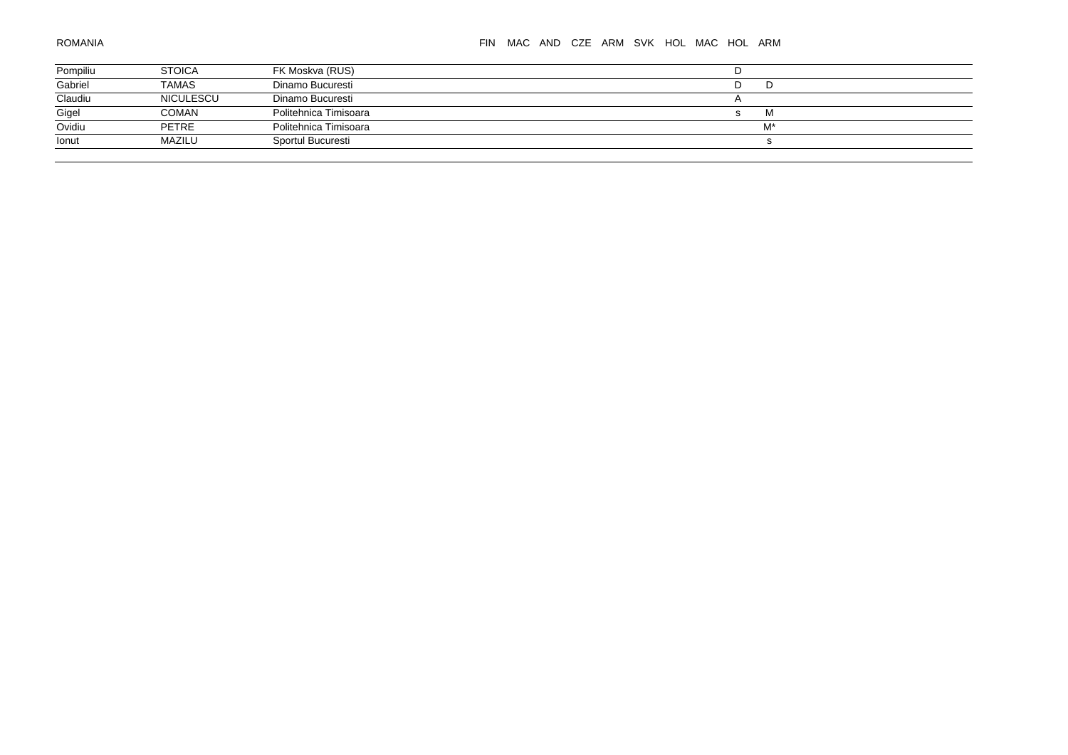| ROMANIA | | | FIN | MAC | AND | CZE | ARM | SVK | HOL | MAC | HOL | ARM |
|---|---|---|---|---|---|---|---|---|---|---|---|---|
| Pompiliu | STOICA | FK Moskva (RUS) | | | | | | | | | D | |
| Gabriel | TAMAS | Dinamo Bucuresti | | | | | | | | | D | D |
| Claudiu | NICULESCU | Dinamo Bucuresti | | | | | | | | | A | |
| Gigel | COMAN | Politehnica Timisoara | | | | | | | | | s | M |
| Ovidiu | PETRE | Politehnica Timisoara | | | | | | | | | | M* |
| Ionut | MAZILU | Sportul Bucuresti | | | | | | | | | | s |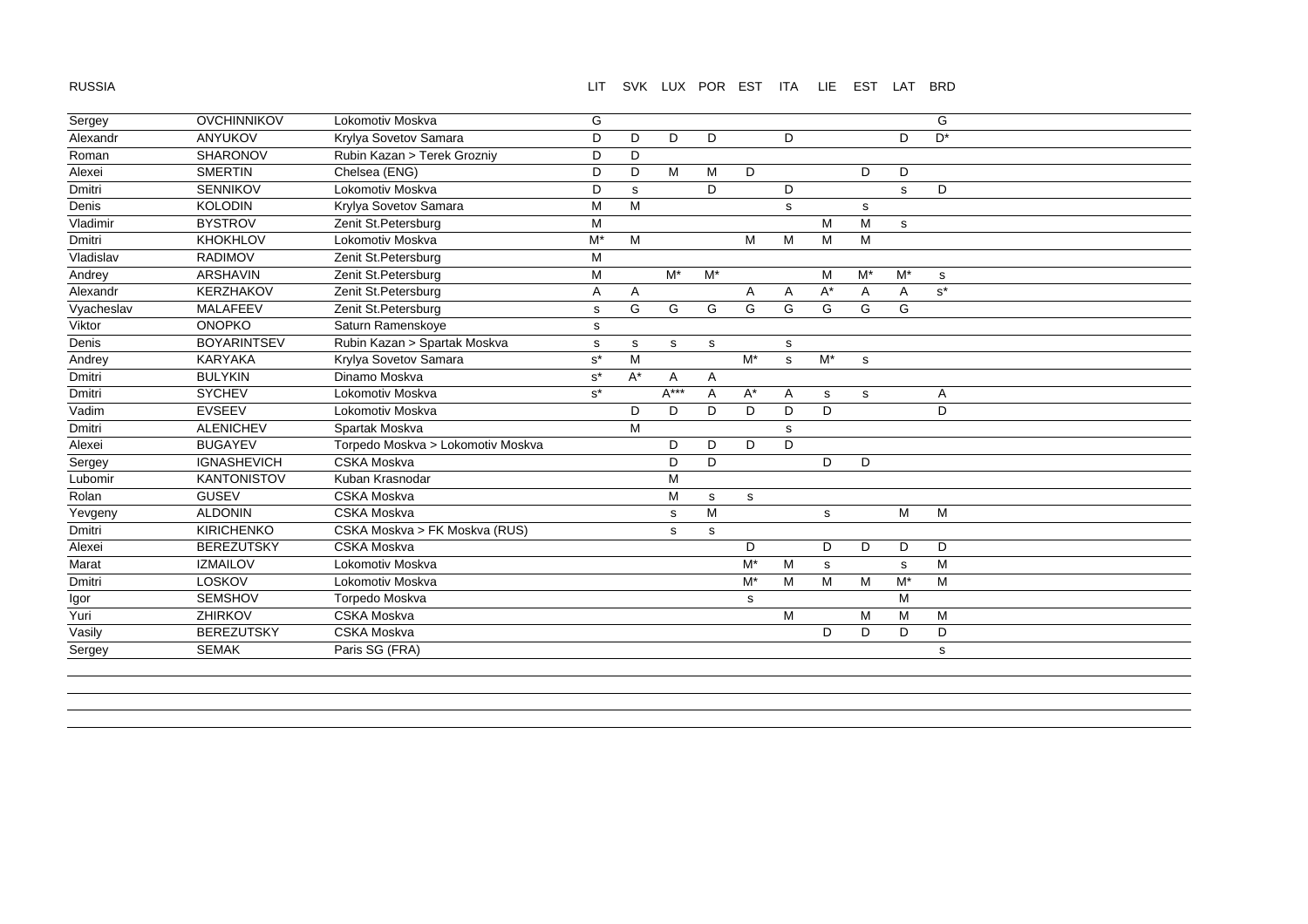RUSSIA

| | | | LIT | SVK | LUX | POR | EST | ITA | LIE | EST | LAT | BRD |
|---|---|---|---|---|---|---|---|---|---|---|---|---|
| Sergey | OVCHINNIKOV | Lokomotiv Moskva | G | | | | | | | | | G |
| Alexandr | ANYUKOV | Krylya Sovetov Samara | D | D | D | D | | D | | | D | D* |
| Roman | SHARONOV | Rubin Kazan > Terek Grozniy | D | D | | | | | | | | |
| Alexei | SMERTIN | Chelsea (ENG) | D | D | M | M | D | | | D | D | |
| Dmitri | SENNIKOV | Lokomotiv Moskva | D | s | | D | | D | | | s | D |
| Denis | KOLODIN | Krylya Sovetov Samara | M | M | | | | s | | s | | |
| Vladimir | BYSTROV | Zenit St.Petersburg | M | | | | | | M | M | s | |
| Dmitri | KHOKHLOV | Lokomotiv Moskva | M* | M | | | M | M | M | M | | |
| Vladislav | RADIMOV | Zenit St.Petersburg | M | | | | | | | | | |
| Andrey | ARSHAVIN | Zenit St.Petersburg | M | | M* | M* | | | M | M* | M* | s |
| Alexandr | KERZHAKOV | Zenit St.Petersburg | A | A | | | A | A | A* | A | A | s* |
| Vyacheslav | MALAFEEV | Zenit St.Petersburg | s | G | G | G | G | G | G | G | G | |
| Viktor | ONOPKO | Saturn Ramenskoye | s | | | | | | | | | |
| Denis | BOYARINTSEV | Rubin Kazan > Spartak Moskva | s | s | s | s | | s | | | | |
| Andrey | KARYAKA | Krylya Sovetov Samara | s* | M | | | M* | s | M* | s | | |
| Dmitri | BULYKIN | Dinamo Moskva | s* | A* | A | A | | | | | | |
| Dmitri | SYCHEV | Lokomotiv Moskva | s* | | A*** | A | A* | A | s | s | | A |
| Vadim | EVSEEV | Lokomotiv Moskva | | D | D | D | D | D | D | | | D |
| Dmitri | ALENICHEV | Spartak Moskva | | M | | | | s | | | | |
| Alexei | BUGAYEV | Torpedo Moskva > Lokomotiv Moskva | | | D | D | D | D | | | | |
| Sergey | IGNASHEVICH | CSKA Moskva | | | D | D | | | D | D | | |
| Lubomir | KANTONISTOV | Kuban Krasnodar | | | M | | | | | | | |
| Rolan | GUSEV | CSKA Moskva | | | M | s | s | | | | | |
| Yevgeny | ALDONIN | CSKA Moskva | | | s | M | | | s | | M | M |
| Dmitri | KIRICHENKO | CSKA Moskva > FK Moskva (RUS) | | | s | s | | | | | | |
| Alexei | BEREZUTSKY | CSKA Moskva | | | | | D | | D | D | D | D |
| Marat | IZMAILOV | Lokomotiv Moskva | | | | | M* | M | s | | s | M |
| Dmitri | LOSKOV | Lokomotiv Moskva | | | | | M* | M | M | M | M* | M |
| Igor | SEMSHOV | Torpedo Moskva | | | | | s | | | | M | |
| Yuri | ZHIRKOV | CSKA Moskva | | | | | | M | | M | M | M |
| Vasily | BEREZUTSKY | CSKA Moskva | | | | | | | D | D | D | D |
| Sergey | SEMAK | Paris SG (FRA) | | | | | | | | | | s |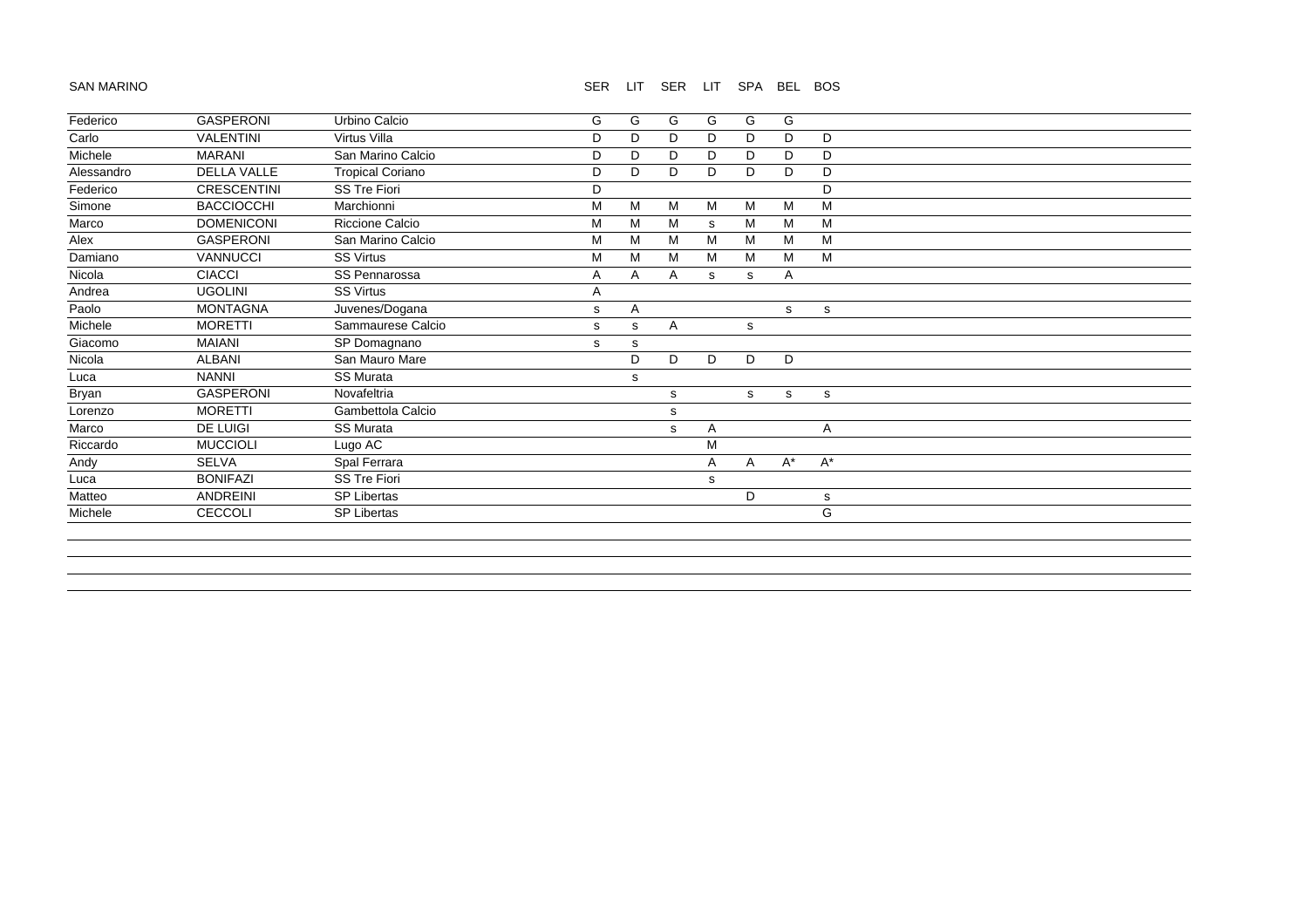SAN MARINO

| | | | SER | LIT | SER | LIT | SPA | BEL | BOS |
|---|---|---|---|---|---|---|---|---|---|
| Federico | GASPERONI | Urbino Calcio | G | G | G | G | G | G | |
| Carlo | VALENTINI | Virtus Villa | D | D | D | D | D | D | D |
| Michele | MARANI | San Marino Calcio | D | D | D | D | D | D | D |
| Alessandro | DELLA VALLE | Tropical Coriano | D | D | D | D | D | D | D |
| Federico | CRESCENTINI | SS Tre Fiori | D | | | | | | D |
| Simone | BACCIOCCHI | Marchionni | M | M | M | M | M | M | M |
| Marco | DOMENICONI | Riccione Calcio | M | M | M | s | M | M | M |
| Alex | GASPERONI | San Marino Calcio | M | M | M | M | M | M | M |
| Damiano | VANNUCCI | SS Virtus | M | M | M | M | M | M | M |
| Nicola | CIACCI | SS Pennarossa | A | A | A | s | s | A | |
| Andrea | UGOLINI | SS Virtus | A | | | | | | |
| Paolo | MONTAGNA | Juvenes/Dogana | s | A | | | | s | s |
| Michele | MORETTI | Sammaurese Calcio | s | s | A | | s | | |
| Giacomo | MAIANI | SP Domagnano | s | s | | | | | |
| Nicola | ALBANI | San Mauro Mare | | D | D | D | D | D | |
| Luca | NANNI | SS Murata | | s | | | | | |
| Bryan | GASPERONI | Novafeltria | | | s | | s | s | s |
| Lorenzo | MORETTI | Gambettola Calcio | | | s | | | | |
| Marco | DE LUIGI | SS Murata | | | s | A | | | A |
| Riccardo | MUCCIOLI | Lugo AC | | | | M | | | |
| Andy | SELVA | Spal Ferrara | | | | A | A | A* | A* |
| Luca | BONIFAZI | SS Tre Fiori | | | | s | | | |
| Matteo | ANDREINI | SP Libertas | | | | | D | | s |
| Michele | CECCOLI | SP Libertas | | | | | | | G |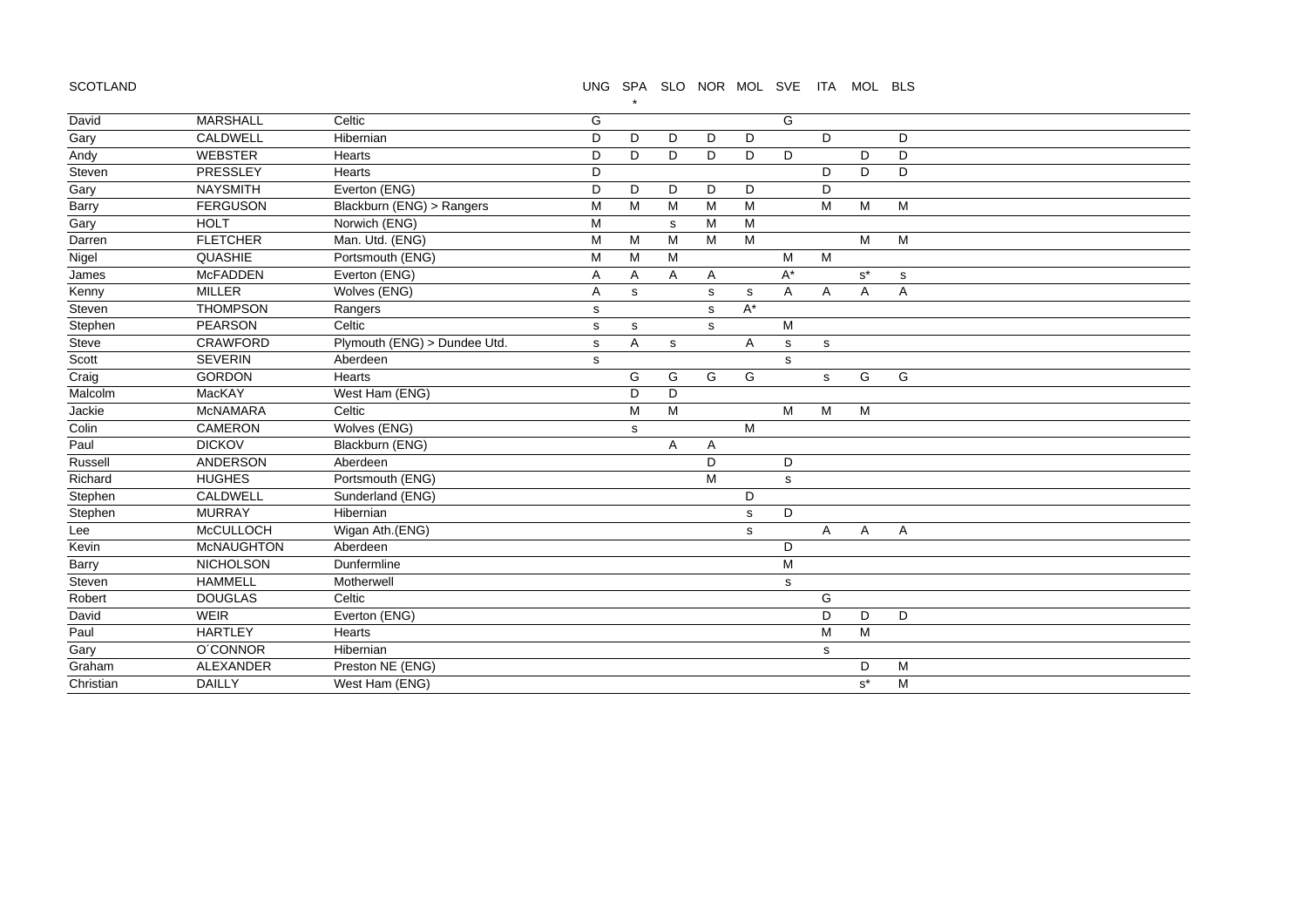SCOTLAND

| | | | UNG | SPA * | SLO | NOR | MOL | SVE | ITA | MOL | BLS |
|---|---|---|---|---|---|---|---|---|---|---|---|
| David | MARSHALL | Celtic | G | | | | | G | | | |
| Gary | CALDWELL | Hibernian | D | D | D | D | D | | D | | D |
| Andy | WEBSTER | Hearts | D | D | D | D | D | D | | D | D |
| Steven | PRESSLEY | Hearts | D | | | | | | D | D | D |
| Gary | NAYSMITH | Everton (ENG) | D | D | D | D | D | | D | | |
| Barry | FERGUSON | Blackburn (ENG) > Rangers | M | M | M | M | M | | M | M | M |
| Gary | HOLT | Norwich (ENG) | M | | s | M | M | | | | |
| Darren | FLETCHER | Man. Utd. (ENG) | M | M | M | M | M | | | M | M |
| Nigel | QUASHIE | Portsmouth (ENG) | M | M | M | | | M | M | | |
| James | McFADDEN | Everton (ENG) | A | A | A | A | | A* | | s* | s |
| Kenny | MILLER | Wolves (ENG) | A | s | | s | s | A | A | A | A |
| Steven | THOMPSON | Rangers | s | | | s | A* | | | | |
| Stephen | PEARSON | Celtic | s | s | | s | | M | | | |
| Steve | CRAWFORD | Plymouth (ENG) > Dundee Utd. | s | A | s | | A | s | s | | |
| Scott | SEVERIN | Aberdeen | s | | | | | s | | | |
| Craig | GORDON | Hearts | | G | G | G | G | | s | G | G |
| Malcolm | MacKAY | West Ham (ENG) | | D | D | | | | | | |
| Jackie | McNAMARA | Celtic | | M | M | | | M | M | M | |
| Colin | CAMERON | Wolves (ENG) | | s | | | M | | | | |
| Paul | DICKOV | Blackburn (ENG) | | | A | A | | | | | |
| Russell | ANDERSON | Aberdeen | | | | D | | D | | | |
| Richard | HUGHES | Portsmouth (ENG) | | | | M | | s | | | |
| Stephen | CALDWELL | Sunderland (ENG) | | | | | D | | | | |
| Stephen | MURRAY | Hibernian | | | | | s | D | | | |
| Lee | McCULLOCH | Wigan Ath.(ENG) | | | | | s | | A | A | A |
| Kevin | McNAUGHTON | Aberdeen | | | | | | D | | | |
| Barry | NICHOLSON | Dunfermline | | | | | | M | | | |
| Steven | HAMMELL | Motherwell | | | | | | s | | | |
| Robert | DOUGLAS | Celtic | | | | | | | G | | |
| David | WEIR | Everton (ENG) | | | | | | | D | D | D |
| Paul | HARTLEY | Hearts | | | | | | | M | M | |
| Gary | O´CONNOR | Hibernian | | | | | | | s | | |
| Graham | ALEXANDER | Preston NE (ENG) | | | | | | | | D | M |
| Christian | DAILLY | West Ham (ENG) | | | | | | | | s* | M |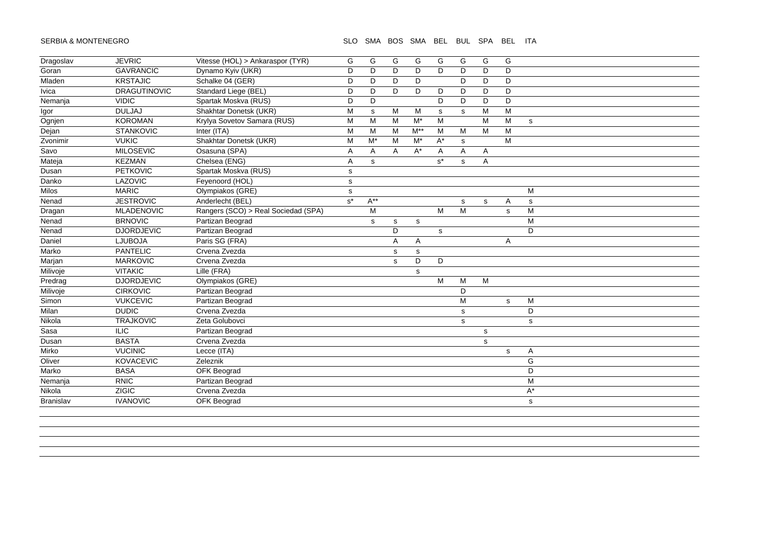SERBIA & MONTENEGRO

| | | | SLO | SMA | BOS | SMA | BEL | BUL | SPA | BEL | ITA |
|---|---|---|---|---|---|---|---|---|---|---|---|
| Dragoslav | JEVRIC | Vitesse (HOL) > Ankaraspor (TYR) | G | G | G | G | G | G | G | G | |
| Goran | GAVRANCIC | Dynamo Kyiv (UKR) | D | D | D | D | D | D | D | D | |
| Mladen | KRSTAJIC | Schalke 04 (GER) | D | D | D | D | | D | D | D | |
| Ivica | DRAGUTINOVIC | Standard Liege (BEL) | D | D | D | D | D | D | D | D | |
| Nemanja | VIDIC | Spartak Moskva (RUS) | D | D | | | D | D | D | D | |
| Igor | DULJAJ | Shakhtar Donetsk (UKR) | M | s | M | M | s | s | M | M | |
| Ognjen | KOROMAN | Krylya Sovetov Samara (RUS) | M | M | M | M* | M | | M | M | s |
| Dejan | STANKOVIC | Inter (ITA) | M | M | M | M** | M | M | M | M | |
| Zvonimir | VUKIC | Shakhtar Donetsk (UKR) | M | M* | M | M* | A* | s | | M | |
| Savo | MILOSEVIC | Osasuna (SPA) | A | A | A | A* | A | A | A | | |
| Mateja | KEZMAN | Chelsea (ENG) | A | s | | | s* | s | A | | |
| Dusan | PETKOVIC | Spartak Moskva (RUS) | s | | | | | | | | |
| Danko | LAZOVIC | Feyenoord (HOL) | s | | | | | | | | |
| Milos | MARIC | Olympiakos (GRE) | s | | | | | | | | M |
| Nenad | JESTROVIC | Anderlecht (BEL) | s* | A** | | | | s | s | A | s |
| Dragan | MLADENOVIC | Rangers (SCO) > Real Sociedad (SPA) | | M | | | M | M | | s | M |
| Nenad | BRNOVIC | Partizan Beograd | | s | s | s | | | | | M |
| Nenad | DJORDJEVIC | Partizan Beograd | | | D | | s | | | | D |
| Daniel | LJUBOJA | Paris SG (FRA) | | | A | A | | | | A | |
| Marko | PANTELIC | Crvena Zvezda | | | s | s | | | | | |
| Marjan | MARKOVIC | Crvena Zvezda | | | s | D | D | | | | |
| Milivoje | VITAKIC | Lille (FRA) | | | | s | | | | | |
| Predrag | DJORDJEVIC | Olympiakos (GRE) | | | | | M | M | M | | |
| Milivoje | CIRKOVIC | Partizan Beograd | | | | | | D | | | |
| Simon | VUKCEVIC | Partizan Beograd | | | | | | M | | s | M |
| Milan | DUDIC | Crvena Zvezda | | | | | | s | | | D |
| Nikola | TRAJKOVIC | Zeta Golubovci | | | | | | s | | | s |
| Sasa | ILIC | Partizan Beograd | | | | | | | s | | |
| Dusan | BASTA | Crvena Zvezda | | | | | | | s | | |
| Mirko | VUCINIC | Lecce (ITA) | | | | | | | | s | A |
| Oliver | KOVACEVIC | Zeleznik | | | | | | | | | G |
| Marko | BASA | OFK Beograd | | | | | | | | | D |
| Nemanja | RNIC | Partizan Beograd | | | | | | | | | M |
| Nikola | ZIGIC | Crvena Zvezda | | | | | | | | | A* |
| Branislav | IVANOVIC | OFK Beograd | | | | | | | | | s |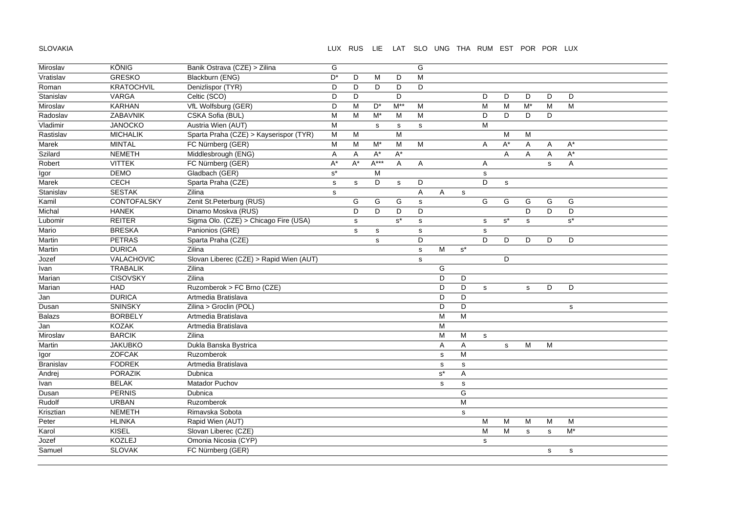SLOVAKIA

| | | | LUX | RUS | LIE | LAT | SLO | UNG | THA | RUM | EST | POR | POR | LUX |
|---|---|---|---|---|---|---|---|---|---|---|---|---|---|---|
| Miroslav | KÖNIG | Banik Ostrava (CZE) > Zilina | G | | | | G | | | | | | | |
| Vratislav | GRESKO | Blackburn (ENG) | D* | D | M | D | M | | | | | | | |
| Roman | KRATOCHVIL | Denizlispor (TYR) | D | D | D | D | D | | | | | | | |
| Stanislav | VARGA | Celtic (SCO) | D | D | | D | | | | D | D | D | D | D |
| Miroslav | KARHAN | VfL Wolfsburg (GER) | D | M | D* | M** | M | | | M | M | M* | M | M |
| Radoslav | ZABAVNIK | CSKA Sofia (BUL) | M | M | M* | M | M | | | D | D | D | D | |
| Vladimir | JANOCKO | Austria Wien (AUT) | M | | s | s | s | | | M | | | | |
| Rastislav | MICHALIK | Sparta Praha (CZE) > Kayserispor (TYR) | M | M | | M | | | | | M | M | | |
| Marek | MINTAL | FC Nürnberg (GER) | M | M | M* | M | M | | | A | A* | A | A | A* |
| Szilard | NEMETH | Middlesbrough (ENG) | A | A | A* | A* | | | | | A | A | A | A* |
| Robert | VITTEK | FC Nürnberg (GER) | A* | A* | A*** | A | A | | | A | | | s | A |
| Igor | DEMO | Gladbach (GER) | s* | | M | | | | | s | | | | |
| Marek | CECH | Sparta Praha (CZE) | s | s | D | s | D | | | D | s | | | |
| Stanislav | SESTAK | Zilina | s | | | | A | A | s | | | | | |
| Kamil | CONTOFALSKY | Zenit St.Peterburg (RUS) | | G | G | G | s | | | G | G | G | G | G |
| Michal | HANEK | Dinamo Moskva (RUS) | | D | D | D | D | | | | | D | D | D |
| Lubomir | REITER | Sigma Olo. (CZE) > Chicago Fire (USA) | | s | | s* | s | | | s | s* | s | | s* |
| Mario | BRESKA | Panionios (GRE) | | s | s | | s | | | s | | | | |
| Martin | PETRAS | Sparta Praha (CZE) | | | s | | D | | | D | D | D | D | D |
| Martin | DURICA | Zilina | | | | | s | M | s* | | | | | |
| Jozef | VALACHOVIC | Slovan Liberec (CZE) > Rapid Wien (AUT) | | | | | s | | | | D | | | |
| Ivan | TRABALIK | Zilina | | | | | | G | | | | | | |
| Marian | CISOVSKY | Zilina | | | | | | D | D | | | | | |
| Marian | HAD | Ruzomberok > FC Brno (CZE) | | | | | | D | D | s | | s | D | D |
| Jan | DURICA | Artmedia Bratislava | | | | | | D | D | | | | | |
| Dusan | SNINSKY | Zilina > Groclin (POL) | | | | | | D | D | | | | | s |
| Balazs | BORBELY | Artmedia Bratislava | | | | | | M | M | | | | | |
| Jan | KOZAK | Artmedia Bratislava | | | | | | M | | | | | | |
| Miroslav | BARCIK | Zilina | | | | | | M | M | s | | | | |
| Martin | JAKUBKO | Dukla Banska Bystrica | | | | | | A | A | | s | M | M | |
| Igor | ZOFCAK | Ruzomberok | | | | | | s | M | | | | | |
| Branislav | FODREK | Artmedia Bratislava | | | | | | s | s | | | | | |
| Andrej | PORAZIK | Dubnica | | | | | | s* | A | | | | | |
| Ivan | BELAK | Matador Puchov | | | | | | s | s | | | | | |
| Dusan | PERNIS | Dubnica | | | | | | | G | | | | | |
| Rudolf | URBAN | Ruzomberok | | | | | | | M | | | | | |
| Krisztian | NEMETH | Rimavska Sobota | | | | | | | s | | | | | |
| Peter | HLINKA | Rapid Wien (AUT) | | | | | | | | M | M | M | M | M |
| Karol | KISEL | Slovan Liberec (CZE) | | | | | | | | M | M | s | s | M* |
| Jozef | KOZLEJ | Omonia Nicosia (CYP) | | | | | | | | s | | | | |
| Samuel | SLOVAK | FC Nürnberg (GER) | | | | | | | | | | | s | s |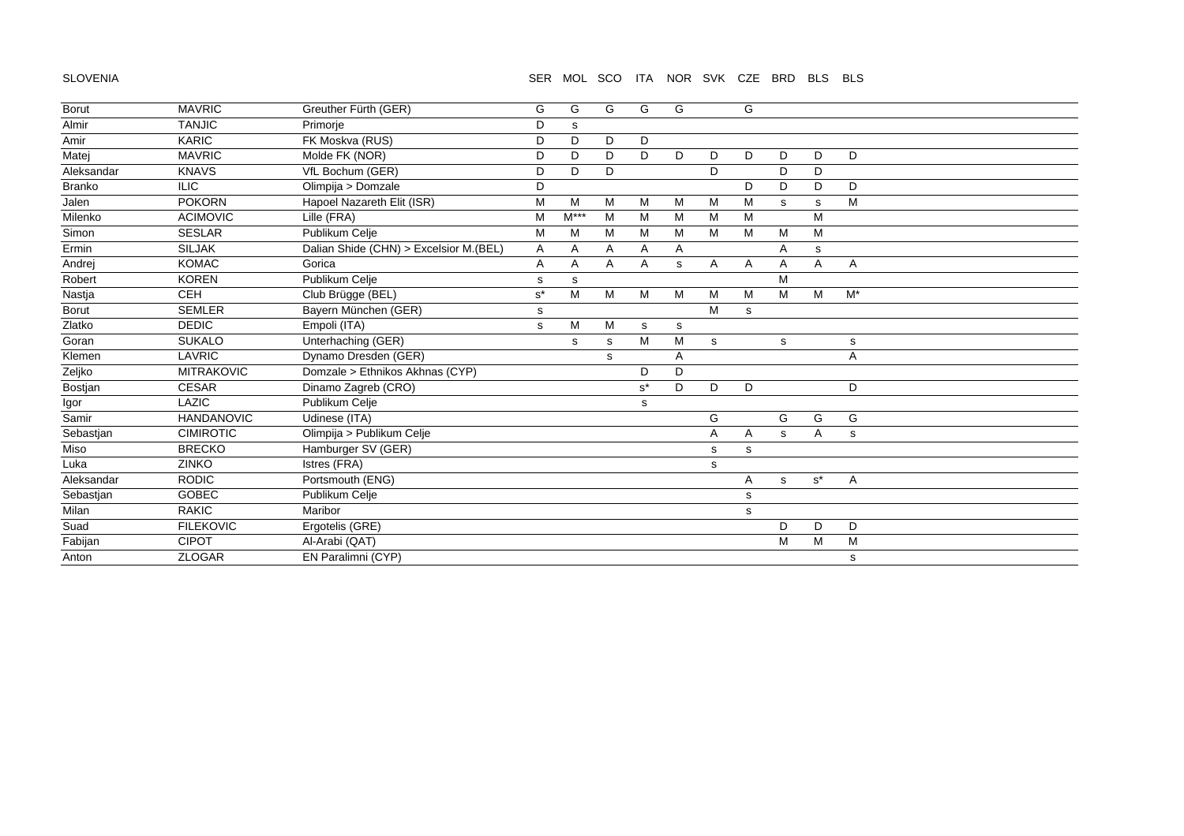SLOVENIA

| First name | Surname | Club | SER | MOL | SCO | ITA | NOR | SVK | CZE | BRD | BLS | BLS |
|---|---|---|---|---|---|---|---|---|---|---|---|---|
| Borut | MAVRIC | Greuther Fürth (GER) | G | G | G | G | G | | G | | | |
| Almir | TANJIC | Primorje | D | s | | | | | | | | |
| Amir | KARIC | FK Moskva (RUS) | D | D | D | D | | | | | | |
| Matej | MAVRIC | Molde FK (NOR) | D | D | D | D | D | D | D | D | D | D |
| Aleksandar | KNAVS | VfL Bochum (GER) | D | D | D | | | D | | D | D | |
| Branko | ILIC | Olimpija > Domzale | D | | | | | | D | D | D | D |
| Jalen | POKORN | Hapoel Nazareth Elit (ISR) | M | M | M | M | M | M | M | s | s | M |
| Milenko | ACIMOVIC | Lille (FRA) | M | M*** | M | M | M | M | M | | M | |
| Simon | SESLAR | Publikum Celje | M | M | M | M | M | M | M | M | M | |
| Ermin | SILJAK | Dalian Shide (CHN) > Excelsior M.(BEL) | A | A | A | A | A | | | A | s | |
| Andrej | KOMAC | Gorica | A | A | A | A | s | A | A | A | A | A |
| Robert | KOREN | Publikum Celje | s | s | | | | | | M | | |
| Nastja | CEH | Club Brügge (BEL) | s* | M | M | M | M | M | M | M | M | M* |
| Borut | SEMLER | Bayern München (GER) | s | | | | | M | s | | | |
| Zlatko | DEDIC | Empoli (ITA) | s | M | M | s | s | | | | | |
| Goran | SUKALO | Unterhaching (GER) | | s | s | M | M | s | | s | | s |
| Klemen | LAVRIC | Dynamo Dresden (GER) | | | s | | A | | | | | A |
| Zeljko | MITRAKOVIC | Domzale > Ethnikos Akhnas (CYP) | | | | D | D | | | | | |
| Bostjan | CESAR | Dinamo Zagreb (CRO) | | | | s* | D | D | D | | | D |
| Igor | LAZIC | Publikum Celje | | | | s | | | | | | |
| Samir | HANDANOVIC | Udinese (ITA) | | | | | | G | | G | G | G |
| Sebastjan | CIMIROTIC | Olimpija > Publikum Celje | | | | | | A | A | s | A | s |
| Miso | BRECKO | Hamburger SV (GER) | | | | | | s | s | | | |
| Luka | ZINKO | Istres (FRA) | | | | | | s | | | | |
| Aleksandar | RODIC | Portsmouth (ENG) | | | | | | | A | s | s* | A |
| Sebastjan | GOBEC | Publikum Celje | | | | | | | s | | | |
| Milan | RAKIC | Maribor | | | | | | | s | | | |
| Suad | FILEKOVIC | Ergotelis (GRE) | | | | | | | | D | D | D |
| Fabijan | CIPOT | Al-Arabi (QAT) | | | | | | | | M | M | M |
| Anton | ZLOGAR | EN Paralimni (CYP) | | | | | | | | | | s |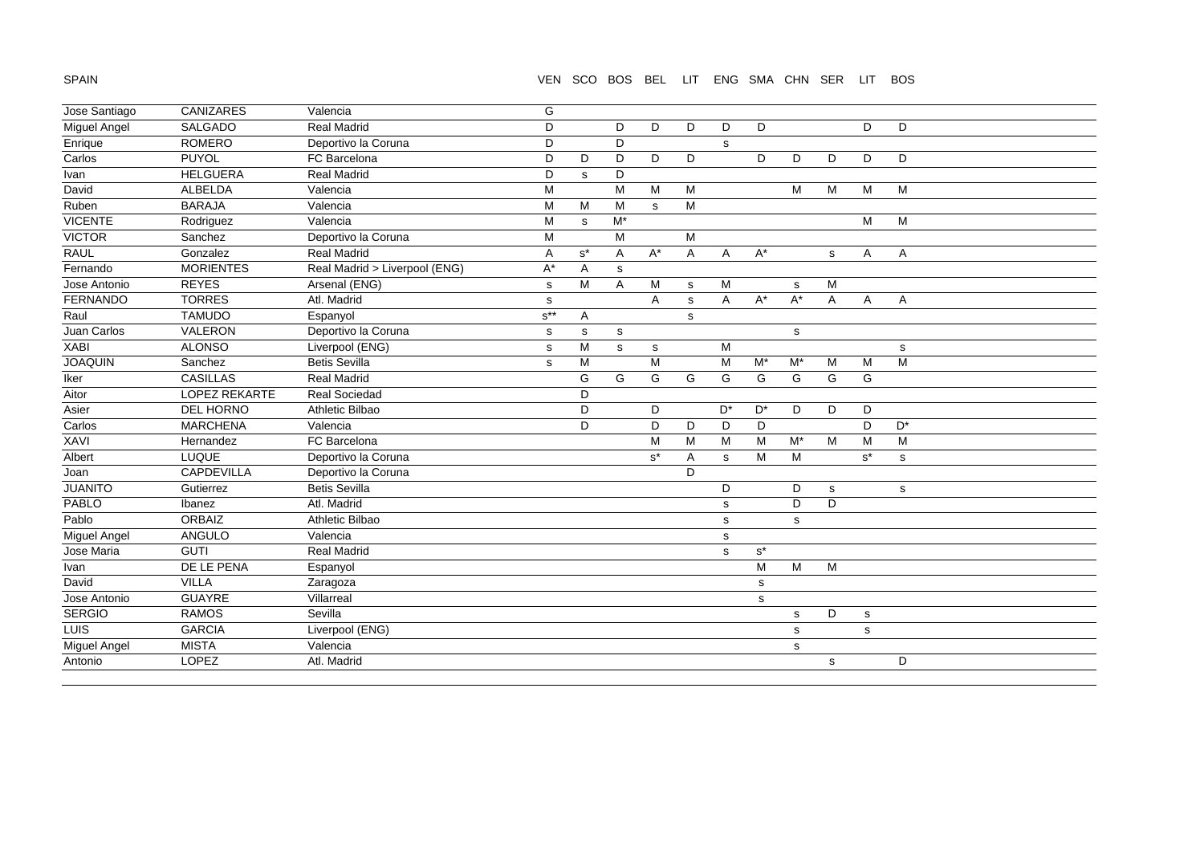SPAIN

| | | | VEN | SCO | BOS | BEL | LIT | ENG | SMA | CHN | SER | LIT | BOS |
|---|---|---|---|---|---|---|---|---|---|---|---|---|---|
| Jose Santiago | CANIZARES | Valencia | G | | | | | | | | | | |
| Miguel Angel | SALGADO | Real Madrid | D | | D | D | D | D | D | | | D | D |
| Enrique | ROMERO | Deportivo la Coruna | D | | D | | | s | | | | | |
| Carlos | PUYOL | FC Barcelona | D | D | D | D | D | | D | D | D | D | D |
| Ivan | HELGUERA | Real Madrid | D | s | D | | | | | | | | |
| David | ALBELDA | Valencia | M | | M | M | M | | | M | M | M | M |
| Ruben | BARAJA | Valencia | M | M | M | s | M | | | | | | |
| VICENTE | Rodriguez | Valencia | M | s | M* | | | | | | | M | M |
| VICTOR | Sanchez | Deportivo la Coruna | M | | M | | M | | | | | | |
| RAUL | Gonzalez | Real Madrid | A | s* | A | A* | A | A | A* | | s | A | A |
| Fernando | MORIENTES | Real Madrid > Liverpool (ENG) | A* | A | s | | | | | | | | |
| Jose Antonio | REYES | Arsenal (ENG) | s | M | A | M | s | M | | s | M | | |
| FERNANDO | TORRES | Atl. Madrid | s | | | A | s | A | A* | A* | A | A | A |
| Raul | TAMUDO | Espanyol | s** | A | | | s | | | | | | |
| Juan Carlos | VALERON | Deportivo la Coruna | s | s | s | | | | | s | | | |
| XABI | ALONSO | Liverpool (ENG) | s | M | s | s | | M | | | | | s |
| JOAQUIN | Sanchez | Betis Sevilla | s | M | | M | | M | M* | M* | M | M | M |
| Iker | CASILLAS | Real Madrid | | G | G | G | G | G | G | G | G | G | |
| Aitor | LOPEZ REKARTE | Real Sociedad | | D | | | | | | | | | |
| Asier | DEL HORNO | Athletic Bilbao | | D | | D | | D* | D* | D | D | D | |
| Carlos | MARCHENA | Valencia | | D | | D | D | D | D | | | D | D* |
| XAVI | Hernandez | FC Barcelona | | | | M | M | M | M | M* | M | M | M |
| Albert | LUQUE | Deportivo la Coruna | | | | s* | A | s | M | M | | s* | s |
| Joan | CAPDEVILLA | Deportivo la Coruna | | | | | D | | | | | | |
| JUANITO | Gutierrez | Betis Sevilla | | | | | | D | | D | s | | s |
| PABLO | Ibanez | Atl. Madrid | | | | | | s | | D | D | | |
| Pablo | ORBAIZ | Athletic Bilbao | | | | | | s | | s | | | |
| Miguel Angel | ANGULO | Valencia | | | | | | s | | | | | |
| Jose Maria | GUTI | Real Madrid | | | | | | s | s* | | | | |
| Ivan | DE LE PENA | Espanyol | | | | | | | M | M | M | | |
| David | VILLA | Zaragoza | | | | | | | s | | | | |
| Jose Antonio | GUAYRE | Villarreal | | | | | | | s | | | | |
| SERGIO | RAMOS | Sevilla | | | | | | | | s | D | s | |
| LUIS | GARCIA | Liverpool (ENG) | | | | | | | | s | | s | |
| Miguel Angel | MISTA | Valencia | | | | | | | | s | | | |
| Antonio | LOPEZ | Atl. Madrid | | | | | | | | | s | | D |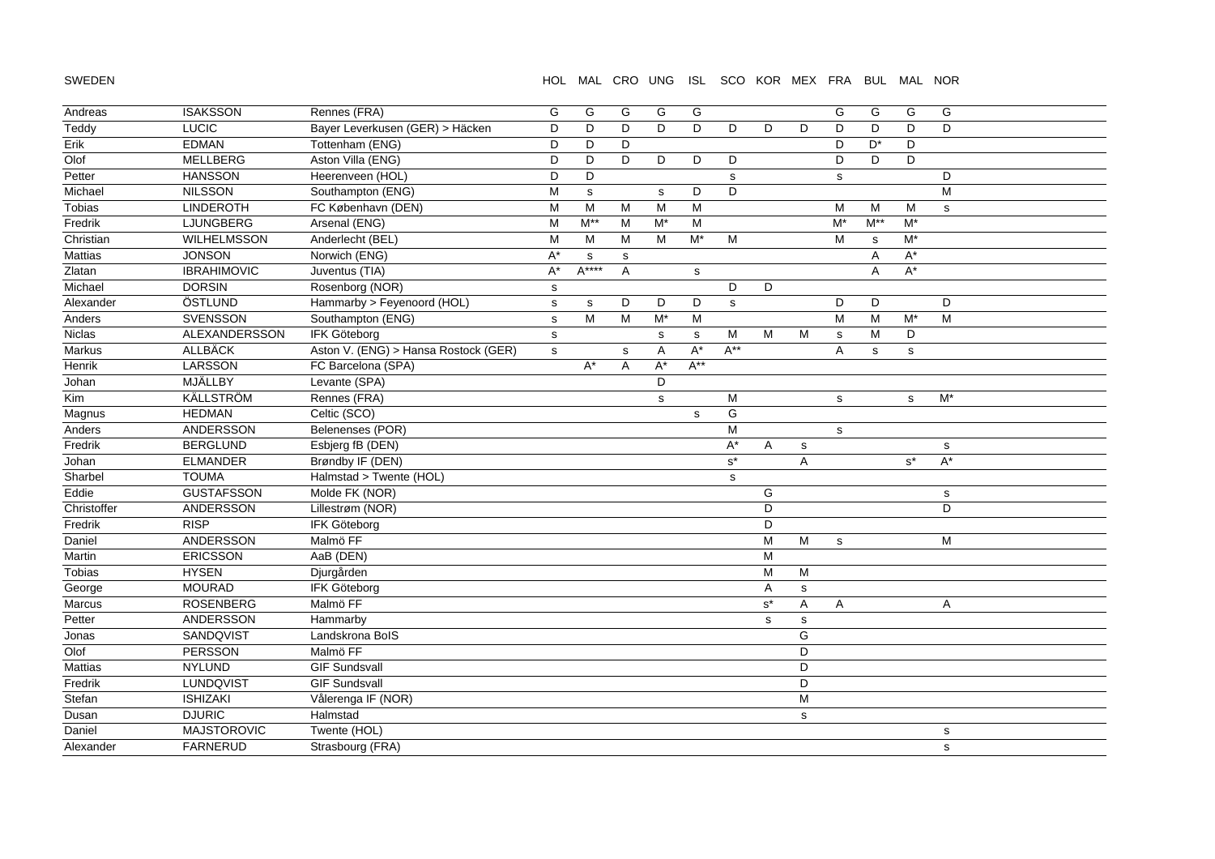| SWEDEN | | | HOL | MAL | CRO | UNG | ISL | SCO | KOR | MEX | FRA | BUL | MAL | NOR |
|---|---|---|---|---|---|---|---|---|---|---|---|---|---|---|
| Andreas | ISAKSSON | Rennes (FRA) | G | G | G | G | G | | | | G | G | G | G |
| Teddy | LUCIC | Bayer Leverkusen (GER) > Häcken | D | D | D | D | D | D | D | D | D | D | D | D |
| Erik | EDMAN | Tottenham (ENG) | D | D | D | | | | | | D | D* | D | |
| Olof | MELLBERG | Aston Villa (ENG) | D | D | D | D | D | D | | | D | D | D | |
| Petter | HANSSON | Heerenveen (HOL) | D | D | | | | s | | | s | | | D |
| Michael | NILSSON | Southampton (ENG) | M | s | | s | D | D | | | | | | M |
| Tobias | LINDEROTH | FC København (DEN) | M | M | M | M | M | | | | M | M | M | s |
| Fredrik | LJUNGBERG | Arsenal (ENG) | M | M** | M | M* | M | | | | M* | M** | M* | |
| Christian | WILHELMSSON | Anderlecht (BEL) | M | M | M | M | M* | M | | | M | s | M* | |
| Mattias | JONSON | Norwich (ENG) | A* | s | s | | | | | | | A | A* | |
| Zlatan | IBRAHIMOVIC | Juventus (TIA) | A* | A**** | A | | s | | | | | A | A* | |
| Michael | DORSIN | Rosenborg (NOR) | s | | | | | D | D | | | | | |
| Alexander | ÖSTLUND | Hammarby > Feyenoord (HOL) | s | s | D | D | D | s | | | D | D | | D |
| Anders | SVENSSON | Southampton (ENG) | s | M | M | M* | M | | | | M | M | M* | M |
| Niclas | ALEXANDERSSON | IFK Göteborg | s | | | s | s | M | M | M | s | M | D | |
| Markus | ALLBÄCK | Aston V. (ENG) > Hansa Rostock (GER) | s | | s | A | A* | A** | | | A | s | s | |
| Henrik | LARSSON | FC Barcelona (SPA) | | A* | A | A* | A** | | | | | | | |
| Johan | MJÄLLBY | Levante (SPA) | | | | D | | | | | | | | |
| Kim | KÄLLSTRÖM | Rennes (FRA) | | | | s | | M | | | s | | s | M* |
| Magnus | HEDMAN | Celtic (SCO) | | | | | s | G | | | | | | |
| Anders | ANDERSSON | Belenenses (POR) | | | | | | M | | | s | | | |
| Fredrik | BERGLUND | Esbjerg fB (DEN) | | | | | | A* | A | s | | | | s |
| Johan | ELMANDER | Brøndby IF (DEN) | | | | | | s* | | A | | | s* | A* |
| Sharbel | TOUMA | Halmstad > Twente (HOL) | | | | | | s | | | | | | |
| Eddie | GUSTAFSSON | Molde FK (NOR) | | | | | | | G | | | | | s |
| Christoffer | ANDERSSON | Lillestrøm (NOR) | | | | | | | D | | | | | D |
| Fredrik | RISP | IFK Göteborg | | | | | | | D | | | | | |
| Daniel | ANDERSSON | Malmö FF | | | | | | | M | M | s | | | M |
| Martin | ERICSSON | AaB (DEN) | | | | | | | M | | | | | |
| Tobias | HYSEN | Djurgården | | | | | | | M | M | | | | |
| George | MOURAD | IFK Göteborg | | | | | | | A | s | | | | |
| Marcus | ROSENBERG | Malmö FF | | | | | | | s* | A | A | | | A |
| Petter | ANDERSSON | Hammarby | | | | | | | s | s | | | | |
| Jonas | SANDQVIST | Landskrona BoIS | | | | | | | | G | | | | |
| Olof | PERSSON | Malmö FF | | | | | | | | D | | | | |
| Mattias | NYLUND | GIF Sundsvall | | | | | | | | D | | | | |
| Fredrik | LUNDQVIST | GIF Sundsvall | | | | | | | | D | | | | |
| Stefan | ISHIZAKI | Vålerenga IF (NOR) | | | | | | | | M | | | | |
| Dusan | DJURIC | Halmstad | | | | | | | | s | | | | |
| Daniel | MAJSTOROVIC | Twente (HOL) | | | | | | | | | | | | s |
| Alexander | FARNERUD | Strasbourg (FRA) | | | | | | | | | | | | s |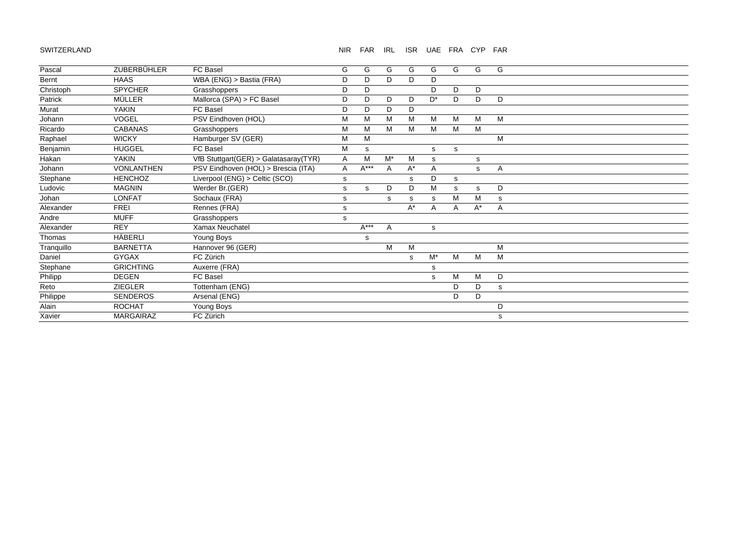SWITZERLAND

| | | | NIR | FAR | IRL | ISR | UAE | FRA | CYP | FAR |
|---|---|---|---|---|---|---|---|---|---|---|
| Pascal | ZUBERBÜHLER | FC Basel | G | G | G | G | G | G | G | G |
| Bernt | HAAS | WBA (ENG) > Bastia (FRA) | D | D | D | D | D | | | |
| Christoph | SPYCHER | Grasshoppers | D | D | | | D | D | D | |
| Patrick | MÜLLER | Mallorca (SPA) > FC Basel | D | D | D | D | D* | D | D | D |
| Murat | YAKIN | FC Basel | D | D | D | D | | | | |
| Johann | VOGEL | PSV Eindhoven (HOL) | M | M | M | M | M | M | M | M |
| Ricardo | CABANAS | Grasshoppers | M | M | M | M | M | M | M | |
| Raphael | WICKY | Hamburger SV (GER) | M | M | | | | | | M |
| Benjamin | HUGGEL | FC Basel | M | s | | | s | s | | |
| Hakan | YAKIN | VfB Stuttgart(GER) > Galatasaray(TYR) | A | M | M* | M | s | | s | |
| Johann | VONLANTHEN | PSV Eindhoven (HOL) > Brescia (ITA) | A | A*** | A | A* | A | | s | A |
| Stephane | HENCHOZ | Liverpool (ENG) > Celtic (SCO) | s | | | s | D | s | | |
| Ludovic | MAGNIN | Werder Br.(GER) | s | s | D | D | M | s | s | D |
| Johan | LONFAT | Sochaux (FRA) | s | | s | s | s | M | M | s |
| Alexander | FREI | Rennes (FRA) | s | | | A* | A | A | A* | A |
| Andre | MUFF | Grasshoppers | s | | | | | | | |
| Alexander | REY | Xamax Neuchatel | | A*** | A | | s | | | |
| Thomas | HÄBERLI | Young Boys | | s | | | | | | |
| Tranquillo | BARNETTA | Hannover 96 (GER) | | | M | M | | | | M |
| Daniel | GYGAX | FC Zürich | | | | s | M* | M | M | M |
| Stephane | GRICHTING | Auxerre (FRA) | | | | | s | | | |
| Philipp | DEGEN | FC Basel | | | | | s | M | M | D |
| Reto | ZIEGLER | Tottenham (ENG) | | | | | | D | D | s |
| Philippe | SENDEROS | Arsenal (ENG) | | | | | | D | D | |
| Alain | ROCHAT | Young Boys | | | | | | | | D |
| Xavier | MARGAIRAZ | FC Zürich | | | | | | | | s |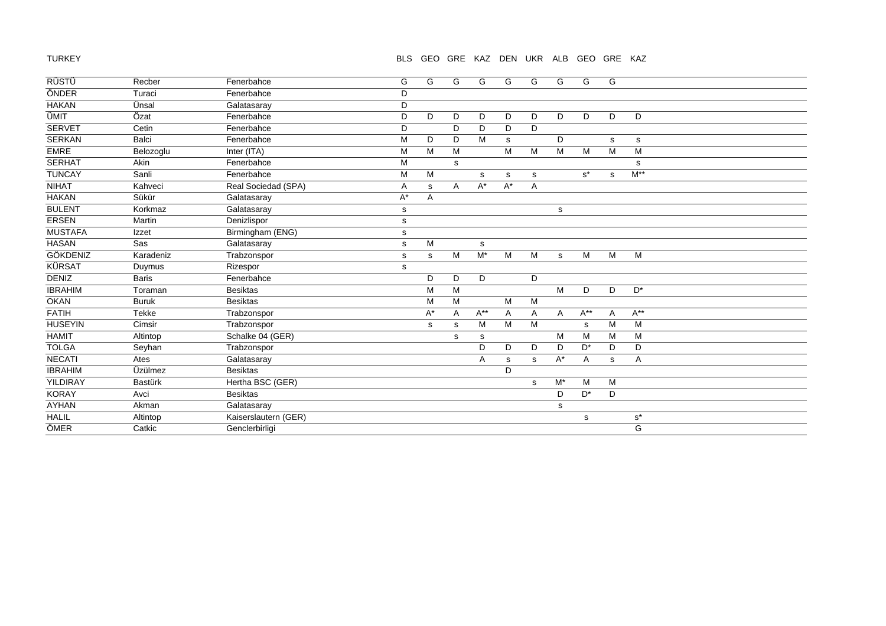TURKEY

| | | | BLS | GEO | GRE | KAZ | DEN | UKR | ALB | GEO | GRE | KAZ |
|---|---|---|---|---|---|---|---|---|---|---|---|---|
| RÜSTÜ | Recber | Fenerbahce | G | G | G | G | G | G | G | G | G | |
| ÖNDER | Turaci | Fenerbahce | D | | | | | | | | | |
| HAKAN | Ünsal | Galatasaray | D | | | | | | | | | |
| ÜMIT | Özat | Fenerbahce | D | D | D | D | D | D | D | D | D | D |
| SERVET | Cetin | Fenerbahce | D | | D | D | D | D | | | | |
| SERKAN | Balci | Fenerbahce | M | D | D | M | s | | D | | s | s |
| EMRE | Belozoglu | Inter (ITA) | M | M | M | | M | M | M | M | M | M |
| SERHAT | Akin | Fenerbahce | M | | s | | | | | | | s |
| TUNCAY | Sanli | Fenerbahce | M | M | | s | s | s | | s* | s | M** |
| NIHAT | Kahveci | Real Sociedad (SPA) | A | s | A | A* | A* | A | | | | |
| HAKAN | Sükür | Galatasaray | A* | A | | | | | | | | |
| BULENT | Korkmaz | Galatasaray | s | | | | | | s | | | |
| ERSEN | Martin | Denizlispor | s | | | | | | | | | |
| MUSTAFA | Izzet | Birmingham (ENG) | s | | | | | | | | | |
| HASAN | Sas | Galatasaray | s | M | | s | | | | | | |
| GÖKDENIZ | Karadeniz | Trabzonspor | s | s | M | M* | M | M | s | M | M | M |
| KÜRSAT | Duymus | Rizespor | s | | | | | | | | | |
| DENIZ | Baris | Fenerbahce | | D | D | D | | D | | | | |
| IBRAHIM | Toraman | Besiktas | | M | M | | | | M | D | D | D* |
| OKAN | Buruk | Besiktas | | M | M | | M | M | | | | |
| FATIH | Tekke | Trabzonspor | | A* | A | A** | A | A | A | A** | A | A** |
| HUSEYIN | Cimsir | Trabzonspor | | s | s | M | M | M | | s | M | M |
| HAMIT | Altintop | Schalke 04 (GER) | | | s | s | | | M | M | M | M |
| TOLGA | Seyhan | Trabzonspor | | | | D | D | D | D | D* | D | D |
| NECATI | Ates | Galatasaray | | | | A | s | s | A* | A | s | A |
| IBRAHIM | Üzülmez | Besiktas | | | | | D | | | | | |
| YILDIRAY | Bastürk | Hertha BSC (GER) | | | | | | s | M* | M | M | |
| KORAY | Avci | Besiktas | | | | | | | D | D* | D | |
| AYHAN | Akman | Galatasaray | | | | | | | s | | | |
| HALIL | Altintop | Kaiserslautern (GER) | | | | | | | | s | | s* |
| ÖMER | Catkic | Genclerbirligi | | | | | | | | | | G |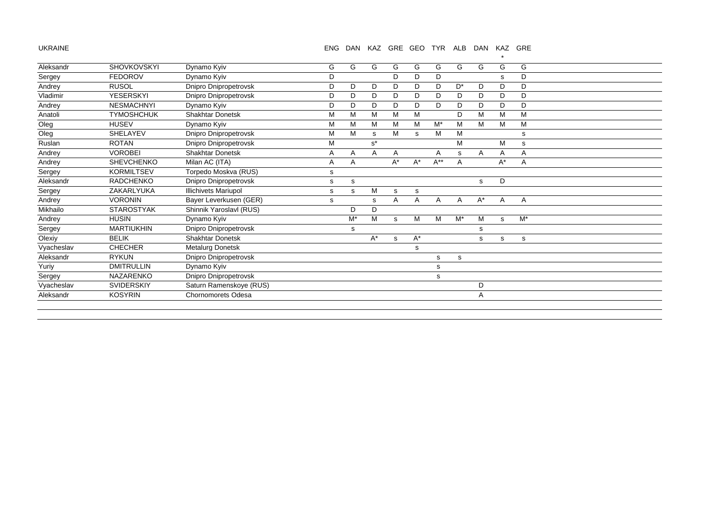UKRAINE

| | | | ENG | DAN | KAZ | GRE | GEO | TYR | ALB | DAN | KAZ * | GRE |
|---|---|---|---|---|---|---|---|---|---|---|---|---|
| Aleksandr | SHOVKOVSKYI | Dynamo Kyiv | G | G | G | G | G | G | G | G | G | G |
| Sergey | FEDOROV | Dynamo Kyiv | D | | | D | D | D | | | s | D |
| Andrey | RUSOL | Dnipro Dnipropetrovsk | D | D | D | D | D | D | D* | D | D | D |
| Vladimir | YESERSKYI | Dnipro Dnipropetrovsk | D | D | D | D | D | D | D | D | D | D |
| Andrey | NESMACHNYI | Dynamo Kyiv | D | D | D | D | D | D | D | D | D | D |
| Anatoli | TYMOSHCHUK | Shakhtar Donetsk | M | M | M | M | M | | D | M | M | M |
| Oleg | HUSEV | Dynamo Kyiv | M | M | M | M | M | M* | M | M | M | M |
| Oleg | SHELAYEV | Dnipro Dnipropetrovsk | M | M | s | M | s | M | M | | | s |
| Ruslan | ROTAN | Dnipro Dnipropetrovsk | M | | s* | | | | M | | M | s |
| Andrey | VOROBEI | Shakhtar Donetsk | A | A | A | A | | A | s | A | A | A |
| Andrey | SHEVCHENKO | Milan AC (ITA) | A | A | | A* | A* | A** | A | | A* | A |
| Sergey | KORMILTSEV | Torpedo Moskva (RUS) | s | | | | | | | | | |
| Aleksandr | RADCHENKO | Dnipro Dnipropetrovsk | s | s | | | | | | s | D | |
| Sergey | ZAKARLYUKA | Illichivets Mariupol | s | s | M | s | s | | | | | |
| Andrey | VORONIN | Bayer Leverkusen (GER) | s | | s | A | A | A | A | A* | A | A |
| Mikhailo | STAROSTYAK | Shinnik Yaroslavl (RUS) | | D | D | | | | | | | |
| Andrey | HUSIN | Dynamo Kyiv | | M* | M | s | M | M | M* | M | s | M* |
| Sergey | MARTIUKHIN | Dnipro Dnipropetrovsk | | s | | | | | | s | | |
| Olexiy | BELIK | Shakhtar Donetsk | | | A* | s | A* | | | s | s | s |
| Vyacheslav | CHECHER | Metalurg Donetsk | | | | | s | | | | | |
| Aleksandr | RYKUN | Dnipro Dnipropetrovsk | | | | | | s | s | | | |
| Yuriy | DMITRULLIN | Dynamo Kyiv | | | | | | s | | | | |
| Sergey | NAZARENKO | Dnipro Dnipropetrovsk | | | | | | s | | | | |
| Vyacheslav | SVIDERSKIY | Saturn Ramenskoye (RUS) | | | | | | | | D | | |
| Aleksandr | KOSYRIN | Chornomorets Odesa | | | | | | | | A | | |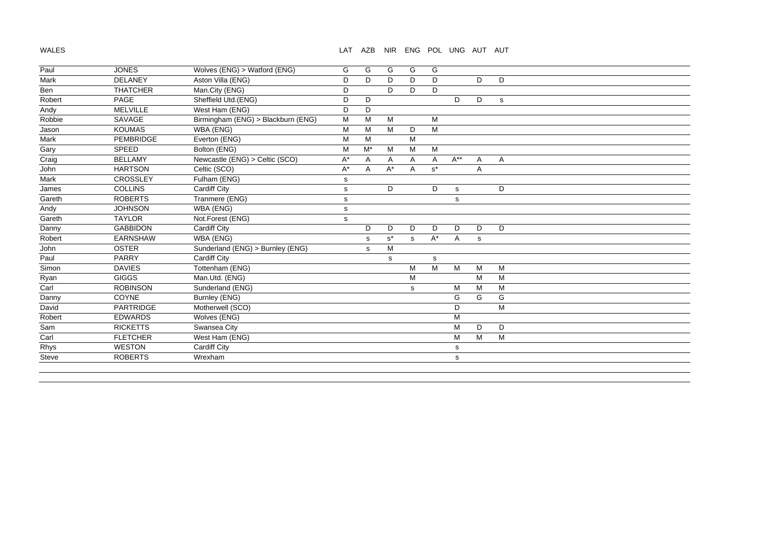WALES

| | | | LAT | AZB | NIR | ENG | POL | UNG | AUT | AUT |
|---|---|---|---|---|---|---|---|---|---|---|
| Paul | JONES | Wolves (ENG) > Watford (ENG) | G | G | G | G | G | | | |
| Mark | DELANEY | Aston Villa (ENG) | D | D | D | D | D | | D | D |
| Ben | THATCHER | Man.City (ENG) | D | | D | D | D | | | |
| Robert | PAGE | Sheffield Utd.(ENG) | D | D | | | | D | D | s |
| Andy | MELVILLE | West Ham (ENG) | D | D | | | | | | |
| Robbie | SAVAGE | Birmingham (ENG) > Blackburn (ENG) | M | M | M | | M | | | |
| Jason | KOUMAS | WBA (ENG) | M | M | M | D | M | | | |
| Mark | PEMBRIDGE | Everton (ENG) | M | M | | M | | | | |
| Gary | SPEED | Bolton (ENG) | M | M* | M | M | M | | | |
| Craig | BELLAMY | Newcastle (ENG) > Celtic (SCO) | A* | A | A | A | A | A** | A | A |
| John | HARTSON | Celtic (SCO) | A* | A | A* | A | s* | | A | |
| Mark | CROSSLEY | Fulham (ENG) | s | | | | | | | |
| James | COLLINS | Cardiff City | s | | D | | D | s | | D |
| Gareth | ROBERTS | Tranmere (ENG) | s | | | | | s | | |
| Andy | JOHNSON | WBA (ENG) | s | | | | | | | |
| Gareth | TAYLOR | Not.Forest (ENG) | s | | | | | | | |
| Danny | GABBIDON | Cardiff City | | D | D | D | D | D | D | D |
| Robert | EARNSHAW | WBA (ENG) | | s | s* | s | A* | A | s | |
| John | OSTER | Sunderland (ENG) > Burnley (ENG) | | s | M | | | | | |
| Paul | PARRY | Cardiff City | | | s | | s | | | |
| Simon | DAVIES | Tottenham (ENG) | | | | M | M | M | M | M |
| Ryan | GIGGS | Man.Utd. (ENG) | | | | M | | | M | M |
| Carl | ROBINSON | Sunderland (ENG) | | | | s | | M | M | M |
| Danny | COYNE | Burnley (ENG) | | | | | | G | G | G |
| David | PARTRIDGE | Motherwell (SCO) | | | | | | D | | M |
| Robert | EDWARDS | Wolves (ENG) | | | | | | M | | |
| Sam | RICKETTS | Swansea City | | | | | | M | D | D |
| Carl | FLETCHER | West Ham (ENG) | | | | | | M | M | M |
| Rhys | WESTON | Cardiff City | | | | | | s | | |
| Steve | ROBERTS | Wrexham | | | | | | s | | |